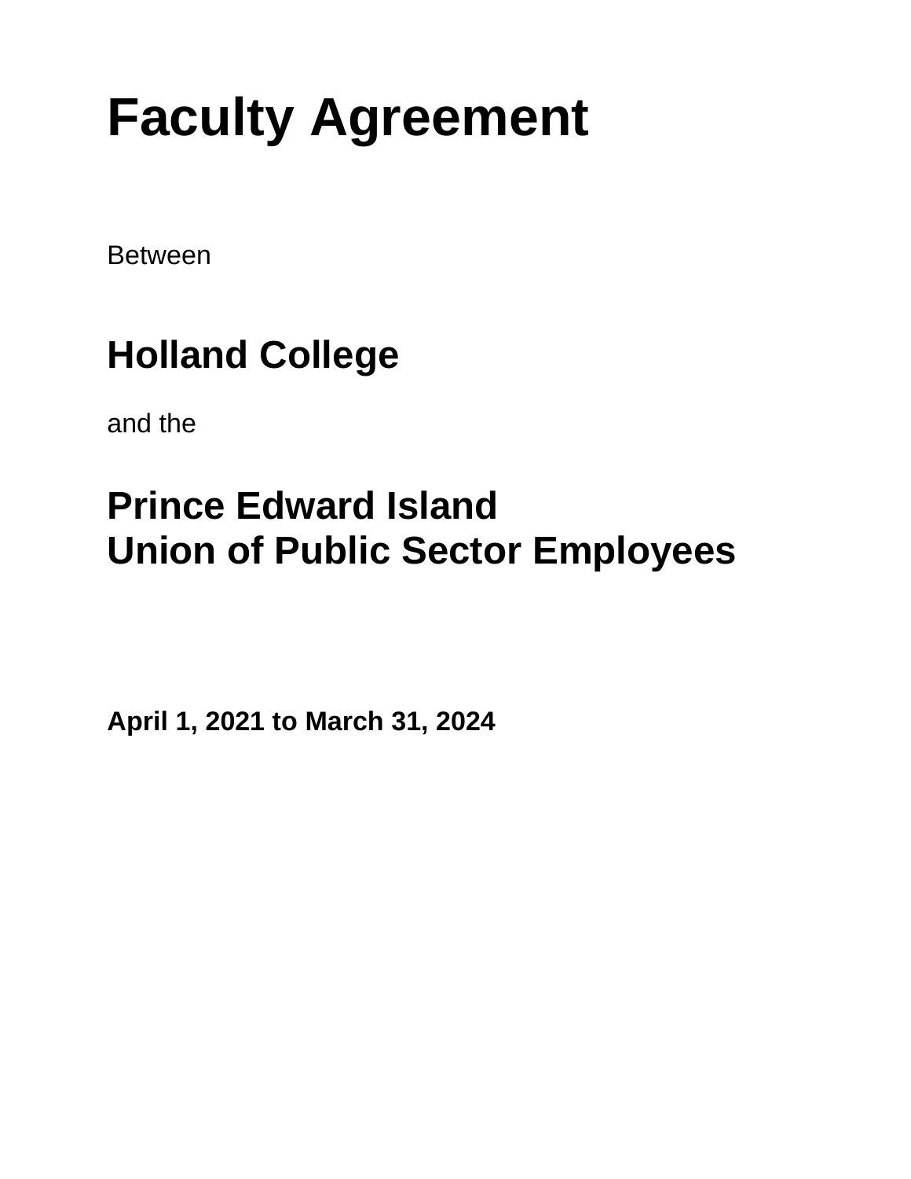# Faculty Agreement

Between

## Holland College

and the

## Prince Edward Island Union of Public Sector Employees

**April 1, 2021 to March 31, 2024**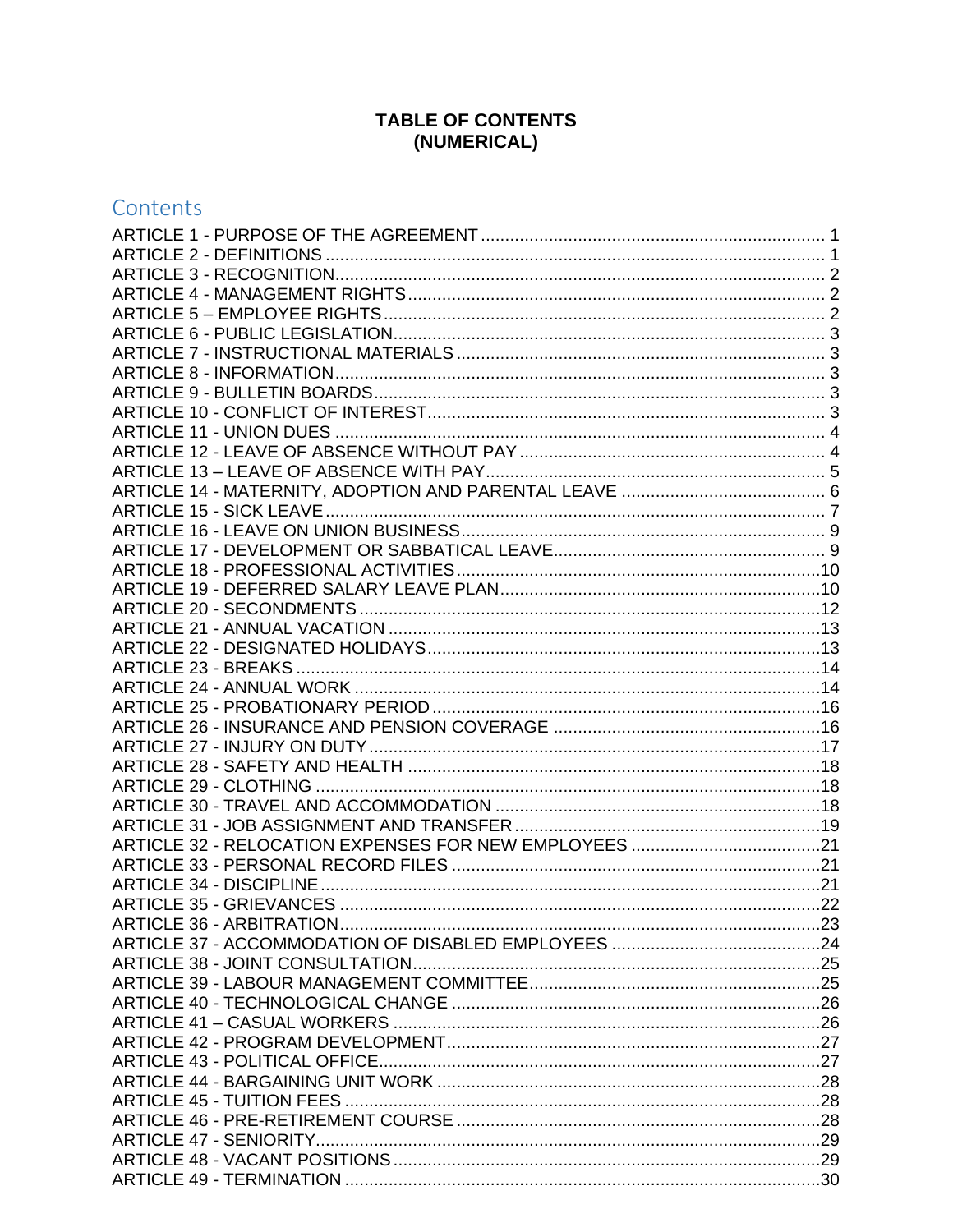# TABLE OF CONTENTS
# (NUMERICAL)

## Contents

ARTICLE 1 - PURPOSE OF THE AGREEMENT ........ 1
ARTICLE 2 - DEFINITIONS ........ 1
ARTICLE 3 - RECOGNITION ........ 2
ARTICLE 4 - MANAGEMENT RIGHTS ........ 2
ARTICLE 5 – EMPLOYEE RIGHTS ........ 2
ARTICLE 6 - PUBLIC LEGISLATION ........ 3
ARTICLE 7 - INSTRUCTIONAL MATERIALS ........ 3
ARTICLE 8 - INFORMATION ........ 3
ARTICLE 9 - BULLETIN BOARDS ........ 3
ARTICLE 10 - CONFLICT OF INTEREST ........ 3
ARTICLE 11 - UNION DUES ........ 4
ARTICLE 12 - LEAVE OF ABSENCE WITHOUT PAY ........ 4
ARTICLE 13 – LEAVE OF ABSENCE WITH PAY ........ 5
ARTICLE 14 - MATERNITY, ADOPTION AND PARENTAL LEAVE ........ 6
ARTICLE 15 - SICK LEAVE ........ 7
ARTICLE 16 - LEAVE ON UNION BUSINESS ........ 9
ARTICLE 17 - DEVELOPMENT OR SABBATICAL LEAVE ........ 9
ARTICLE 18 - PROFESSIONAL ACTIVITIES ........ 10
ARTICLE 19 - DEFERRED SALARY LEAVE PLAN ........ 10
ARTICLE 20 - SECONDMENTS ........ 12
ARTICLE 21 - ANNUAL VACATION ........ 13
ARTICLE 22 - DESIGNATED HOLIDAYS ........ 13
ARTICLE 23 - BREAKS ........ 14
ARTICLE 24 - ANNUAL WORK ........ 14
ARTICLE 25 - PROBATIONARY PERIOD ........ 16
ARTICLE 26 - INSURANCE AND PENSION COVERAGE ........ 16
ARTICLE 27 - INJURY ON DUTY ........ 17
ARTICLE 28 - SAFETY AND HEALTH ........ 18
ARTICLE 29 - CLOTHING ........ 18
ARTICLE 30 - TRAVEL AND ACCOMMODATION ........ 18
ARTICLE 31 - JOB ASSIGNMENT AND TRANSFER ........ 19
ARTICLE 32 - RELOCATION EXPENSES FOR NEW EMPLOYEES ........ 21
ARTICLE 33 - PERSONAL RECORD FILES ........ 21
ARTICLE 34 - DISCIPLINE ........ 21
ARTICLE 35 - GRIEVANCES ........ 22
ARTICLE 36 - ARBITRATION ........ 23
ARTICLE 37 - ACCOMMODATION OF DISABLED EMPLOYEES ........ 24
ARTICLE 38 - JOINT CONSULTATION ........ 25
ARTICLE 39 - LABOUR MANAGEMENT COMMITTEE ........ 25
ARTICLE 40 - TECHNOLOGICAL CHANGE ........ 26
ARTICLE 41 – CASUAL WORKERS ........ 26
ARTICLE 42 - PROGRAM DEVELOPMENT ........ 27
ARTICLE 43 - POLITICAL OFFICE ........ 27
ARTICLE 44 - BARGAINING UNIT WORK ........ 28
ARTICLE 45 - TUITION FEES ........ 28
ARTICLE 46 - PRE-RETIREMENT COURSE ........ 28
ARTICLE 47 - SENIORITY ........ 29
ARTICLE 48 - VACANT POSITIONS ........ 29
ARTICLE 49 - TERMINATION ........ 30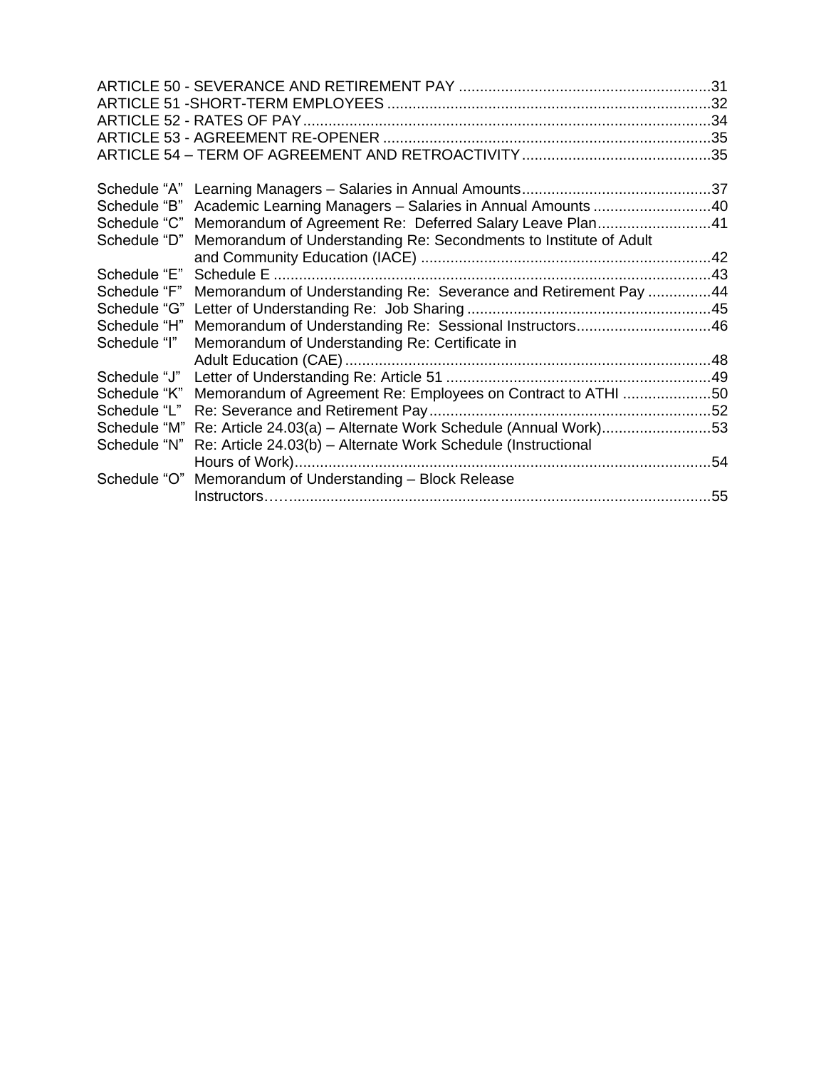ARTICLE 50 - SEVERANCE AND RETIREMENT PAY ............................................................31
ARTICLE 51 -SHORT-TERM EMPLOYEES ..........................................................................32
ARTICLE 52 - RATES OF PAY.................................................................................................34
ARTICLE 53 - AGREEMENT RE-OPENER ..............................................................................35
ARTICLE 54 – TERM OF AGREEMENT AND RETROACTIVITY.............................................35

| | | |
|---|---|---|
| Schedule "A" | Learning Managers – Salaries in Annual Amounts............................................. | 37 |
| Schedule "B" | Academic Learning Managers – Salaries in Annual Amounts ............................ | 40 |
| Schedule "C" | Memorandum of Agreement Re: Deferred Salary Leave Plan........................... | 41 |
| Schedule "D" | Memorandum of Understanding Re: Secondments to Institute of Adult and Community Education (IACE) ..................................................................... | 42 |
| Schedule "E" | Schedule E ........................................................................................................ | 43 |
| Schedule "F" | Memorandum of Understanding Re: Severance and Retirement Pay ............... | 44 |
| Schedule "G" | Letter of Understanding Re: Job Sharing .......................................................... | 45 |
| Schedule "H" | Memorandum of Understanding Re: Sessional Instructors................................ | 46 |
| Schedule "I" | Memorandum of Understanding Re: Certificate in Adult Education (CAE) ....................................................................................... | 48 |
| Schedule "J" | Letter of Understanding Re: Article 51 ............................................................... | 49 |
| Schedule "K" | Memorandum of Agreement Re: Employees on Contract to ATHI ..................... | 50 |
| Schedule "L" | Re: Severance and Retirement Pay................................................................... | 52 |
| Schedule "M" | Re: Article 24.03(a) – Alternate Work Schedule (Annual Work).......................... | 53 |
| Schedule "N" | Re: Article 24.03(b) – Alternate Work Schedule (Instructional Hours of Work).................................................................................................... | 54 |
| Schedule "O" | Memorandum of Understanding – Block Release Instructors……................................................................................................... | 55 |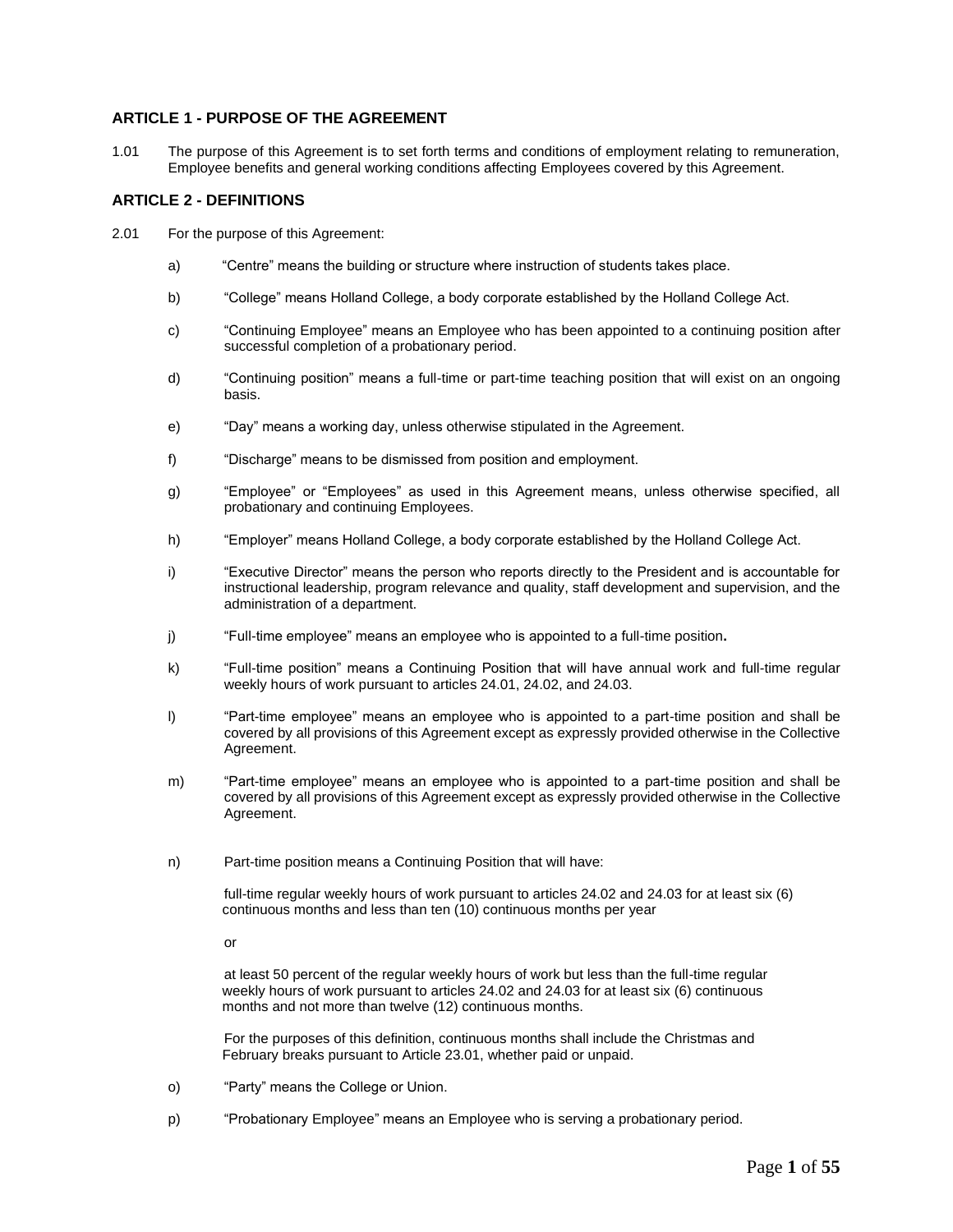## ARTICLE 1 - PURPOSE OF THE AGREEMENT

1.01 The purpose of this Agreement is to set forth terms and conditions of employment relating to remuneration, Employee benefits and general working conditions affecting Employees covered by this Agreement.

## ARTICLE 2 - DEFINITIONS

2.01 For the purpose of this Agreement:

a) "Centre" means the building or structure where instruction of students takes place.

b) "College" means Holland College, a body corporate established by the Holland College Act.

c) "Continuing Employee" means an Employee who has been appointed to a continuing position after successful completion of a probationary period.

d) "Continuing position" means a full-time or part-time teaching position that will exist on an ongoing basis.

e) "Day" means a working day, unless otherwise stipulated in the Agreement.

f) "Discharge" means to be dismissed from position and employment.

g) "Employee" or "Employees" as used in this Agreement means, unless otherwise specified, all probationary and continuing Employees.

h) "Employer" means Holland College, a body corporate established by the Holland College Act.

i) "Executive Director" means the person who reports directly to the President and is accountable for instructional leadership, program relevance and quality, staff development and supervision, and the administration of a department.

j) "Full-time employee" means an employee who is appointed to a full-time position**.**

k) "Full-time position" means a Continuing Position that will have annual work and full-time regular weekly hours of work pursuant to articles 24.01, 24.02, and 24.03.

l) "Part-time employee" means an employee who is appointed to a part-time position and shall be covered by all provisions of this Agreement except as expressly provided otherwise in the Collective Agreement.

m) "Part-time employee" means an employee who is appointed to a part-time position and shall be covered by all provisions of this Agreement except as expressly provided otherwise in the Collective Agreement.

n) Part-time position means a Continuing Position that will have:

full-time regular weekly hours of work pursuant to articles 24.02 and 24.03 for at least six (6) continuous months and less than ten (10) continuous months per year

or

at least 50 percent of the regular weekly hours of work but less than the full-time regular weekly hours of work pursuant to articles 24.02 and 24.03 for at least six (6) continuous months and not more than twelve (12) continuous months.

For the purposes of this definition, continuous months shall include the Christmas and February breaks pursuant to Article 23.01, whether paid or unpaid.

o) "Party" means the College or Union.

p) "Probationary Employee" means an Employee who is serving a probationary period.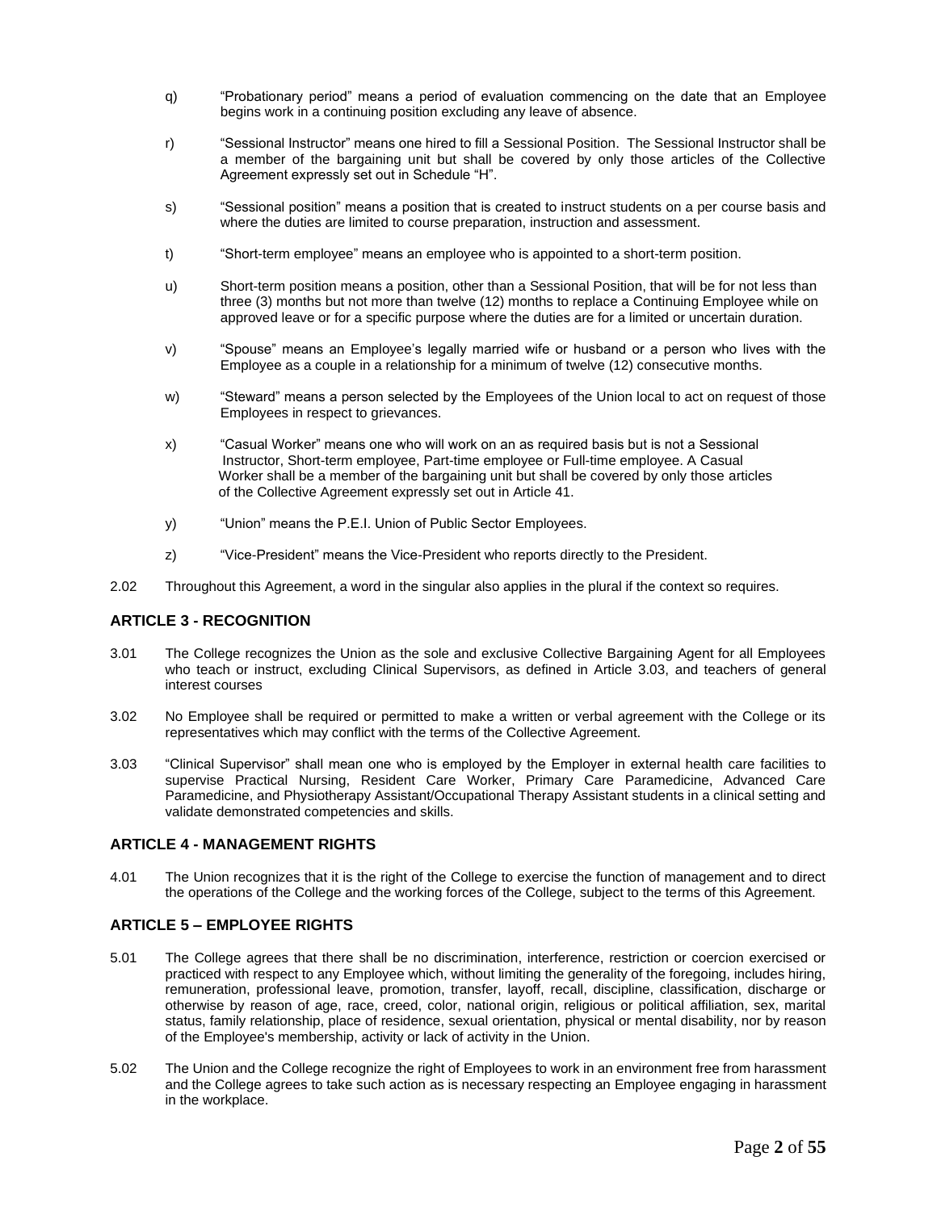q) "Probationary period" means a period of evaluation commencing on the date that an Employee begins work in a continuing position excluding any leave of absence.

r) "Sessional Instructor" means one hired to fill a Sessional Position. The Sessional Instructor shall be a member of the bargaining unit but shall be covered by only those articles of the Collective Agreement expressly set out in Schedule "H".

s) "Sessional position" means a position that is created to instruct students on a per course basis and where the duties are limited to course preparation, instruction and assessment.

t) "Short-term employee" means an employee who is appointed to a short-term position.

u) Short-term position means a position, other than a Sessional Position, that will be for not less than three (3) months but not more than twelve (12) months to replace a Continuing Employee while on approved leave or for a specific purpose where the duties are for a limited or uncertain duration.

v) "Spouse" means an Employee's legally married wife or husband or a person who lives with the Employee as a couple in a relationship for a minimum of twelve (12) consecutive months.

w) "Steward" means a person selected by the Employees of the Union local to act on request of those Employees in respect to grievances.

x) "Casual Worker" means one who will work on an as required basis but is not a Sessional Instructor, Short-term employee, Part-time employee or Full-time employee. A Casual Worker shall be a member of the bargaining unit but shall be covered by only those articles of the Collective Agreement expressly set out in Article 41.

y) "Union" means the P.E.I. Union of Public Sector Employees.

z) "Vice-President" means the Vice-President who reports directly to the President.

2.02 Throughout this Agreement, a word in the singular also applies in the plural if the context so requires.

## ARTICLE 3 - RECOGNITION

3.01 The College recognizes the Union as the sole and exclusive Collective Bargaining Agent for all Employees who teach or instruct, excluding Clinical Supervisors, as defined in Article 3.03, and teachers of general interest courses

3.02 No Employee shall be required or permitted to make a written or verbal agreement with the College or its representatives which may conflict with the terms of the Collective Agreement.

3.03 "Clinical Supervisor" shall mean one who is employed by the Employer in external health care facilities to supervise Practical Nursing, Resident Care Worker, Primary Care Paramedicine, Advanced Care Paramedicine, and Physiotherapy Assistant/Occupational Therapy Assistant students in a clinical setting and validate demonstrated competencies and skills.

## ARTICLE 4 - MANAGEMENT RIGHTS

4.01 The Union recognizes that it is the right of the College to exercise the function of management and to direct the operations of the College and the working forces of the College, subject to the terms of this Agreement.

## ARTICLE 5 – EMPLOYEE RIGHTS

5.01 The College agrees that there shall be no discrimination, interference, restriction or coercion exercised or practiced with respect to any Employee which, without limiting the generality of the foregoing, includes hiring, remuneration, professional leave, promotion, transfer, layoff, recall, discipline, classification, discharge or otherwise by reason of age, race, creed, color, national origin, religious or political affiliation, sex, marital status, family relationship, place of residence, sexual orientation, physical or mental disability, nor by reason of the Employee's membership, activity or lack of activity in the Union.

5.02 The Union and the College recognize the right of Employees to work in an environment free from harassment and the College agrees to take such action as is necessary respecting an Employee engaging in harassment in the workplace.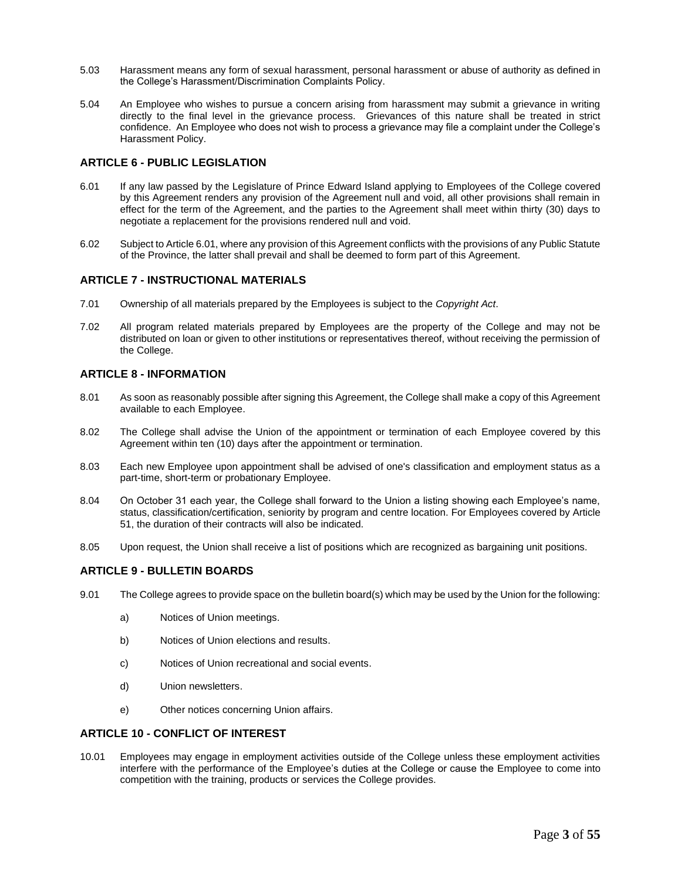5.03 Harassment means any form of sexual harassment, personal harassment or abuse of authority as defined in the College's Harassment/Discrimination Complaints Policy.

5.04 An Employee who wishes to pursue a concern arising from harassment may submit a grievance in writing directly to the final level in the grievance process. Grievances of this nature shall be treated in strict confidence. An Employee who does not wish to process a grievance may file a complaint under the College's Harassment Policy.

## ARTICLE 6 - PUBLIC LEGISLATION

6.01 If any law passed by the Legislature of Prince Edward Island applying to Employees of the College covered by this Agreement renders any provision of the Agreement null and void, all other provisions shall remain in effect for the term of the Agreement, and the parties to the Agreement shall meet within thirty (30) days to negotiate a replacement for the provisions rendered null and void.

6.02 Subject to Article 6.01, where any provision of this Agreement conflicts with the provisions of any Public Statute of the Province, the latter shall prevail and shall be deemed to form part of this Agreement.

## ARTICLE 7 - INSTRUCTIONAL MATERIALS

7.01 Ownership of all materials prepared by the Employees is subject to the *Copyright Act*.

7.02 All program related materials prepared by Employees are the property of the College and may not be distributed on loan or given to other institutions or representatives thereof, without receiving the permission of the College.

## ARTICLE 8 - INFORMATION

8.01 As soon as reasonably possible after signing this Agreement, the College shall make a copy of this Agreement available to each Employee.

8.02 The College shall advise the Union of the appointment or termination of each Employee covered by this Agreement within ten (10) days after the appointment or termination.

8.03 Each new Employee upon appointment shall be advised of one's classification and employment status as a part-time, short-term or probationary Employee.

8.04 On October 31 each year, the College shall forward to the Union a listing showing each Employee's name, status, classification/certification, seniority by program and centre location. For Employees covered by Article 51, the duration of their contracts will also be indicated.

8.05 Upon request, the Union shall receive a list of positions which are recognized as bargaining unit positions.

## ARTICLE 9 - BULLETIN BOARDS

9.01 The College agrees to provide space on the bulletin board(s) which may be used by the Union for the following:

a) Notices of Union meetings.

b) Notices of Union elections and results.

c) Notices of Union recreational and social events.

d) Union newsletters.

e) Other notices concerning Union affairs.

## ARTICLE 10 - CONFLICT OF INTEREST

10.01 Employees may engage in employment activities outside of the College unless these employment activities interfere with the performance of the Employee's duties at the College or cause the Employee to come into competition with the training, products or services the College provides.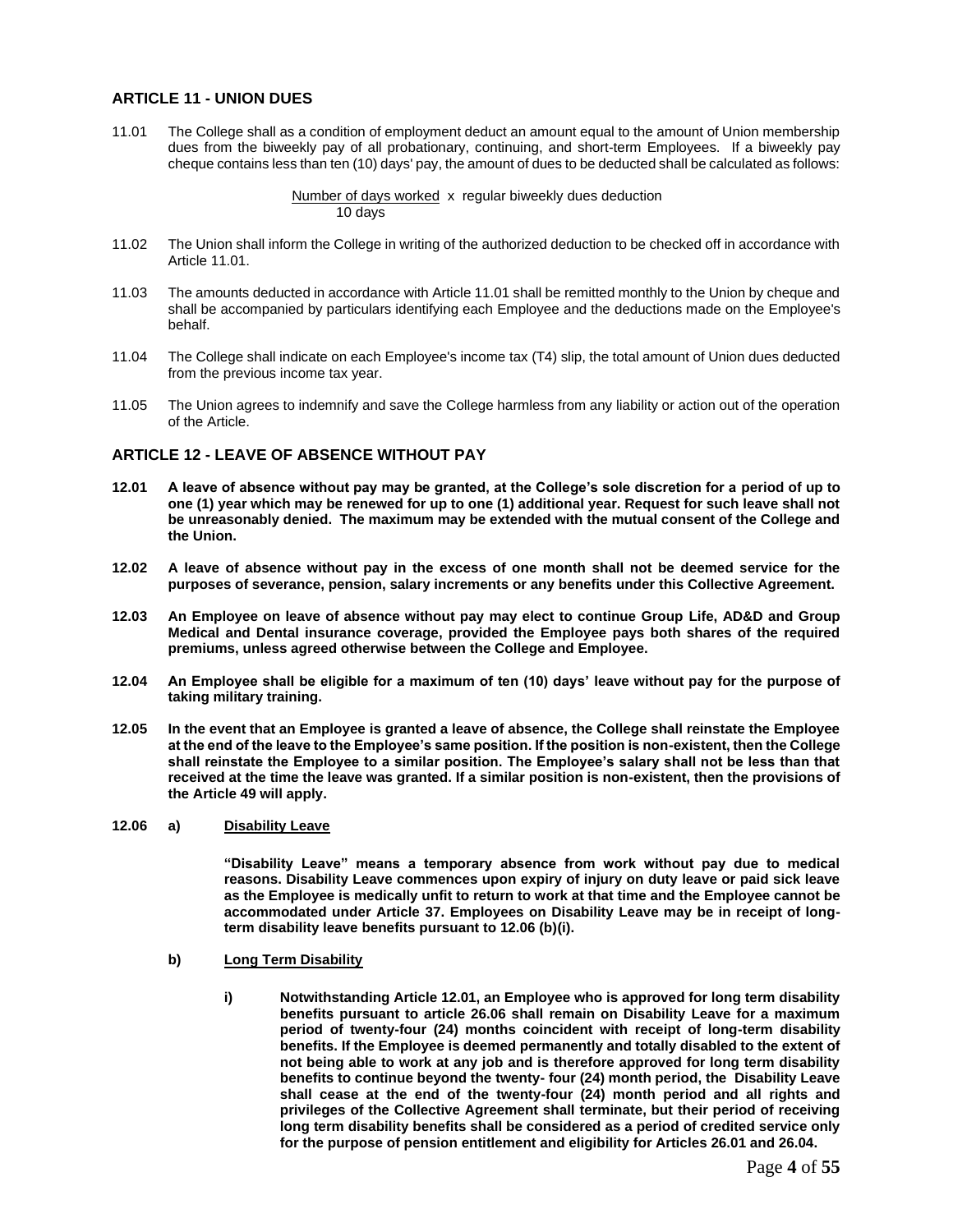## ARTICLE 11 - UNION DUES

11.01 The College shall as a condition of employment deduct an amount equal to the amount of Union membership dues from the biweekly pay of all probationary, continuing, and short-term Employees. If a biweekly pay cheque contains less than ten (10) days' pay, the amount of dues to be deducted shall be calculated as follows:

$$\frac{\text{Number of days worked}}{\text{10 days}} \times \text{regular biweekly dues deduction}$$

11.02 The Union shall inform the College in writing of the authorized deduction to be checked off in accordance with Article 11.01.

11.03 The amounts deducted in accordance with Article 11.01 shall be remitted monthly to the Union by cheque and shall be accompanied by particulars identifying each Employee and the deductions made on the Employee's behalf.

11.04 The College shall indicate on each Employee's income tax (T4) slip, the total amount of Union dues deducted from the previous income tax year.

11.05 The Union agrees to indemnify and save the College harmless from any liability or action out of the operation of the Article.

## ARTICLE 12 - LEAVE OF ABSENCE WITHOUT PAY

**12.01 A leave of absence without pay may be granted, at the College's sole discretion for a period of up to one (1) year which may be renewed for up to one (1) additional year. Request for such leave shall not be unreasonably denied. The maximum may be extended with the mutual consent of the College and the Union.**

**12.02 A leave of absence without pay in the excess of one month shall not be deemed service for the purposes of severance, pension, salary increments or any benefits under this Collective Agreement.**

**12.03 An Employee on leave of absence without pay may elect to continue Group Life, AD&D and Group Medical and Dental insurance coverage, provided the Employee pays both shares of the required premiums, unless agreed otherwise between the College and Employee.**

**12.04 An Employee shall be eligible for a maximum of ten (10) days' leave without pay for the purpose of taking military training.**

**12.05 In the event that an Employee is granted a leave of absence, the College shall reinstate the Employee at the end of the leave to the Employee's same position. If the position is non-existent, then the College shall reinstate the Employee to a similar position. The Employee's salary shall not be less than that received at the time the leave was granted. If a similar position is non-existent, then the provisions of the Article 49 will apply.**

**12.06 a) Disability Leave**

**"Disability Leave" means a temporary absence from work without pay due to medical reasons. Disability Leave commences upon expiry of injury on duty leave or paid sick leave as the Employee is medically unfit to return to work at that time and the Employee cannot be accommodated under Article 37. Employees on Disability Leave may be in receipt of long-term disability leave benefits pursuant to 12.06 (b)(i).**

**b) Long Term Disability**

**i) Notwithstanding Article 12.01, an Employee who is approved for long term disability benefits pursuant to article 26.06 shall remain on Disability Leave for a maximum period of twenty-four (24) months coincident with receipt of long-term disability benefits. If the Employee is deemed permanently and totally disabled to the extent of not being able to work at any job and is therefore approved for long term disability benefits to continue beyond the twenty- four (24) month period, the Disability Leave shall cease at the end of the twenty-four (24) month period and all rights and privileges of the Collective Agreement shall terminate, but their period of receiving long term disability benefits shall be considered as a period of credited service only for the purpose of pension entitlement and eligibility for Articles 26.01 and 26.04.**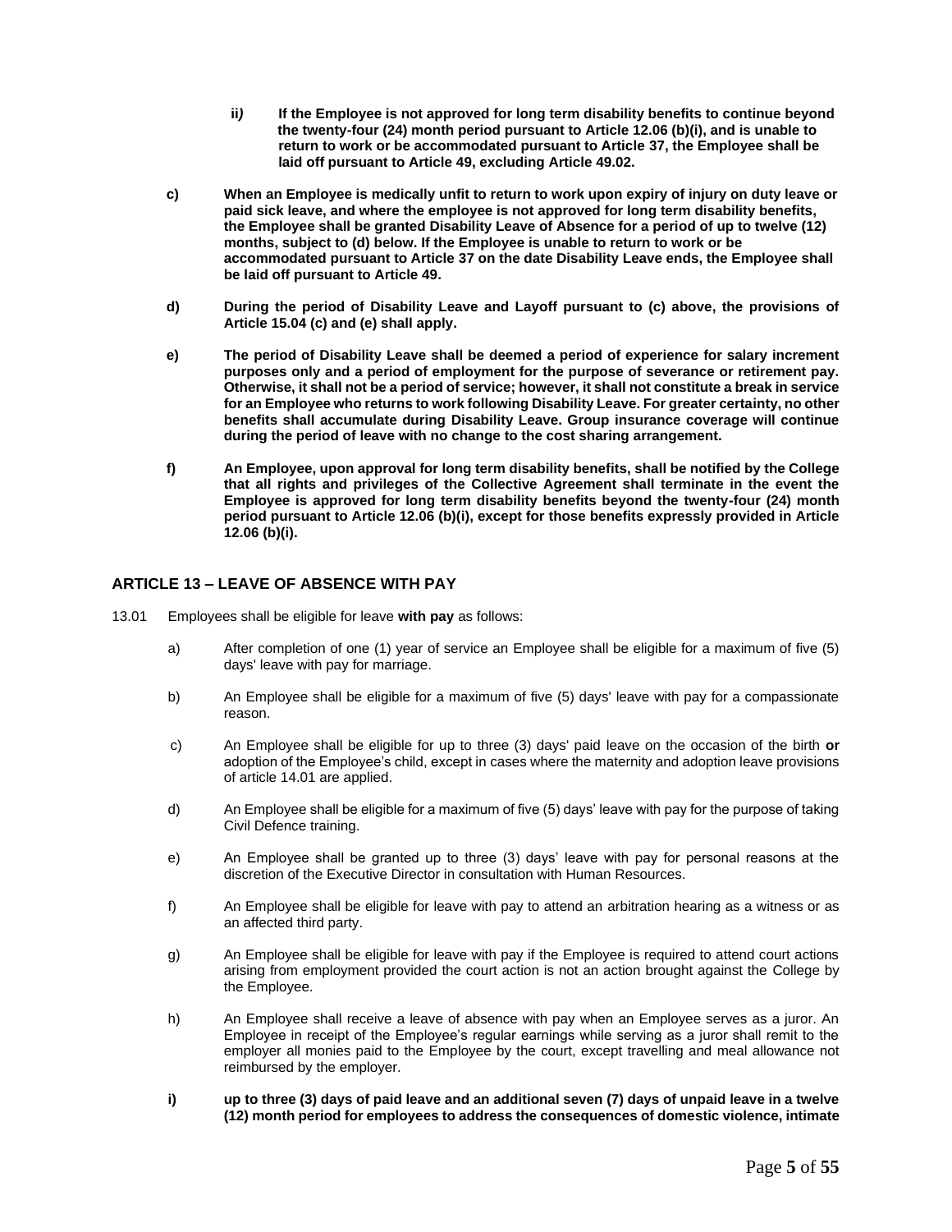**ii) If the Employee is not approved for long term disability benefits to continue beyond the twenty-four (24) month period pursuant to Article 12.06 (b)(i), and is unable to return to work or be accommodated pursuant to Article 37, the Employee shall be laid off pursuant to Article 49, excluding Article 49.02.**

**c) When an Employee is medically unfit to return to work upon expiry of injury on duty leave or paid sick leave, and where the employee is not approved for long term disability benefits, the Employee shall be granted Disability Leave of Absence for a period of up to twelve (12) months, subject to (d) below. If the Employee is unable to return to work or be accommodated pursuant to Article 37 on the date Disability Leave ends, the Employee shall be laid off pursuant to Article 49.**

**d) During the period of Disability Leave and Layoff pursuant to (c) above, the provisions of Article 15.04 (c) and (e) shall apply.**

**e) The period of Disability Leave shall be deemed a period of experience for salary increment purposes only and a period of employment for the purpose of severance or retirement pay. Otherwise, it shall not be a period of service; however, it shall not constitute a break in service for an Employee who returns to work following Disability Leave. For greater certainty, no other benefits shall accumulate during Disability Leave. Group insurance coverage will continue during the period of leave with no change to the cost sharing arrangement.**

**f) An Employee, upon approval for long term disability benefits, shall be notified by the College that all rights and privileges of the Collective Agreement shall terminate in the event the Employee is approved for long term disability benefits beyond the twenty-four (24) month period pursuant to Article 12.06 (b)(i), except for those benefits expressly provided in Article 12.06 (b)(i).**

## ARTICLE 13 – LEAVE OF ABSENCE WITH PAY

13.01 Employees shall be eligible for leave **with pay** as follows:

a) After completion of one (1) year of service an Employee shall be eligible for a maximum of five (5) days' leave with pay for marriage.

b) An Employee shall be eligible for a maximum of five (5) days' leave with pay for a compassionate reason.

c) An Employee shall be eligible for up to three (3) days' paid leave on the occasion of the birth **or** adoption of the Employee's child, except in cases where the maternity and adoption leave provisions of article 14.01 are applied.

d) An Employee shall be eligible for a maximum of five (5) days' leave with pay for the purpose of taking Civil Defence training.

e) An Employee shall be granted up to three (3) days' leave with pay for personal reasons at the discretion of the Executive Director in consultation with Human Resources.

f) An Employee shall be eligible for leave with pay to attend an arbitration hearing as a witness or as an affected third party.

g) An Employee shall be eligible for leave with pay if the Employee is required to attend court actions arising from employment provided the court action is not an action brought against the College by the Employee.

h) An Employee shall receive a leave of absence with pay when an Employee serves as a juror. An Employee in receipt of the Employee's regular earnings while serving as a juror shall remit to the employer all monies paid to the Employee by the court, except travelling and meal allowance not reimbursed by the employer.

**i) up to three (3) days of paid leave and an additional seven (7) days of unpaid leave in a twelve (12) month period for employees to address the consequences of domestic violence, intimate**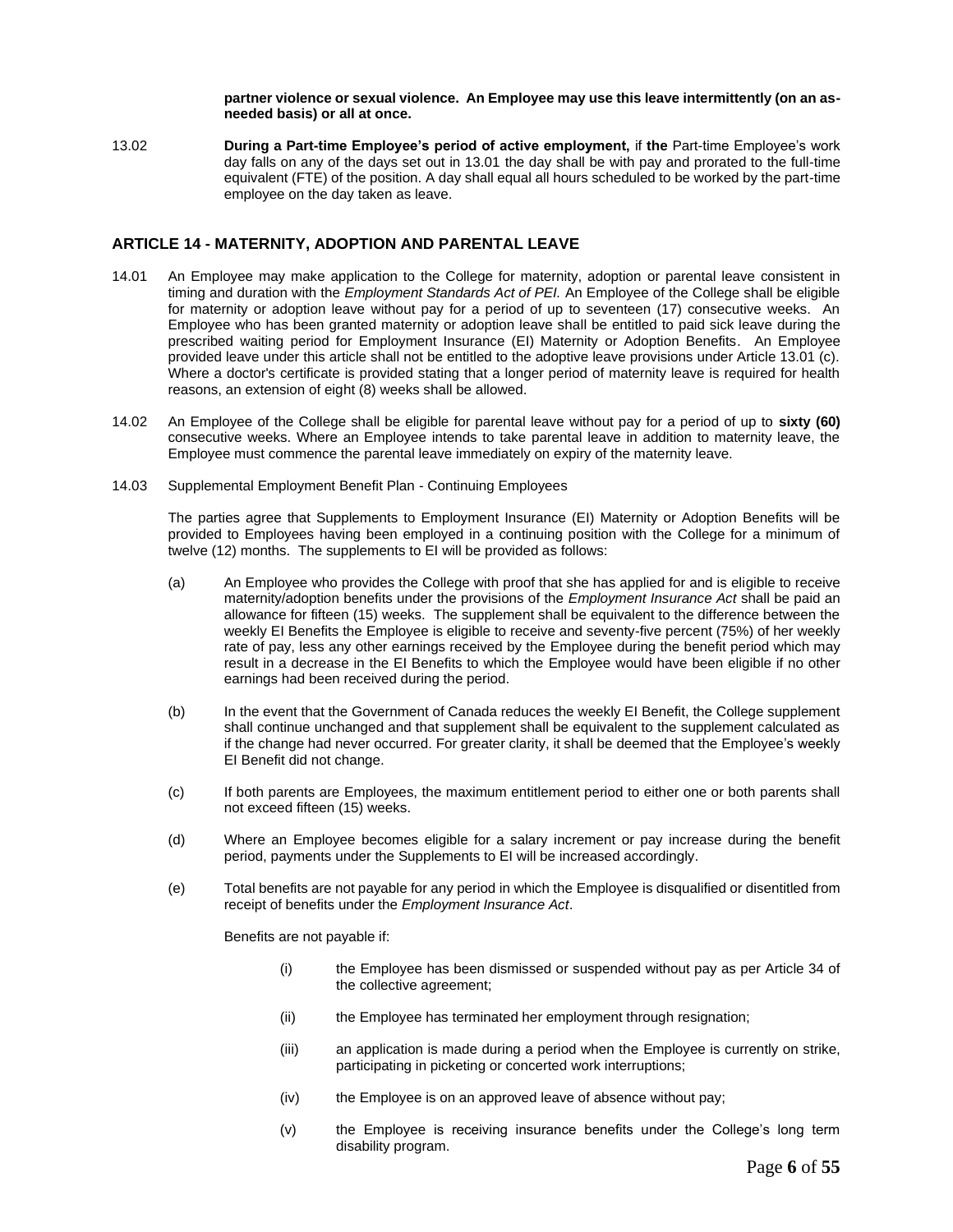**partner violence or sexual violence. An Employee may use this leave intermittently (on an as-needed basis) or all at once.**

13.02 **During a Part-time Employee's period of active employment,** if **the** Part-time Employee's work day falls on any of the days set out in 13.01 the day shall be with pay and prorated to the full-time equivalent (FTE) of the position. A day shall equal all hours scheduled to be worked by the part-time employee on the day taken as leave.

## ARTICLE 14 - MATERNITY, ADOPTION AND PARENTAL LEAVE

14.01 An Employee may make application to the College for maternity, adoption or parental leave consistent in timing and duration with the *Employment Standards Act of PEI.* An Employee of the College shall be eligible for maternity or adoption leave without pay for a period of up to seventeen (17) consecutive weeks. An Employee who has been granted maternity or adoption leave shall be entitled to paid sick leave during the prescribed waiting period for Employment Insurance (EI) Maternity or Adoption Benefits. An Employee provided leave under this article shall not be entitled to the adoptive leave provisions under Article 13.01 (c). Where a doctor's certificate is provided stating that a longer period of maternity leave is required for health reasons, an extension of eight (8) weeks shall be allowed.

14.02 An Employee of the College shall be eligible for parental leave without pay for a period of up to **sixty (60)** consecutive weeks. Where an Employee intends to take parental leave in addition to maternity leave, the Employee must commence the parental leave immediately on expiry of the maternity leave.

14.03 Supplemental Employment Benefit Plan - Continuing Employees

The parties agree that Supplements to Employment Insurance (EI) Maternity or Adoption Benefits will be provided to Employees having been employed in a continuing position with the College for a minimum of twelve (12) months. The supplements to EI will be provided as follows:

(a) An Employee who provides the College with proof that she has applied for and is eligible to receive maternity/adoption benefits under the provisions of the *Employment Insurance Act* shall be paid an allowance for fifteen (15) weeks. The supplement shall be equivalent to the difference between the weekly EI Benefits the Employee is eligible to receive and seventy-five percent (75%) of her weekly rate of pay, less any other earnings received by the Employee during the benefit period which may result in a decrease in the EI Benefits to which the Employee would have been eligible if no other earnings had been received during the period.

(b) In the event that the Government of Canada reduces the weekly EI Benefit, the College supplement shall continue unchanged and that supplement shall be equivalent to the supplement calculated as if the change had never occurred. For greater clarity, it shall be deemed that the Employee's weekly EI Benefit did not change.

(c) If both parents are Employees, the maximum entitlement period to either one or both parents shall not exceed fifteen (15) weeks.

(d) Where an Employee becomes eligible for a salary increment or pay increase during the benefit period, payments under the Supplements to EI will be increased accordingly.

(e) Total benefits are not payable for any period in which the Employee is disqualified or disentitled from receipt of benefits under the *Employment Insurance Act*.

Benefits are not payable if:

(i) the Employee has been dismissed or suspended without pay as per Article 34 of the collective agreement;

(ii) the Employee has terminated her employment through resignation;

(iii) an application is made during a period when the Employee is currently on strike, participating in picketing or concerted work interruptions;

(iv) the Employee is on an approved leave of absence without pay;

(v) the Employee is receiving insurance benefits under the College's long term disability program.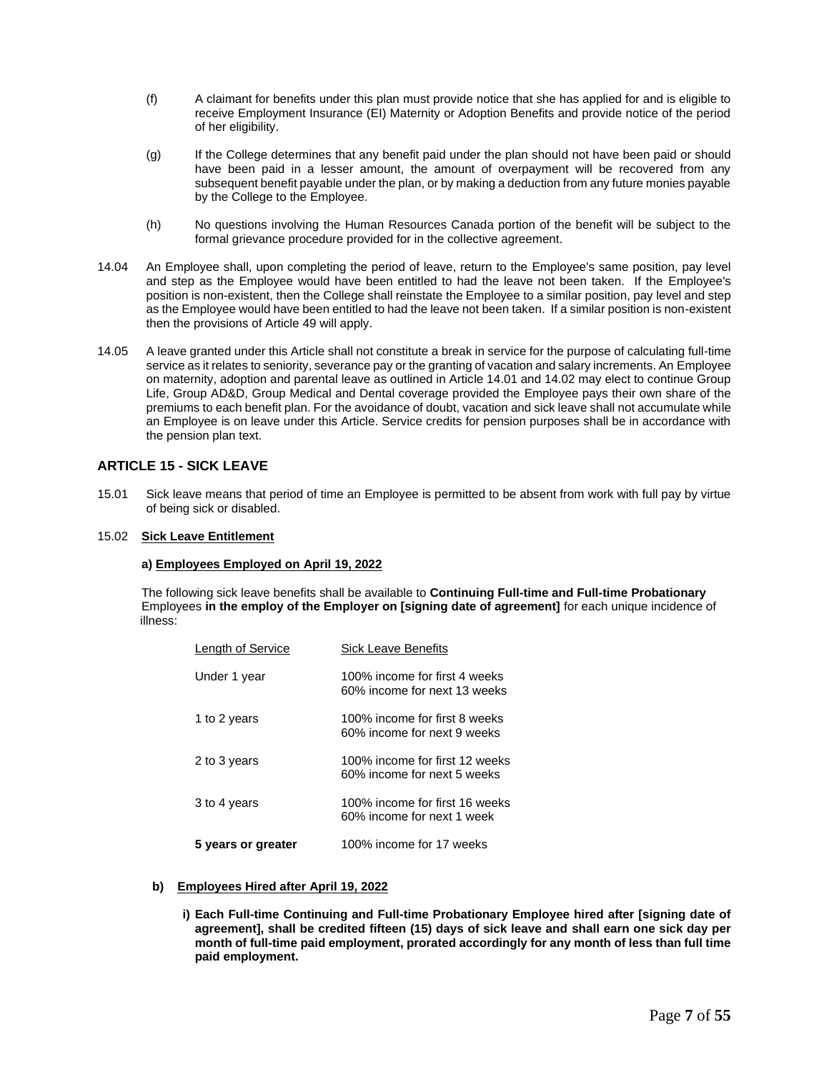(f) A claimant for benefits under this plan must provide notice that she has applied for and is eligible to receive Employment Insurance (EI) Maternity or Adoption Benefits and provide notice of the period of her eligibility.

(g) If the College determines that any benefit paid under the plan should not have been paid or should have been paid in a lesser amount, the amount of overpayment will be recovered from any subsequent benefit payable under the plan, or by making a deduction from any future monies payable by the College to the Employee.

(h) No questions involving the Human Resources Canada portion of the benefit will be subject to the formal grievance procedure provided for in the collective agreement.

14.04 An Employee shall, upon completing the period of leave, return to the Employee's same position, pay level and step as the Employee would have been entitled to had the leave not been taken. If the Employee's position is non-existent, then the College shall reinstate the Employee to a similar position, pay level and step as the Employee would have been entitled to had the leave not been taken. If a similar position is non-existent then the provisions of Article 49 will apply.

14.05 A leave granted under this Article shall not constitute a break in service for the purpose of calculating full-time service as it relates to seniority, severance pay or the granting of vacation and salary increments. An Employee on maternity, adoption and parental leave as outlined in Article 14.01 and 14.02 may elect to continue Group Life, Group AD&D, Group Medical and Dental coverage provided the Employee pays their own share of the premiums to each benefit plan. For the avoidance of doubt, vacation and sick leave shall not accumulate while an Employee is on leave under this Article. Service credits for pension purposes shall be in accordance with the pension plan text.

## ARTICLE 15 - SICK LEAVE

15.01 Sick leave means that period of time an Employee is permitted to be absent from work with full pay by virtue of being sick or disabled.

15.02 **Sick Leave Entitlement**

**a) Employees Employed on April 19, 2022**

The following sick leave benefits shall be available to **Continuing Full-time and Full-time Probationary** Employees **in the employ of the Employer on [signing date of agreement]** for each unique incidence of illness:

| Length of Service | Sick Leave Benefits |
|---|---|
| Under 1 year | 100% income for first 4 weeks<br>60% income for next 13 weeks |
| 1 to 2 years | 100% income for first 8 weeks<br>60% income for next 9 weeks |
| 2 to 3 years | 100% income for first 12 weeks<br>60% income for next 5 weeks |
| 3 to 4 years | 100% income for first 16 weeks<br>60% income for next 1 week |
| **5 years or greater** | 100% income for 17 weeks |

**b) Employees Hired after April 19, 2022**

**i) Each Full-time Continuing and Full-time Probationary Employee hired after [signing date of agreement], shall be credited fifteen (15) days of sick leave and shall earn one sick day per month of full-time paid employment, prorated accordingly for any month of less than full time paid employment.**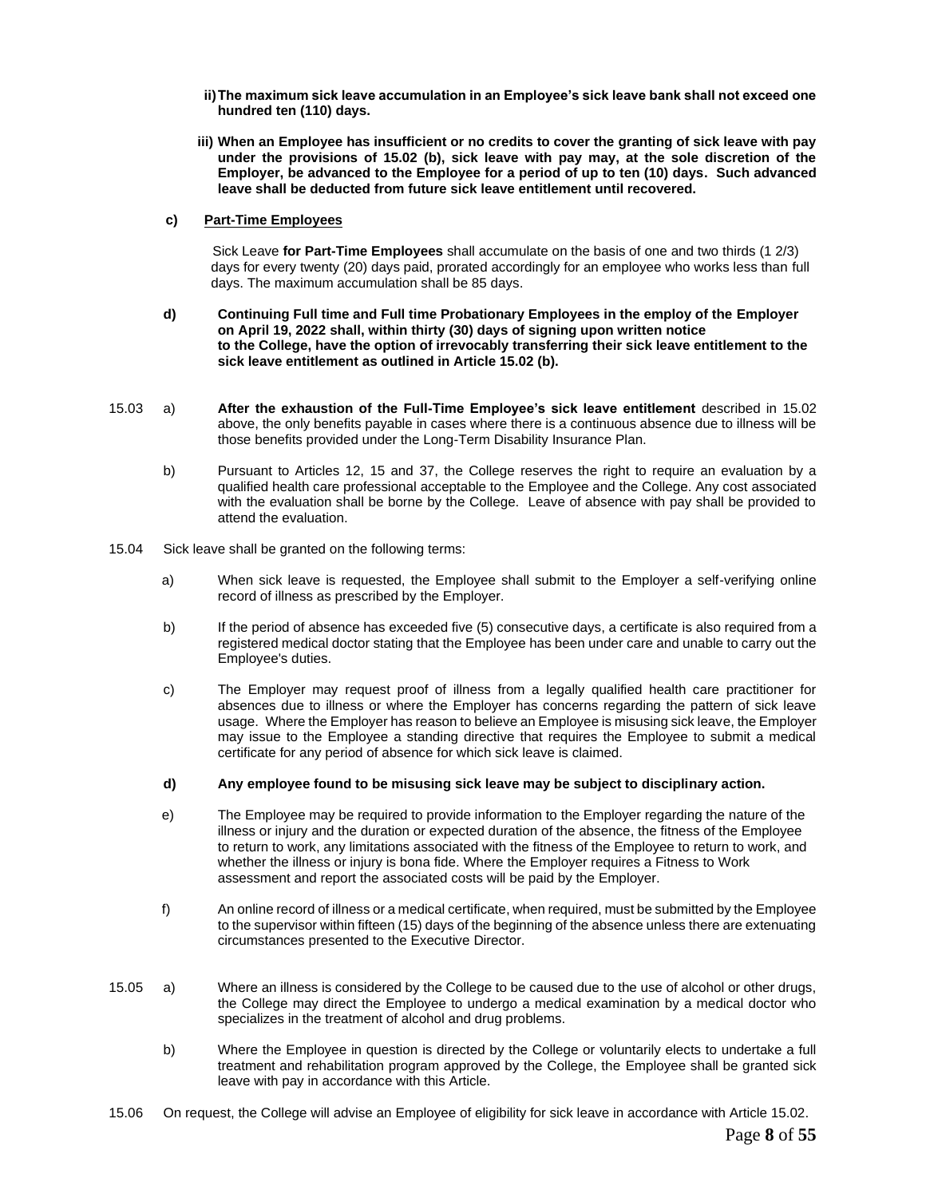**ii) The maximum sick leave accumulation in an Employee's sick leave bank shall not exceed one hundred ten (110) days.**

**iii) When an Employee has insufficient or no credits to cover the granting of sick leave with pay under the provisions of 15.02 (b), sick leave with pay may, at the sole discretion of the Employer, be advanced to the Employee for a period of up to ten (10) days. Such advanced leave shall be deducted from future sick leave entitlement until recovered.**

**c) <u>Part-Time Employees</u>**

Sick Leave **for Part-Time Employees** shall accumulate on the basis of one and two thirds (1 2/3) days for every twenty (20) days paid, prorated accordingly for an employee who works less than full days. The maximum accumulation shall be 85 days.

**d) Continuing Full time and Full time Probationary Employees in the employ of the Employer on April 19, 2022 shall, within thirty (30) days of signing upon written notice to the College, have the option of irrevocably transferring their sick leave entitlement to the sick leave entitlement as outlined in Article 15.02 (b).**

15.03 a) **After the exhaustion of the Full-Time Employee's sick leave entitlement** described in 15.02 above, the only benefits payable in cases where there is a continuous absence due to illness will be those benefits provided under the Long-Term Disability Insurance Plan.

b) Pursuant to Articles 12, 15 and 37, the College reserves the right to require an evaluation by a qualified health care professional acceptable to the Employee and the College. Any cost associated with the evaluation shall be borne by the College. Leave of absence with pay shall be provided to attend the evaluation.

15.04 Sick leave shall be granted on the following terms:

a) When sick leave is requested, the Employee shall submit to the Employer a self-verifying online record of illness as prescribed by the Employer.

b) If the period of absence has exceeded five (5) consecutive days, a certificate is also required from a registered medical doctor stating that the Employee has been under care and unable to carry out the Employee's duties.

c) The Employer may request proof of illness from a legally qualified health care practitioner for absences due to illness or where the Employer has concerns regarding the pattern of sick leave usage. Where the Employer has reason to believe an Employee is misusing sick leave, the Employer may issue to the Employee a standing directive that requires the Employee to submit a medical certificate for any period of absence for which sick leave is claimed.

**d) Any employee found to be misusing sick leave may be subject to disciplinary action.**

e) The Employee may be required to provide information to the Employer regarding the nature of the illness or injury and the duration or expected duration of the absence, the fitness of the Employee to return to work, any limitations associated with the fitness of the Employee to return to work, and whether the illness or injury is bona fide. Where the Employer requires a Fitness to Work assessment and report the associated costs will be paid by the Employer.

f) An online record of illness or a medical certificate, when required, must be submitted by the Employee to the supervisor within fifteen (15) days of the beginning of the absence unless there are extenuating circumstances presented to the Executive Director.

15.05 a) Where an illness is considered by the College to be caused due to the use of alcohol or other drugs, the College may direct the Employee to undergo a medical examination by a medical doctor who specializes in the treatment of alcohol and drug problems.

b) Where the Employee in question is directed by the College or voluntarily elects to undertake a full treatment and rehabilitation program approved by the College, the Employee shall be granted sick leave with pay in accordance with this Article.

15.06 On request, the College will advise an Employee of eligibility for sick leave in accordance with Article 15.02.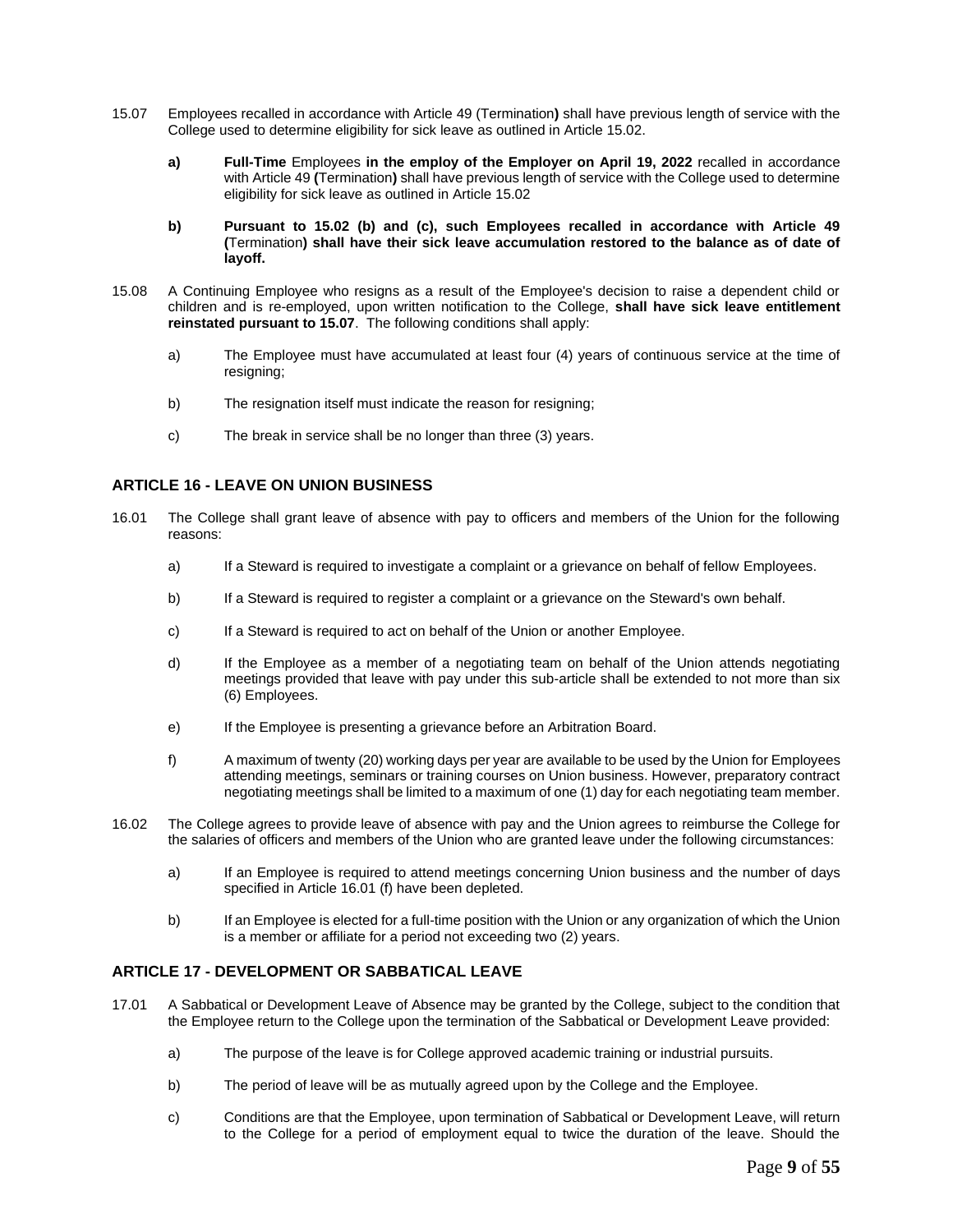15.07 Employees recalled in accordance with Article 49 (Termination**)** shall have previous length of service with the College used to determine eligibility for sick leave as outlined in Article 15.02.

**a)** **Full-Time** Employees **in the employ of the Employer on April 19, 2022** recalled in accordance with Article 49 **(**Termination**)** shall have previous length of service with the College used to determine eligibility for sick leave as outlined in Article 15.02

**b)** **Pursuant to 15.02 (b) and (c), such Employees recalled in accordance with Article 49 (**Termination**) shall have their sick leave accumulation restored to the balance as of date of layoff.**

15.08 A Continuing Employee who resigns as a result of the Employee's decision to raise a dependent child or children and is re-employed, upon written notification to the College, **shall have sick leave entitlement reinstated pursuant to 15.07**. The following conditions shall apply:

a) The Employee must have accumulated at least four (4) years of continuous service at the time of resigning;

b) The resignation itself must indicate the reason for resigning;

c) The break in service shall be no longer than three (3) years.

## ARTICLE 16 - LEAVE ON UNION BUSINESS

16.01 The College shall grant leave of absence with pay to officers and members of the Union for the following reasons:

a) If a Steward is required to investigate a complaint or a grievance on behalf of fellow Employees.

b) If a Steward is required to register a complaint or a grievance on the Steward's own behalf.

c) If a Steward is required to act on behalf of the Union or another Employee.

d) If the Employee as a member of a negotiating team on behalf of the Union attends negotiating meetings provided that leave with pay under this sub-article shall be extended to not more than six (6) Employees.

e) If the Employee is presenting a grievance before an Arbitration Board.

f) A maximum of twenty (20) working days per year are available to be used by the Union for Employees attending meetings, seminars or training courses on Union business. However, preparatory contract negotiating meetings shall be limited to a maximum of one (1) day for each negotiating team member.

16.02 The College agrees to provide leave of absence with pay and the Union agrees to reimburse the College for the salaries of officers and members of the Union who are granted leave under the following circumstances:

a) If an Employee is required to attend meetings concerning Union business and the number of days specified in Article 16.01 (f) have been depleted.

b) If an Employee is elected for a full-time position with the Union or any organization of which the Union is a member or affiliate for a period not exceeding two (2) years.

## ARTICLE 17 - DEVELOPMENT OR SABBATICAL LEAVE

17.01 A Sabbatical or Development Leave of Absence may be granted by the College, subject to the condition that the Employee return to the College upon the termination of the Sabbatical or Development Leave provided:

a) The purpose of the leave is for College approved academic training or industrial pursuits.

b) The period of leave will be as mutually agreed upon by the College and the Employee.

c) Conditions are that the Employee, upon termination of Sabbatical or Development Leave, will return to the College for a period of employment equal to twice the duration of the leave. Should the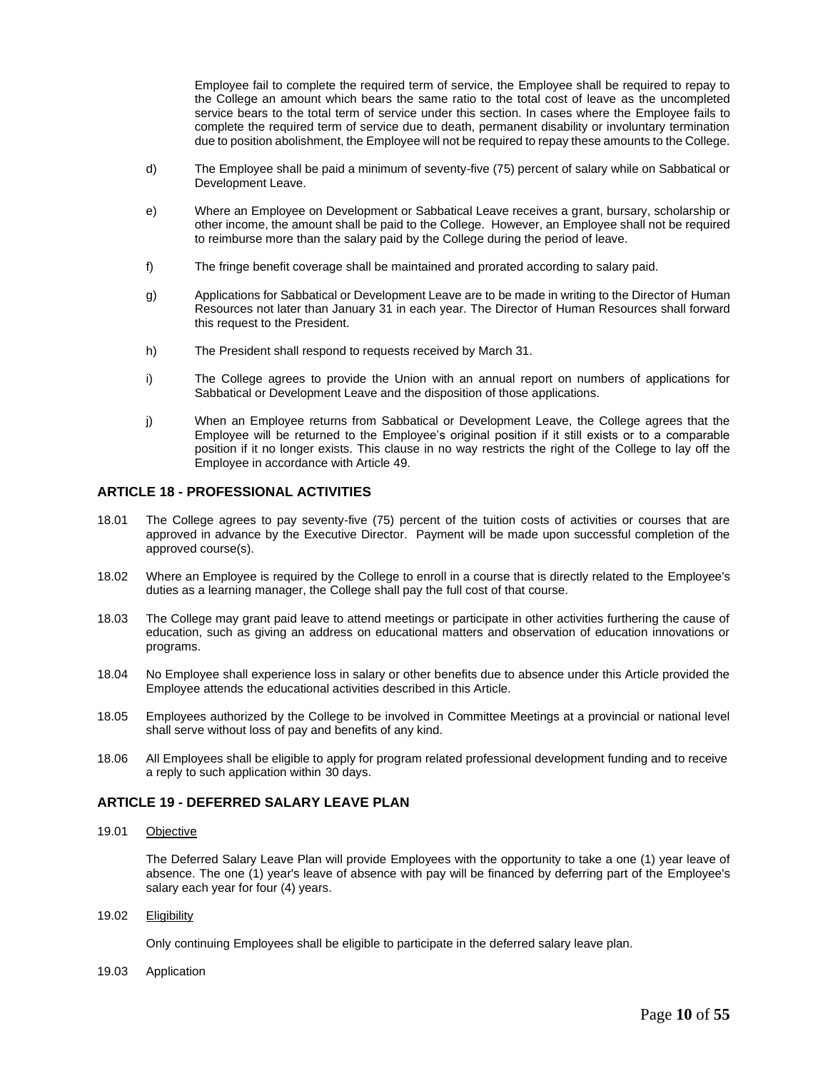Employee fail to complete the required term of service, the Employee shall be required to repay to the College an amount which bears the same ratio to the total cost of leave as the uncompleted service bears to the total term of service under this section. In cases where the Employee fails to complete the required term of service due to death, permanent disability or involuntary termination due to position abolishment, the Employee will not be required to repay these amounts to the College.

d) The Employee shall be paid a minimum of seventy-five (75) percent of salary while on Sabbatical or Development Leave.

e) Where an Employee on Development or Sabbatical Leave receives a grant, bursary, scholarship or other income, the amount shall be paid to the College. However, an Employee shall not be required to reimburse more than the salary paid by the College during the period of leave.

f) The fringe benefit coverage shall be maintained and prorated according to salary paid.

g) Applications for Sabbatical or Development Leave are to be made in writing to the Director of Human Resources not later than January 31 in each year. The Director of Human Resources shall forward this request to the President.

h) The President shall respond to requests received by March 31.

i) The College agrees to provide the Union with an annual report on numbers of applications for Sabbatical or Development Leave and the disposition of those applications.

j) When an Employee returns from Sabbatical or Development Leave, the College agrees that the Employee will be returned to the Employee's original position if it still exists or to a comparable position if it no longer exists. This clause in no way restricts the right of the College to lay off the Employee in accordance with Article 49.

## ARTICLE 18 - PROFESSIONAL ACTIVITIES

18.01 The College agrees to pay seventy-five (75) percent of the tuition costs of activities or courses that are approved in advance by the Executive Director. Payment will be made upon successful completion of the approved course(s).

18.02 Where an Employee is required by the College to enroll in a course that is directly related to the Employee's duties as a learning manager, the College shall pay the full cost of that course.

18.03 The College may grant paid leave to attend meetings or participate in other activities furthering the cause of education, such as giving an address on educational matters and observation of education innovations or programs.

18.04 No Employee shall experience loss in salary or other benefits due to absence under this Article provided the Employee attends the educational activities described in this Article.

18.05 Employees authorized by the College to be involved in Committee Meetings at a provincial or national level shall serve without loss of pay and benefits of any kind.

18.06 All Employees shall be eligible to apply for program related professional development funding and to receive a reply to such application within 30 days.

## ARTICLE 19 - DEFERRED SALARY LEAVE PLAN

19.01 Objective

The Deferred Salary Leave Plan will provide Employees with the opportunity to take a one (1) year leave of absence. The one (1) year's leave of absence with pay will be financed by deferring part of the Employee's salary each year for four (4) years.

19.02 Eligibility

Only continuing Employees shall be eligible to participate in the deferred salary leave plan.

19.03 Application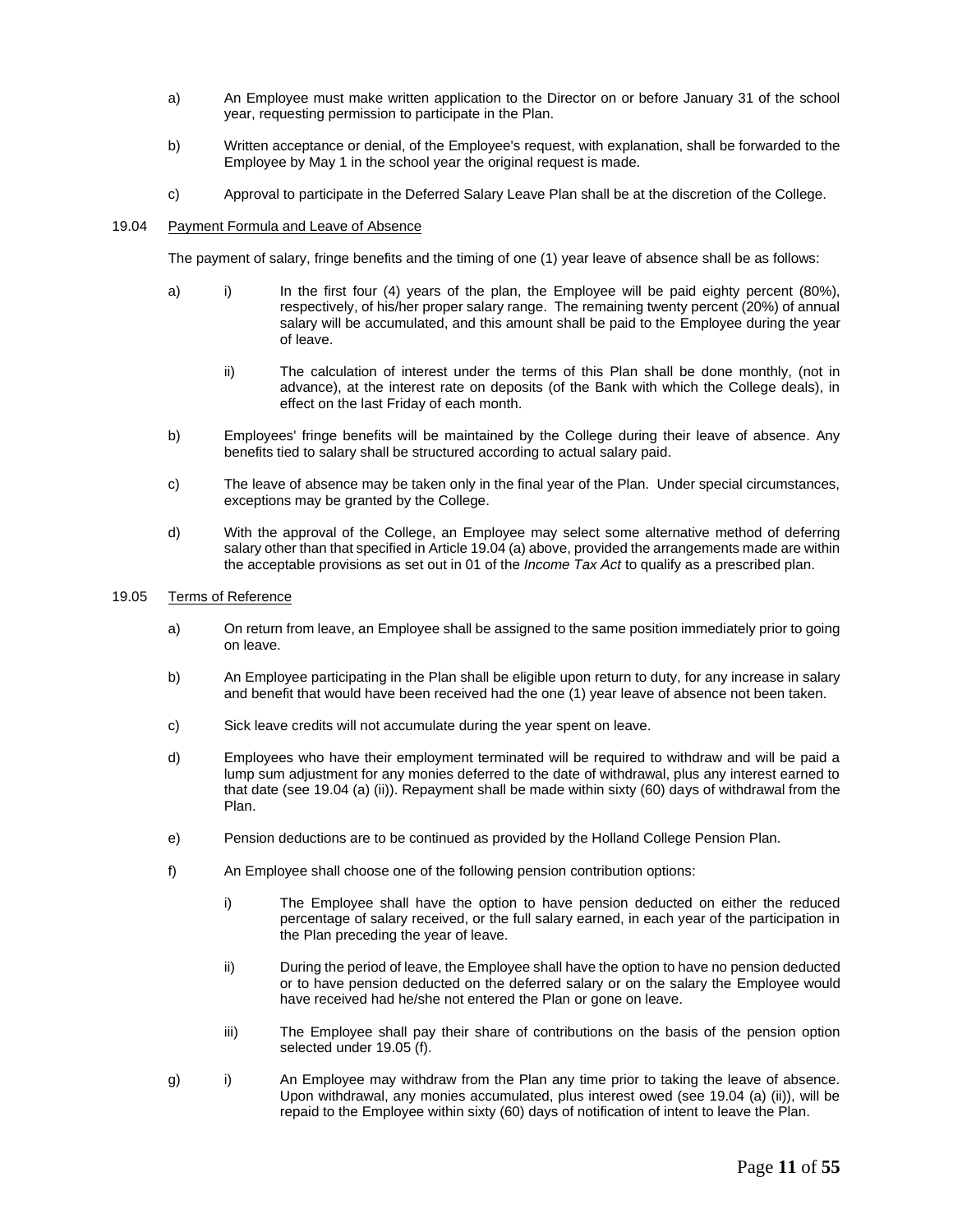a) An Employee must make written application to the Director on or before January 31 of the school year, requesting permission to participate in the Plan.

b) Written acceptance or denial, of the Employee's request, with explanation, shall be forwarded to the Employee by May 1 in the school year the original request is made.

c) Approval to participate in the Deferred Salary Leave Plan shall be at the discretion of the College.

19.04 Payment Formula and Leave of Absence

The payment of salary, fringe benefits and the timing of one (1) year leave of absence shall be as follows:

a) i) In the first four (4) years of the plan, the Employee will be paid eighty percent (80%), respectively, of his/her proper salary range. The remaining twenty percent (20%) of annual salary will be accumulated, and this amount shall be paid to the Employee during the year of leave.

ii) The calculation of interest under the terms of this Plan shall be done monthly, (not in advance), at the interest rate on deposits (of the Bank with which the College deals), in effect on the last Friday of each month.

b) Employees' fringe benefits will be maintained by the College during their leave of absence. Any benefits tied to salary shall be structured according to actual salary paid.

c) The leave of absence may be taken only in the final year of the Plan. Under special circumstances, exceptions may be granted by the College.

d) With the approval of the College, an Employee may select some alternative method of deferring salary other than that specified in Article 19.04 (a) above, provided the arrangements made are within the acceptable provisions as set out in 01 of the *Income Tax Act* to qualify as a prescribed plan.

19.05 Terms of Reference

a) On return from leave, an Employee shall be assigned to the same position immediately prior to going on leave.

b) An Employee participating in the Plan shall be eligible upon return to duty, for any increase in salary and benefit that would have been received had the one (1) year leave of absence not been taken.

c) Sick leave credits will not accumulate during the year spent on leave.

d) Employees who have their employment terminated will be required to withdraw and will be paid a lump sum adjustment for any monies deferred to the date of withdrawal, plus any interest earned to that date (see 19.04 (a) (ii)). Repayment shall be made within sixty (60) days of withdrawal from the Plan.

e) Pension deductions are to be continued as provided by the Holland College Pension Plan.

f) An Employee shall choose one of the following pension contribution options:

i) The Employee shall have the option to have pension deducted on either the reduced percentage of salary received, or the full salary earned, in each year of the participation in the Plan preceding the year of leave.

ii) During the period of leave, the Employee shall have the option to have no pension deducted or to have pension deducted on the deferred salary or on the salary the Employee would have received had he/she not entered the Plan or gone on leave.

iii) The Employee shall pay their share of contributions on the basis of the pension option selected under 19.05 (f).

g) i) An Employee may withdraw from the Plan any time prior to taking the leave of absence. Upon withdrawal, any monies accumulated, plus interest owed (see 19.04 (a) (ii)), will be repaid to the Employee within sixty (60) days of notification of intent to leave the Plan.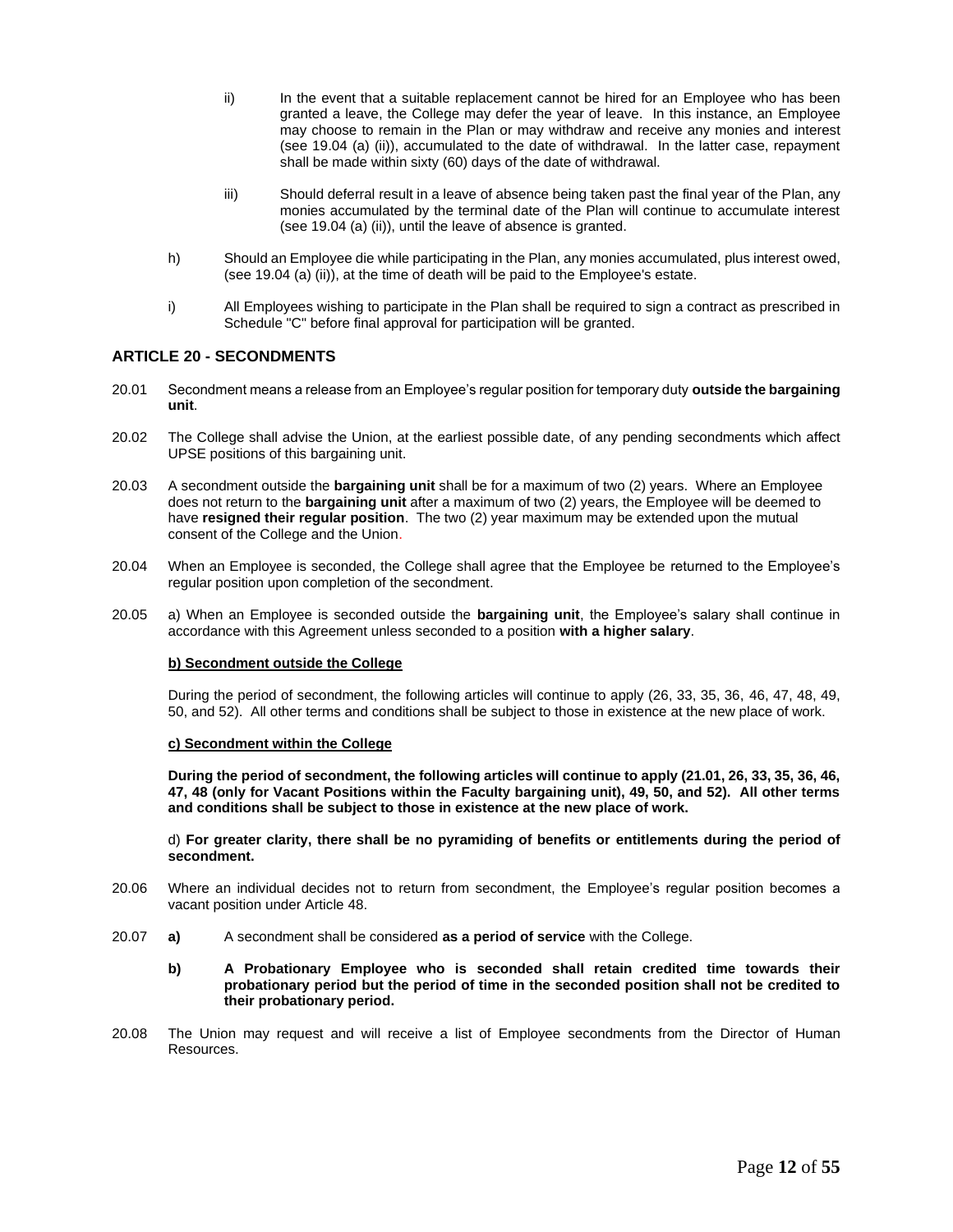ii) In the event that a suitable replacement cannot be hired for an Employee who has been granted a leave, the College may defer the year of leave. In this instance, an Employee may choose to remain in the Plan or may withdraw and receive any monies and interest (see 19.04 (a) (ii)), accumulated to the date of withdrawal. In the latter case, repayment shall be made within sixty (60) days of the date of withdrawal.

iii) Should deferral result in a leave of absence being taken past the final year of the Plan, any monies accumulated by the terminal date of the Plan will continue to accumulate interest (see 19.04 (a) (ii)), until the leave of absence is granted.

h) Should an Employee die while participating in the Plan, any monies accumulated, plus interest owed, (see 19.04 (a) (ii)), at the time of death will be paid to the Employee's estate.

i) All Employees wishing to participate in the Plan shall be required to sign a contract as prescribed in Schedule "C" before final approval for participation will be granted.

## ARTICLE 20 - SECONDMENTS

20.01 Secondment means a release from an Employee's regular position for temporary duty **outside the bargaining unit**.

20.02 The College shall advise the Union, at the earliest possible date, of any pending secondments which affect UPSE positions of this bargaining unit.

20.03 A secondment outside the **bargaining unit** shall be for a maximum of two (2) years. Where an Employee does not return to the **bargaining unit** after a maximum of two (2) years, the Employee will be deemed to have **resigned their regular position**. The two (2) year maximum may be extended upon the mutual consent of the College and the Union.

20.04 When an Employee is seconded, the College shall agree that the Employee be returned to the Employee's regular position upon completion of the secondment.

20.05 a) When an Employee is seconded outside the **bargaining unit**, the Employee's salary shall continue in accordance with this Agreement unless seconded to a position **with a higher salary**.

**b) Secondment outside the College**

During the period of secondment, the following articles will continue to apply (26, 33, 35, 36, 46, 47, 48, 49, 50, and 52). All other terms and conditions shall be subject to those in existence at the new place of work.

**c) Secondment within the College**

**During the period of secondment, the following articles will continue to apply (21.01, 26, 33, 35, 36, 46, 47, 48 (only for Vacant Positions within the Faculty bargaining unit), 49, 50, and 52). All other terms and conditions shall be subject to those in existence at the new place of work.**

d) **For greater clarity, there shall be no pyramiding of benefits or entitlements during the period of secondment.**

20.06 Where an individual decides not to return from secondment, the Employee's regular position becomes a vacant position under Article 48.

20.07 **a)** A secondment shall be considered **as a period of service** with the College.

**b) A Probationary Employee who is seconded shall retain credited time towards their probationary period but the period of time in the seconded position shall not be credited to their probationary period.**

20.08 The Union may request and will receive a list of Employee secondments from the Director of Human Resources.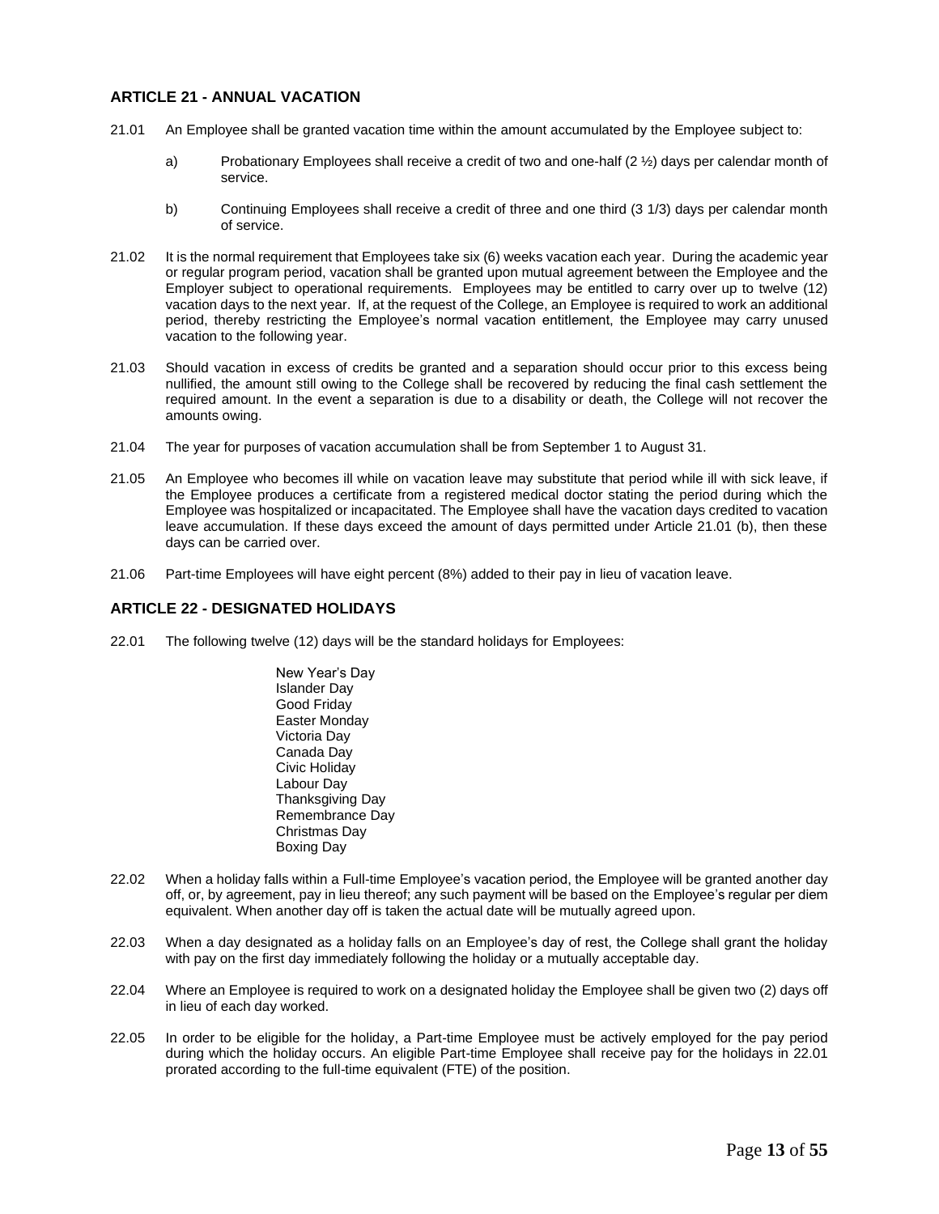## ARTICLE 21 - ANNUAL VACATION

21.01 An Employee shall be granted vacation time within the amount accumulated by the Employee subject to:

a) Probationary Employees shall receive a credit of two and one-half (2 ½) days per calendar month of service.

b) Continuing Employees shall receive a credit of three and one third (3 1/3) days per calendar month of service.

21.02 It is the normal requirement that Employees take six (6) weeks vacation each year. During the academic year or regular program period, vacation shall be granted upon mutual agreement between the Employee and the Employer subject to operational requirements. Employees may be entitled to carry over up to twelve (12) vacation days to the next year. If, at the request of the College, an Employee is required to work an additional period, thereby restricting the Employee's normal vacation entitlement, the Employee may carry unused vacation to the following year.

21.03 Should vacation in excess of credits be granted and a separation should occur prior to this excess being nullified, the amount still owing to the College shall be recovered by reducing the final cash settlement the required amount. In the event a separation is due to a disability or death, the College will not recover the amounts owing.

21.04 The year for purposes of vacation accumulation shall be from September 1 to August 31.

21.05 An Employee who becomes ill while on vacation leave may substitute that period while ill with sick leave, if the Employee produces a certificate from a registered medical doctor stating the period during which the Employee was hospitalized or incapacitated. The Employee shall have the vacation days credited to vacation leave accumulation. If these days exceed the amount of days permitted under Article 21.01 (b), then these days can be carried over.

21.06 Part-time Employees will have eight percent (8%) added to their pay in lieu of vacation leave.

## ARTICLE 22 - DESIGNATED HOLIDAYS

22.01 The following twelve (12) days will be the standard holidays for Employees:

New Year's Day
Islander Day
Good Friday
Easter Monday
Victoria Day
Canada Day
Civic Holiday
Labour Day
Thanksgiving Day
Remembrance Day
Christmas Day
Boxing Day

22.02 When a holiday falls within a Full-time Employee's vacation period, the Employee will be granted another day off, or, by agreement, pay in lieu thereof; any such payment will be based on the Employee's regular per diem equivalent. When another day off is taken the actual date will be mutually agreed upon.

22.03 When a day designated as a holiday falls on an Employee's day of rest, the College shall grant the holiday with pay on the first day immediately following the holiday or a mutually acceptable day.

22.04 Where an Employee is required to work on a designated holiday the Employee shall be given two (2) days off in lieu of each day worked.

22.05 In order to be eligible for the holiday, a Part-time Employee must be actively employed for the pay period during which the holiday occurs. An eligible Part-time Employee shall receive pay for the holidays in 22.01 prorated according to the full-time equivalent (FTE) of the position.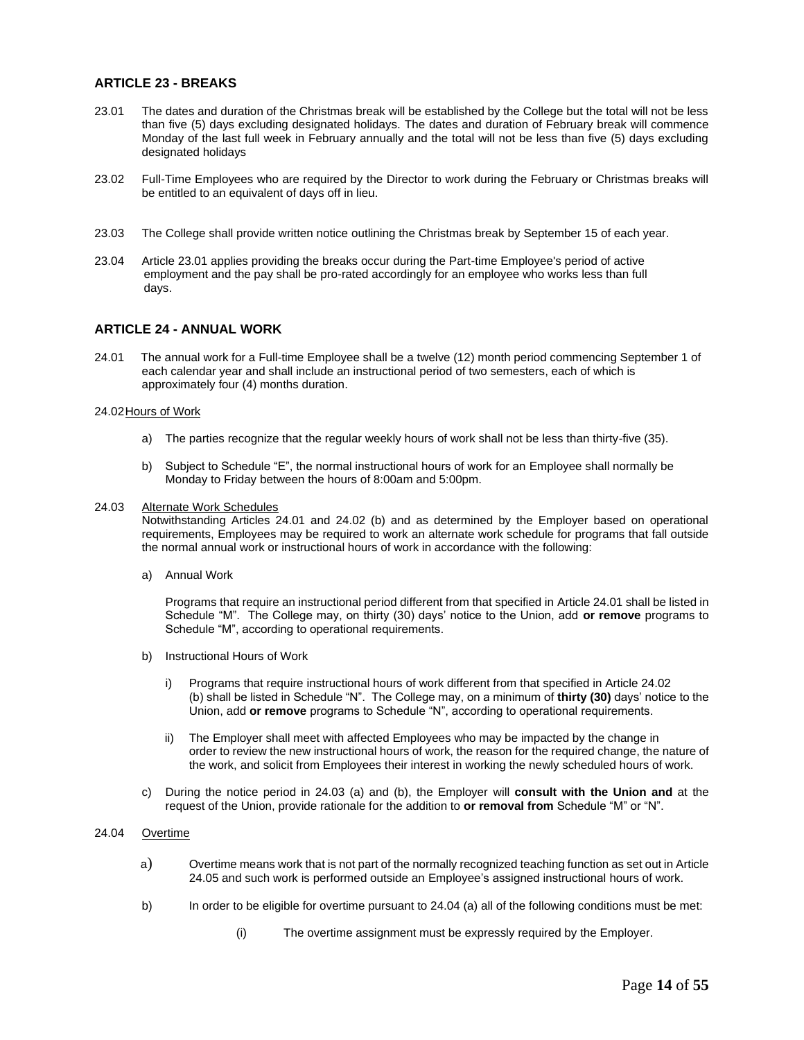## ARTICLE 23 - BREAKS

23.01 The dates and duration of the Christmas break will be established by the College but the total will not be less than five (5) days excluding designated holidays. The dates and duration of February break will commence Monday of the last full week in February annually and the total will not be less than five (5) days excluding designated holidays

23.02 Full-Time Employees who are required by the Director to work during the February or Christmas breaks will be entitled to an equivalent of days off in lieu.

23.03 The College shall provide written notice outlining the Christmas break by September 15 of each year.

23.04 Article 23.01 applies providing the breaks occur during the Part-time Employee's period of active employment and the pay shall be pro-rated accordingly for an employee who works less than full days.

## ARTICLE 24 - ANNUAL WORK

24.01 The annual work for a Full-time Employee shall be a twelve (12) month period commencing September 1 of each calendar year and shall include an instructional period of two semesters, each of which is approximately four (4) months duration.

24.02 Hours of Work

a) The parties recognize that the regular weekly hours of work shall not be less than thirty-five (35).

b) Subject to Schedule "E", the normal instructional hours of work for an Employee shall normally be Monday to Friday between the hours of 8:00am and 5:00pm.

24.03 Alternate Work Schedules

Notwithstanding Articles 24.01 and 24.02 (b) and as determined by the Employer based on operational requirements, Employees may be required to work an alternate work schedule for programs that fall outside the normal annual work or instructional hours of work in accordance with the following:

a) Annual Work

Programs that require an instructional period different from that specified in Article 24.01 shall be listed in Schedule "M". The College may, on thirty (30) days' notice to the Union, add **or remove** programs to Schedule "M", according to operational requirements.

b) Instructional Hours of Work

i) Programs that require instructional hours of work different from that specified in Article 24.02 (b) shall be listed in Schedule "N". The College may, on a minimum of **thirty (30)** days' notice to the Union, add **or remove** programs to Schedule "N", according to operational requirements.

ii) The Employer shall meet with affected Employees who may be impacted by the change in order to review the new instructional hours of work, the reason for the required change, the nature of the work, and solicit from Employees their interest in working the newly scheduled hours of work.

c) During the notice period in 24.03 (a) and (b), the Employer will **consult with the Union and** at the request of the Union, provide rationale for the addition to **or removal from** Schedule "M" or "N".

24.04 Overtime

a) Overtime means work that is not part of the normally recognized teaching function as set out in Article 24.05 and such work is performed outside an Employee's assigned instructional hours of work.

b) In order to be eligible for overtime pursuant to 24.04 (a) all of the following conditions must be met:

(i) The overtime assignment must be expressly required by the Employer.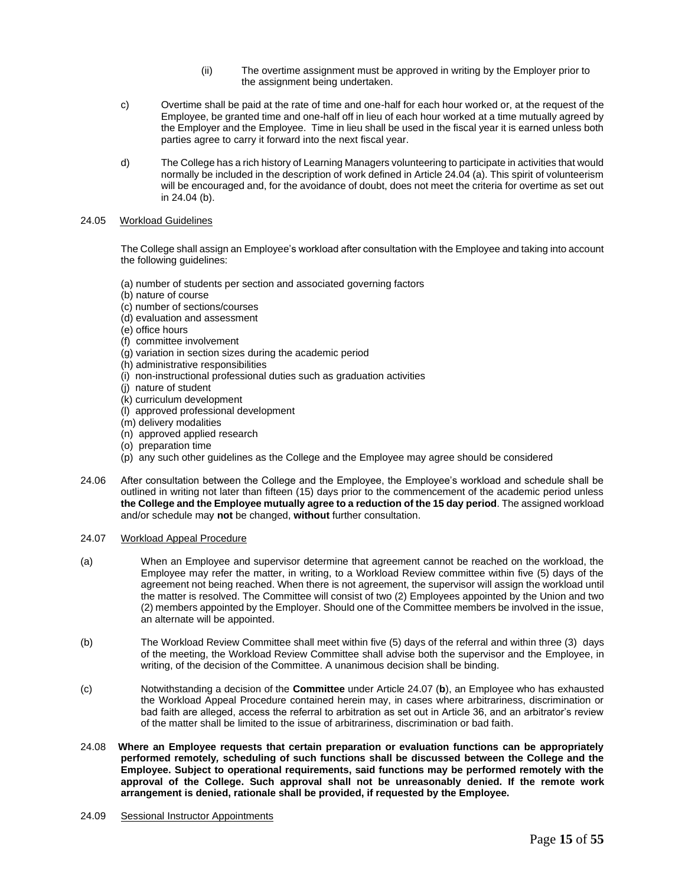(ii) The overtime assignment must be approved in writing by the Employer prior to the assignment being undertaken.

c) Overtime shall be paid at the rate of time and one-half for each hour worked or, at the request of the Employee, be granted time and one-half off in lieu of each hour worked at a time mutually agreed by the Employer and the Employee. Time in lieu shall be used in the fiscal year it is earned unless both parties agree to carry it forward into the next fiscal year.

d) The College has a rich history of Learning Managers volunteering to participate in activities that would normally be included in the description of work defined in Article 24.04 (a). This spirit of volunteerism will be encouraged and, for the avoidance of doubt, does not meet the criteria for overtime as set out in 24.04 (b).

24.05 Workload Guidelines

The College shall assign an Employee's workload after consultation with the Employee and taking into account the following guidelines:

(a) number of students per section and associated governing factors
(b) nature of course
(c) number of sections/courses
(d) evaluation and assessment
(e) office hours
(f) committee involvement
(g) variation in section sizes during the academic period
(h) administrative responsibilities
(i) non-instructional professional duties such as graduation activities
(j) nature of student
(k) curriculum development
(l) approved professional development
(m) delivery modalities
(n) approved applied research
(o) preparation time
(p) any such other guidelines as the College and the Employee may agree should be considered

24.06 After consultation between the College and the Employee, the Employee's workload and schedule shall be outlined in writing not later than fifteen (15) days prior to the commencement of the academic period unless **the College and the Employee mutually agree to a reduction of the 15 day period**. The assigned workload and/or schedule may **not** be changed, **without** further consultation.

24.07 Workload Appeal Procedure

(a) When an Employee and supervisor determine that agreement cannot be reached on the workload, the Employee may refer the matter, in writing, to a Workload Review committee within five (5) days of the agreement not being reached. When there is not agreement, the supervisor will assign the workload until the matter is resolved. The Committee will consist of two (2) Employees appointed by the Union and two (2) members appointed by the Employer. Should one of the Committee members be involved in the issue, an alternate will be appointed.

(b) The Workload Review Committee shall meet within five (5) days of the referral and within three (3) days of the meeting, the Workload Review Committee shall advise both the supervisor and the Employee, in writing, of the decision of the Committee. A unanimous decision shall be binding.

(c) Notwithstanding a decision of the **Committee** under Article 24.07 (**b**), an Employee who has exhausted the Workload Appeal Procedure contained herein may, in cases where arbitrariness, discrimination or bad faith are alleged, access the referral to arbitration as set out in Article 36, and an arbitrator's review of the matter shall be limited to the issue of arbitrariness, discrimination or bad faith.

24.08 **Where an Employee requests that certain preparation or evaluation functions can be appropriately performed remotely, scheduling of such functions shall be discussed between the College and the Employee. Subject to operational requirements, said functions may be performed remotely with the approval of the College. Such approval shall not be unreasonably denied. If the remote work arrangement is denied, rationale shall be provided, if requested by the Employee.**

24.09 Sessional Instructor Appointments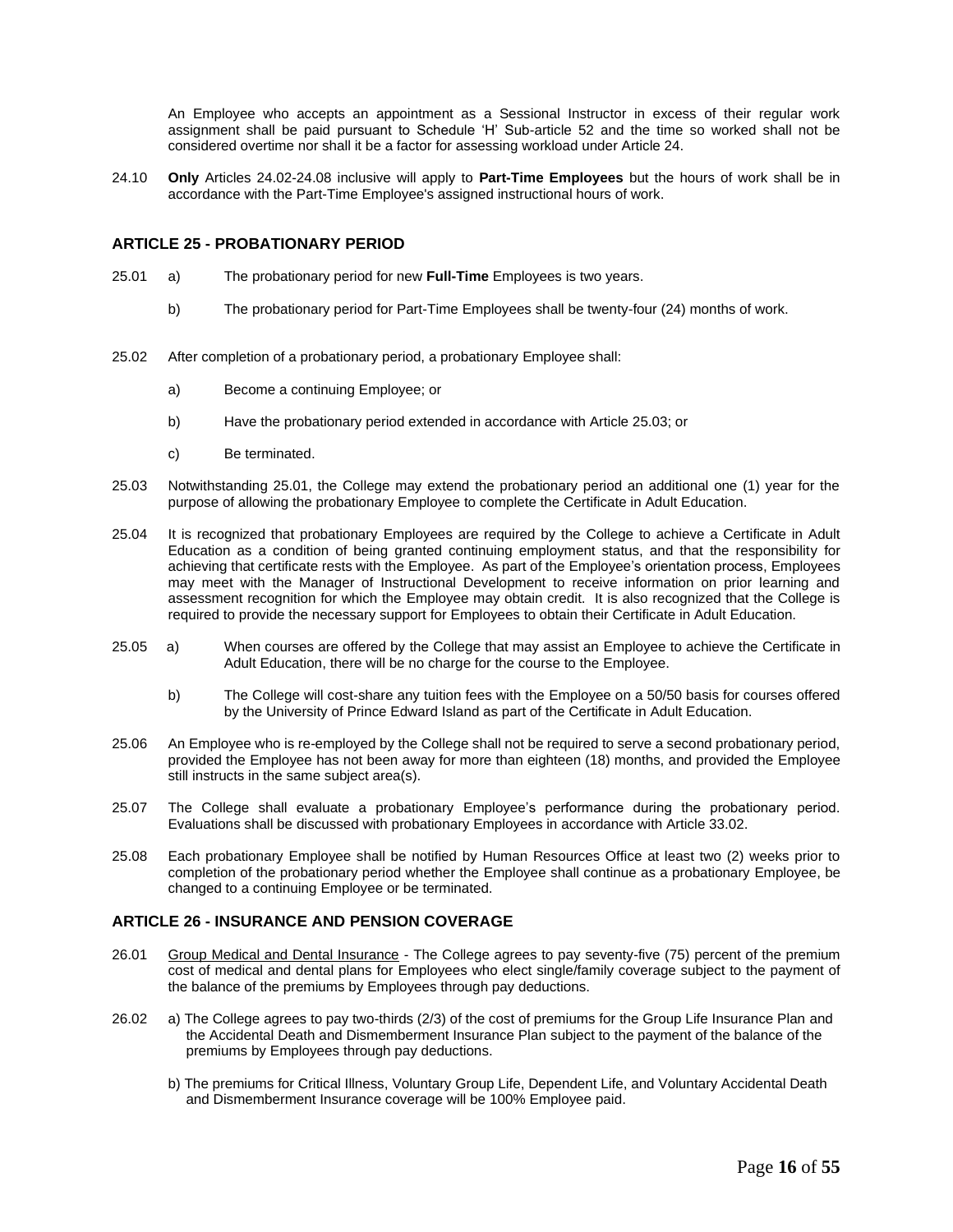An Employee who accepts an appointment as a Sessional Instructor in excess of their regular work assignment shall be paid pursuant to Schedule 'H' Sub-article 52 and the time so worked shall not be considered overtime nor shall it be a factor for assessing workload under Article 24.

24.10 **Only** Articles 24.02-24.08 inclusive will apply to **Part-Time Employees** but the hours of work shall be in accordance with the Part-Time Employee's assigned instructional hours of work.

## ARTICLE 25 - PROBATIONARY PERIOD

25.01 a) The probationary period for new **Full-Time** Employees is two years.

b) The probationary period for Part-Time Employees shall be twenty-four (24) months of work.

25.02 After completion of a probationary period, a probationary Employee shall:

a) Become a continuing Employee; or

b) Have the probationary period extended in accordance with Article 25.03; or

c) Be terminated.

25.03 Notwithstanding 25.01, the College may extend the probationary period an additional one (1) year for the purpose of allowing the probationary Employee to complete the Certificate in Adult Education.

25.04 It is recognized that probationary Employees are required by the College to achieve a Certificate in Adult Education as a condition of being granted continuing employment status, and that the responsibility for achieving that certificate rests with the Employee. As part of the Employee's orientation process, Employees may meet with the Manager of Instructional Development to receive information on prior learning and assessment recognition for which the Employee may obtain credit. It is also recognized that the College is required to provide the necessary support for Employees to obtain their Certificate in Adult Education.

25.05 a) When courses are offered by the College that may assist an Employee to achieve the Certificate in Adult Education, there will be no charge for the course to the Employee.

b) The College will cost-share any tuition fees with the Employee on a 50/50 basis for courses offered by the University of Prince Edward Island as part of the Certificate in Adult Education.

25.06 An Employee who is re-employed by the College shall not be required to serve a second probationary period, provided the Employee has not been away for more than eighteen (18) months, and provided the Employee still instructs in the same subject area(s).

25.07 The College shall evaluate a probationary Employee's performance during the probationary period. Evaluations shall be discussed with probationary Employees in accordance with Article 33.02.

25.08 Each probationary Employee shall be notified by Human Resources Office at least two (2) weeks prior to completion of the probationary period whether the Employee shall continue as a probationary Employee, be changed to a continuing Employee or be terminated.

## ARTICLE 26 - INSURANCE AND PENSION COVERAGE

26.01 Group Medical and Dental Insurance - The College agrees to pay seventy-five (75) percent of the premium cost of medical and dental plans for Employees who elect single/family coverage subject to the payment of the balance of the premiums by Employees through pay deductions.

26.02 a) The College agrees to pay two-thirds (2/3) of the cost of premiums for the Group Life Insurance Plan and the Accidental Death and Dismemberment Insurance Plan subject to the payment of the balance of the premiums by Employees through pay deductions.

b) The premiums for Critical Illness, Voluntary Group Life, Dependent Life, and Voluntary Accidental Death and Dismemberment Insurance coverage will be 100% Employee paid.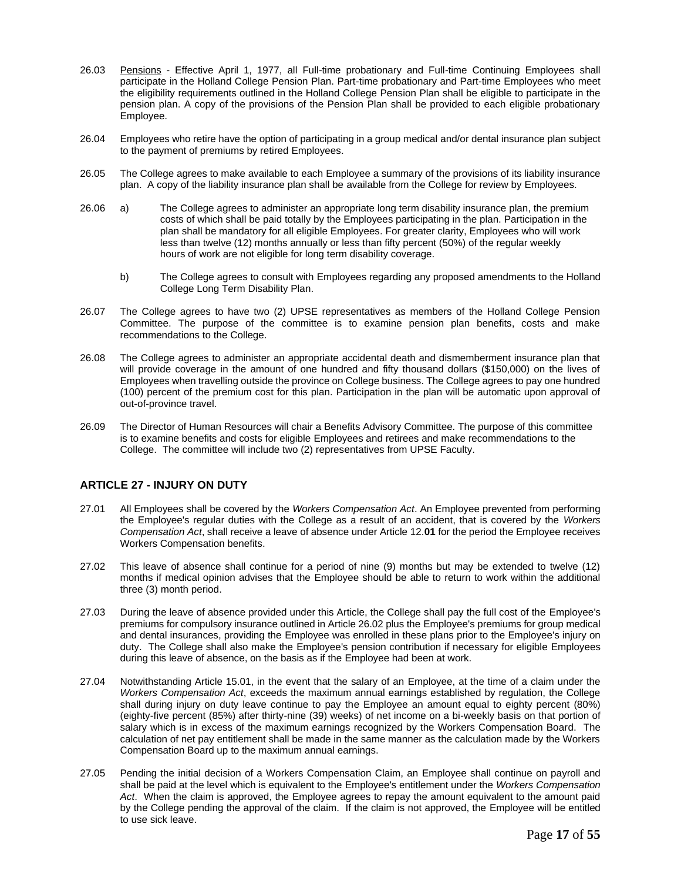26.03 Pensions - Effective April 1, 1977, all Full-time probationary and Full-time Continuing Employees shall participate in the Holland College Pension Plan. Part-time probationary and Part-time Employees who meet the eligibility requirements outlined in the Holland College Pension Plan shall be eligible to participate in the pension plan. A copy of the provisions of the Pension Plan shall be provided to each eligible probationary Employee.

26.04 Employees who retire have the option of participating in a group medical and/or dental insurance plan subject to the payment of premiums by retired Employees.

26.05 The College agrees to make available to each Employee a summary of the provisions of its liability insurance plan. A copy of the liability insurance plan shall be available from the College for review by Employees.

26.06 a) The College agrees to administer an appropriate long term disability insurance plan, the premium costs of which shall be paid totally by the Employees participating in the plan. Participation in the plan shall be mandatory for all eligible Employees. For greater clarity, Employees who will work less than twelve (12) months annually or less than fifty percent (50%) of the regular weekly hours of work are not eligible for long term disability coverage.

b) The College agrees to consult with Employees regarding any proposed amendments to the Holland College Long Term Disability Plan.

26.07 The College agrees to have two (2) UPSE representatives as members of the Holland College Pension Committee. The purpose of the committee is to examine pension plan benefits, costs and make recommendations to the College.

26.08 The College agrees to administer an appropriate accidental death and dismemberment insurance plan that will provide coverage in the amount of one hundred and fifty thousand dollars ($150,000) on the lives of Employees when travelling outside the province on College business. The College agrees to pay one hundred (100) percent of the premium cost for this plan. Participation in the plan will be automatic upon approval of out-of-province travel.

26.09 The Director of Human Resources will chair a Benefits Advisory Committee. The purpose of this committee is to examine benefits and costs for eligible Employees and retirees and make recommendations to the College. The committee will include two (2) representatives from UPSE Faculty.

## ARTICLE 27 - INJURY ON DUTY

27.01 All Employees shall be covered by the *Workers Compensation Act*. An Employee prevented from performing the Employee's regular duties with the College as a result of an accident, that is covered by the *Workers Compensation Act*, shall receive a leave of absence under Article 12.**01** for the period the Employee receives Workers Compensation benefits.

27.02 This leave of absence shall continue for a period of nine (9) months but may be extended to twelve (12) months if medical opinion advises that the Employee should be able to return to work within the additional three (3) month period.

27.03 During the leave of absence provided under this Article, the College shall pay the full cost of the Employee's premiums for compulsory insurance outlined in Article 26.02 plus the Employee's premiums for group medical and dental insurances, providing the Employee was enrolled in these plans prior to the Employee's injury on duty. The College shall also make the Employee's pension contribution if necessary for eligible Employees during this leave of absence, on the basis as if the Employee had been at work.

27.04 Notwithstanding Article 15.01, in the event that the salary of an Employee, at the time of a claim under the *Workers Compensation Act*, exceeds the maximum annual earnings established by regulation, the College shall during injury on duty leave continue to pay the Employee an amount equal to eighty percent (80%) (eighty-five percent (85%) after thirty-nine (39) weeks) of net income on a bi-weekly basis on that portion of salary which is in excess of the maximum earnings recognized by the Workers Compensation Board. The calculation of net pay entitlement shall be made in the same manner as the calculation made by the Workers Compensation Board up to the maximum annual earnings.

27.05 Pending the initial decision of a Workers Compensation Claim, an Employee shall continue on payroll and shall be paid at the level which is equivalent to the Employee's entitlement under the *Workers Compensation Act*. When the claim is approved, the Employee agrees to repay the amount equivalent to the amount paid by the College pending the approval of the claim. If the claim is not approved, the Employee will be entitled to use sick leave.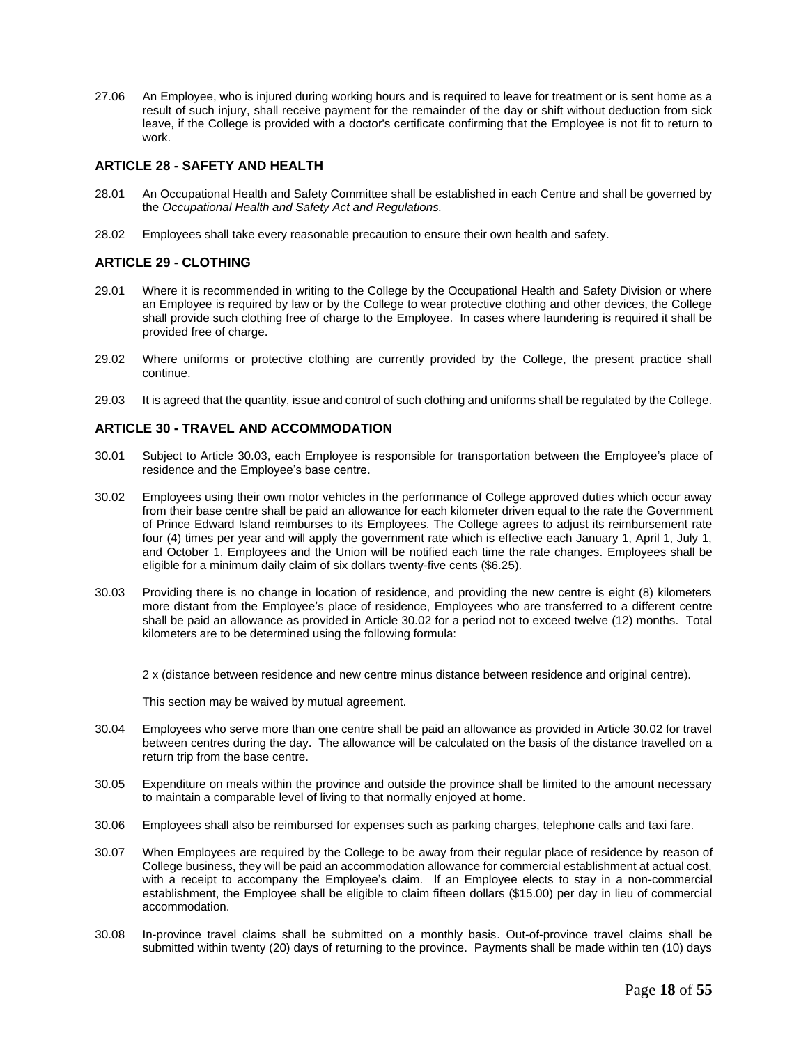27.06 An Employee, who is injured during working hours and is required to leave for treatment or is sent home as a result of such injury, shall receive payment for the remainder of the day or shift without deduction from sick leave, if the College is provided with a doctor's certificate confirming that the Employee is not fit to return to work.

## ARTICLE 28 - SAFETY AND HEALTH

28.01 An Occupational Health and Safety Committee shall be established in each Centre and shall be governed by the *Occupational Health and Safety Act and Regulations.*

28.02 Employees shall take every reasonable precaution to ensure their own health and safety.

## ARTICLE 29 - CLOTHING

29.01 Where it is recommended in writing to the College by the Occupational Health and Safety Division or where an Employee is required by law or by the College to wear protective clothing and other devices, the College shall provide such clothing free of charge to the Employee. In cases where laundering is required it shall be provided free of charge.

29.02 Where uniforms or protective clothing are currently provided by the College, the present practice shall continue.

29.03 It is agreed that the quantity, issue and control of such clothing and uniforms shall be regulated by the College.

## ARTICLE 30 - TRAVEL AND ACCOMMODATION

30.01 Subject to Article 30.03, each Employee is responsible for transportation between the Employee's place of residence and the Employee's base centre.

30.02 Employees using their own motor vehicles in the performance of College approved duties which occur away from their base centre shall be paid an allowance for each kilometer driven equal to the rate the Government of Prince Edward Island reimburses to its Employees. The College agrees to adjust its reimbursement rate four (4) times per year and will apply the government rate which is effective each January 1, April 1, July 1, and October 1. Employees and the Union will be notified each time the rate changes. Employees shall be eligible for a minimum daily claim of six dollars twenty-five cents ($6.25).

30.03 Providing there is no change in location of residence, and providing the new centre is eight (8) kilometers more distant from the Employee's place of residence, Employees who are transferred to a different centre shall be paid an allowance as provided in Article 30.02 for a period not to exceed twelve (12) months. Total kilometers are to be determined using the following formula:

2 x (distance between residence and new centre minus distance between residence and original centre).

This section may be waived by mutual agreement.

30.04 Employees who serve more than one centre shall be paid an allowance as provided in Article 30.02 for travel between centres during the day. The allowance will be calculated on the basis of the distance travelled on a return trip from the base centre.

30.05 Expenditure on meals within the province and outside the province shall be limited to the amount necessary to maintain a comparable level of living to that normally enjoyed at home.

30.06 Employees shall also be reimbursed for expenses such as parking charges, telephone calls and taxi fare.

30.07 When Employees are required by the College to be away from their regular place of residence by reason of College business, they will be paid an accommodation allowance for commercial establishment at actual cost, with a receipt to accompany the Employee's claim. If an Employee elects to stay in a non-commercial establishment, the Employee shall be eligible to claim fifteen dollars ($15.00) per day in lieu of commercial accommodation.

30.08 In-province travel claims shall be submitted on a monthly basis. Out-of-province travel claims shall be submitted within twenty (20) days of returning to the province. Payments shall be made within ten (10) days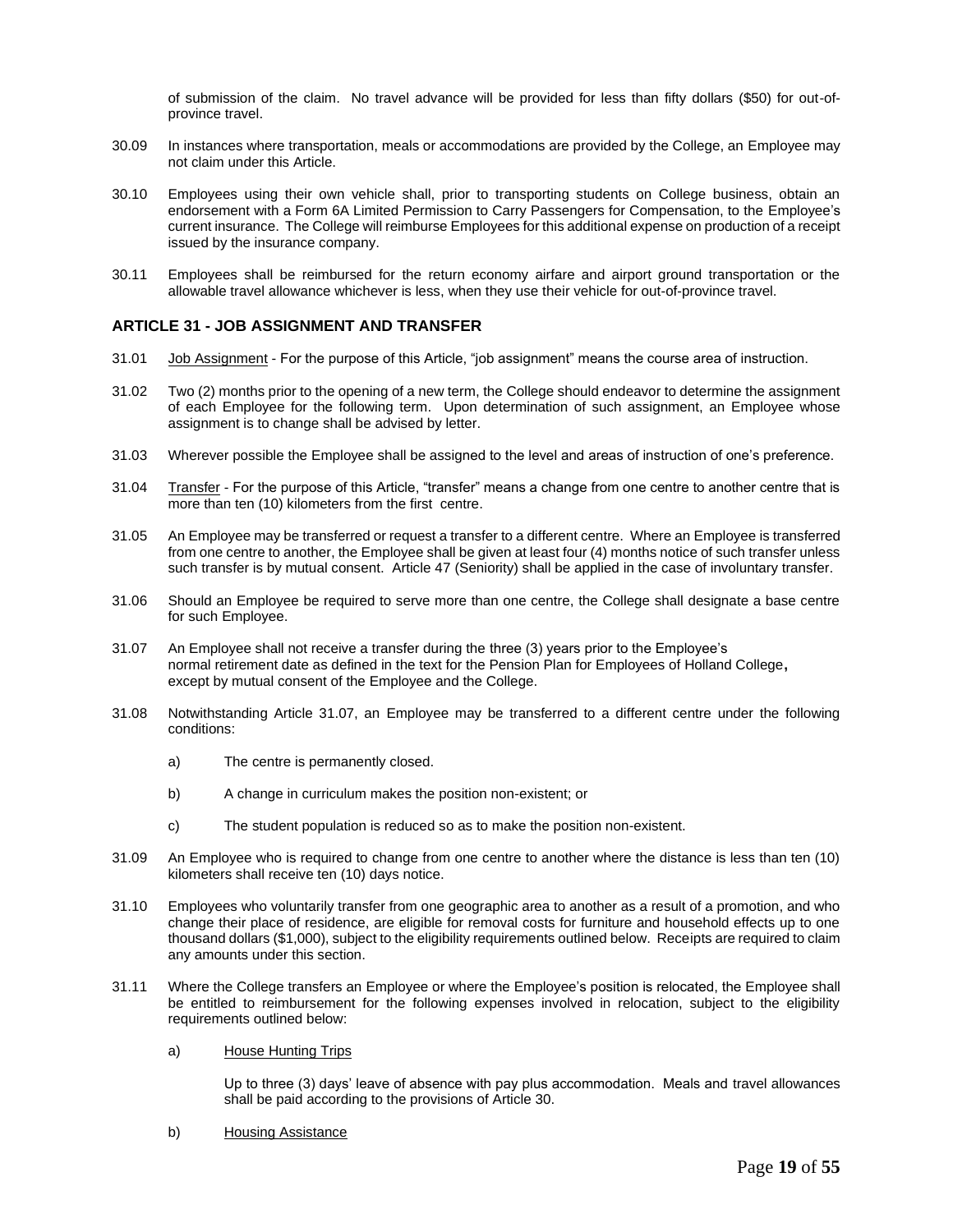of submission of the claim. No travel advance will be provided for less than fifty dollars ($50) for out-of-province travel.

30.09 In instances where transportation, meals or accommodations are provided by the College, an Employee may not claim under this Article.

30.10 Employees using their own vehicle shall, prior to transporting students on College business, obtain an endorsement with a Form 6A Limited Permission to Carry Passengers for Compensation, to the Employee's current insurance. The College will reimburse Employees for this additional expense on production of a receipt issued by the insurance company.

30.11 Employees shall be reimbursed for the return economy airfare and airport ground transportation or the allowable travel allowance whichever is less, when they use their vehicle for out-of-province travel.

## ARTICLE 31 - JOB ASSIGNMENT AND TRANSFER

31.01 Job Assignment - For the purpose of this Article, "job assignment" means the course area of instruction.

31.02 Two (2) months prior to the opening of a new term, the College should endeavor to determine the assignment of each Employee for the following term. Upon determination of such assignment, an Employee whose assignment is to change shall be advised by letter.

31.03 Wherever possible the Employee shall be assigned to the level and areas of instruction of one's preference.

31.04 Transfer - For the purpose of this Article, "transfer" means a change from one centre to another centre that is more than ten (10) kilometers from the first centre.

31.05 An Employee may be transferred or request a transfer to a different centre. Where an Employee is transferred from one centre to another, the Employee shall be given at least four (4) months notice of such transfer unless such transfer is by mutual consent. Article 47 (Seniority) shall be applied in the case of involuntary transfer.

31.06 Should an Employee be required to serve more than one centre, the College shall designate a base centre for such Employee.

31.07 An Employee shall not receive a transfer during the three (3) years prior to the Employee's normal retirement date as defined in the text for the Pension Plan for Employees of Holland College, except by mutual consent of the Employee and the College.

31.08 Notwithstanding Article 31.07, an Employee may be transferred to a different centre under the following conditions:

a) The centre is permanently closed.

b) A change in curriculum makes the position non-existent; or

c) The student population is reduced so as to make the position non-existent.

31.09 An Employee who is required to change from one centre to another where the distance is less than ten (10) kilometers shall receive ten (10) days notice.

31.10 Employees who voluntarily transfer from one geographic area to another as a result of a promotion, and who change their place of residence, are eligible for removal costs for furniture and household effects up to one thousand dollars ($1,000), subject to the eligibility requirements outlined below. Receipts are required to claim any amounts under this section.

31.11 Where the College transfers an Employee or where the Employee's position is relocated, the Employee shall be entitled to reimbursement for the following expenses involved in relocation, subject to the eligibility requirements outlined below:

a) House Hunting Trips

Up to three (3) days' leave of absence with pay plus accommodation. Meals and travel allowances shall be paid according to the provisions of Article 30.

b) Housing Assistance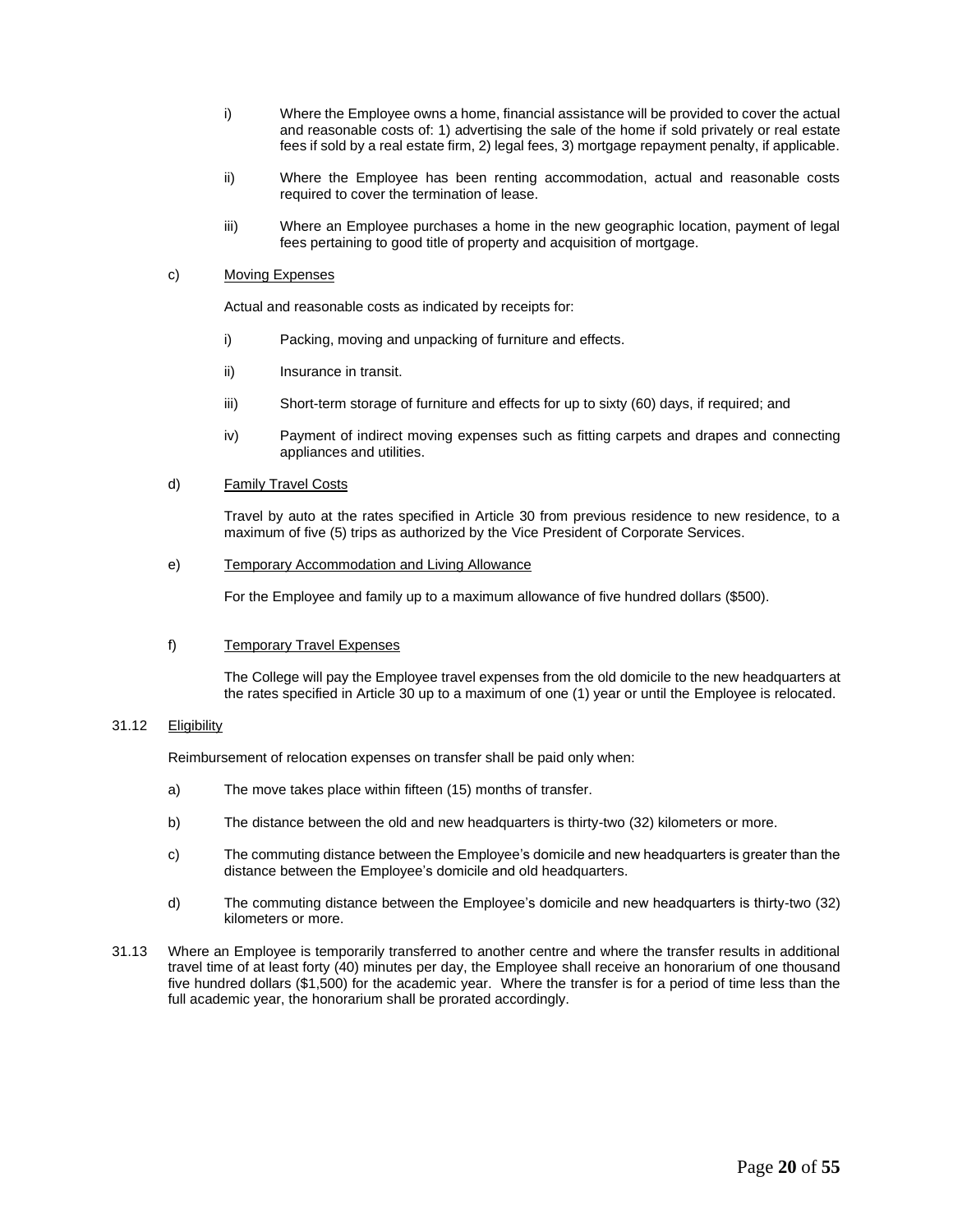i) Where the Employee owns a home, financial assistance will be provided to cover the actual and reasonable costs of: 1) advertising the sale of the home if sold privately or real estate fees if sold by a real estate firm, 2) legal fees, 3) mortgage repayment penalty, if applicable.

ii) Where the Employee has been renting accommodation, actual and reasonable costs required to cover the termination of lease.

iii) Where an Employee purchases a home in the new geographic location, payment of legal fees pertaining to good title of property and acquisition of mortgage.

c) <u>Moving Expenses</u>

Actual and reasonable costs as indicated by receipts for:

i) Packing, moving and unpacking of furniture and effects.

ii) Insurance in transit.

iii) Short-term storage of furniture and effects for up to sixty (60) days, if required; and

iv) Payment of indirect moving expenses such as fitting carpets and drapes and connecting appliances and utilities.

d) <u>Family Travel Costs</u>

Travel by auto at the rates specified in Article 30 from previous residence to new residence, to a maximum of five (5) trips as authorized by the Vice President of Corporate Services.

e) <u>Temporary Accommodation and Living Allowance</u>

For the Employee and family up to a maximum allowance of five hundred dollars ($500).

f) <u>Temporary Travel Expenses</u>

The College will pay the Employee travel expenses from the old domicile to the new headquarters at the rates specified in Article 30 up to a maximum of one (1) year or until the Employee is relocated.

31.12 <u>Eligibility</u>

Reimbursement of relocation expenses on transfer shall be paid only when:

a) The move takes place within fifteen (15) months of transfer.

b) The distance between the old and new headquarters is thirty-two (32) kilometers or more.

c) The commuting distance between the Employee's domicile and new headquarters is greater than the distance between the Employee's domicile and old headquarters.

d) The commuting distance between the Employee's domicile and new headquarters is thirty-two (32) kilometers or more.

31.13 Where an Employee is temporarily transferred to another centre and where the transfer results in additional travel time of at least forty (40) minutes per day, the Employee shall receive an honorarium of one thousand five hundred dollars ($1,500) for the academic year. Where the transfer is for a period of time less than the full academic year, the honorarium shall be prorated accordingly.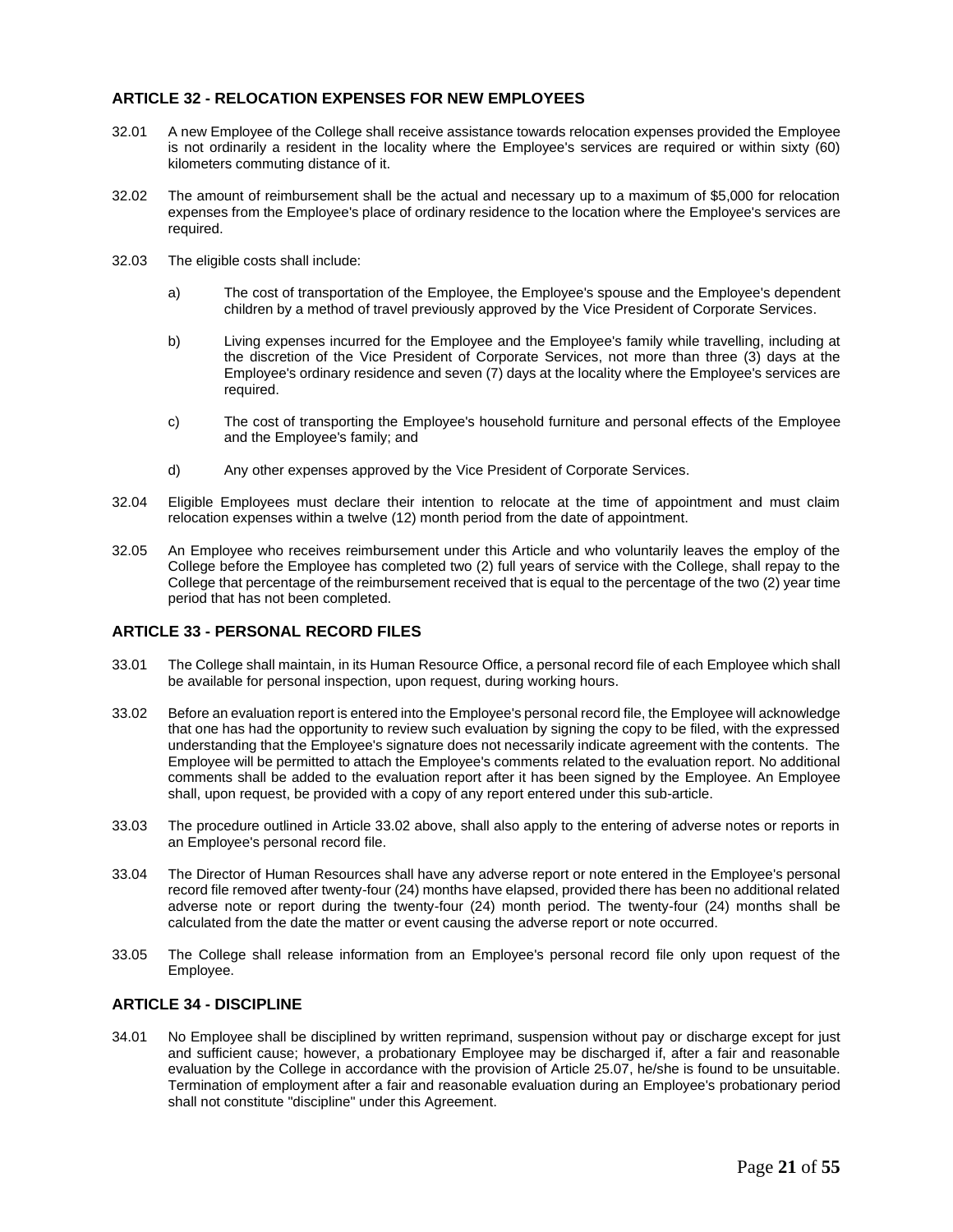## ARTICLE 32 - RELOCATION EXPENSES FOR NEW EMPLOYEES

32.01 A new Employee of the College shall receive assistance towards relocation expenses provided the Employee is not ordinarily a resident in the locality where the Employee's services are required or within sixty (60) kilometers commuting distance of it.

32.02 The amount of reimbursement shall be the actual and necessary up to a maximum of $5,000 for relocation expenses from the Employee's place of ordinary residence to the location where the Employee's services are required.

32.03 The eligible costs shall include:

a) The cost of transportation of the Employee, the Employee's spouse and the Employee's dependent children by a method of travel previously approved by the Vice President of Corporate Services.

b) Living expenses incurred for the Employee and the Employee's family while travelling, including at the discretion of the Vice President of Corporate Services, not more than three (3) days at the Employee's ordinary residence and seven (7) days at the locality where the Employee's services are required.

c) The cost of transporting the Employee's household furniture and personal effects of the Employee and the Employee's family; and

d) Any other expenses approved by the Vice President of Corporate Services.

32.04 Eligible Employees must declare their intention to relocate at the time of appointment and must claim relocation expenses within a twelve (12) month period from the date of appointment.

32.05 An Employee who receives reimbursement under this Article and who voluntarily leaves the employ of the College before the Employee has completed two (2) full years of service with the College, shall repay to the College that percentage of the reimbursement received that is equal to the percentage of the two (2) year time period that has not been completed.

## ARTICLE 33 - PERSONAL RECORD FILES

33.01 The College shall maintain, in its Human Resource Office, a personal record file of each Employee which shall be available for personal inspection, upon request, during working hours.

33.02 Before an evaluation report is entered into the Employee's personal record file, the Employee will acknowledge that one has had the opportunity to review such evaluation by signing the copy to be filed, with the expressed understanding that the Employee's signature does not necessarily indicate agreement with the contents. The Employee will be permitted to attach the Employee's comments related to the evaluation report. No additional comments shall be added to the evaluation report after it has been signed by the Employee. An Employee shall, upon request, be provided with a copy of any report entered under this sub-article.

33.03 The procedure outlined in Article 33.02 above, shall also apply to the entering of adverse notes or reports in an Employee's personal record file.

33.04 The Director of Human Resources shall have any adverse report or note entered in the Employee's personal record file removed after twenty-four (24) months have elapsed, provided there has been no additional related adverse note or report during the twenty-four (24) month period. The twenty-four (24) months shall be calculated from the date the matter or event causing the adverse report or note occurred.

33.05 The College shall release information from an Employee's personal record file only upon request of the Employee.

## ARTICLE 34 - DISCIPLINE

34.01 No Employee shall be disciplined by written reprimand, suspension without pay or discharge except for just and sufficient cause; however, a probationary Employee may be discharged if, after a fair and reasonable evaluation by the College in accordance with the provision of Article 25.07, he/she is found to be unsuitable. Termination of employment after a fair and reasonable evaluation during an Employee's probationary period shall not constitute "discipline" under this Agreement.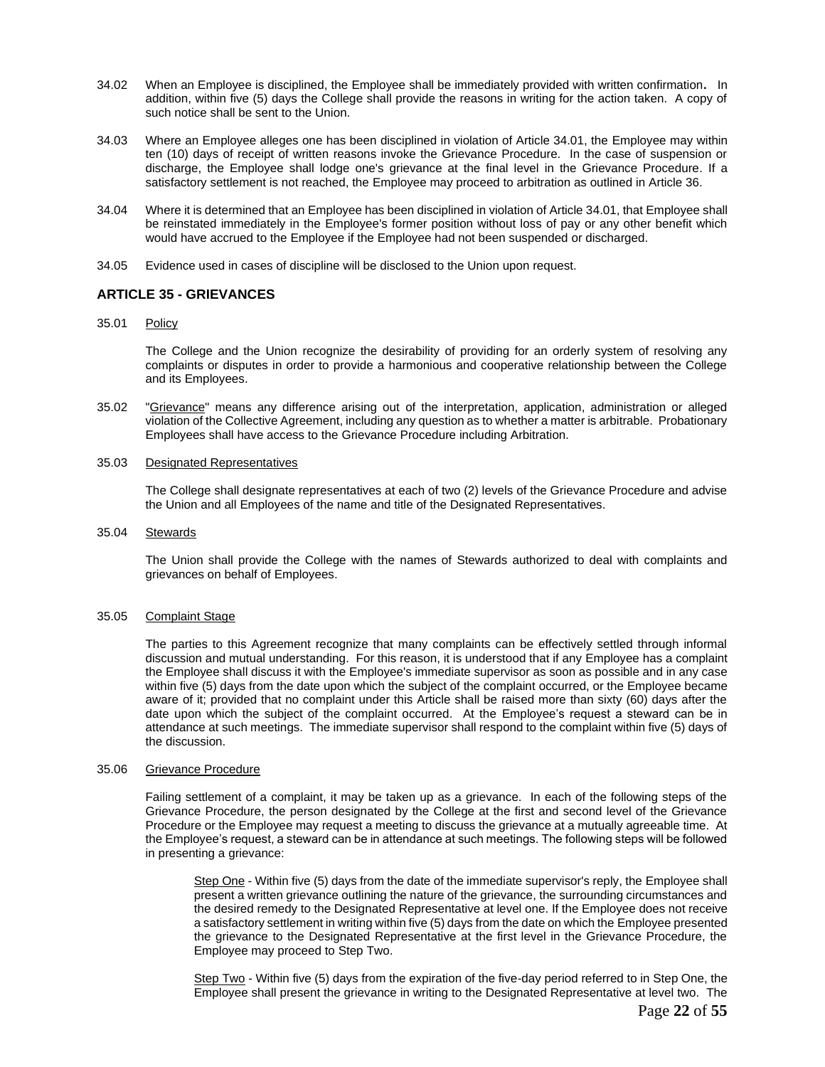34.02 When an Employee is disciplined, the Employee shall be immediately provided with written confirmation**.** In addition, within five (5) days the College shall provide the reasons in writing for the action taken. A copy of such notice shall be sent to the Union.

34.03 Where an Employee alleges one has been disciplined in violation of Article 34.01, the Employee may within ten (10) days of receipt of written reasons invoke the Grievance Procedure. In the case of suspension or discharge, the Employee shall lodge one's grievance at the final level in the Grievance Procedure. If a satisfactory settlement is not reached, the Employee may proceed to arbitration as outlined in Article 36.

34.04 Where it is determined that an Employee has been disciplined in violation of Article 34.01, that Employee shall be reinstated immediately in the Employee's former position without loss of pay or any other benefit which would have accrued to the Employee if the Employee had not been suspended or discharged.

34.05 Evidence used in cases of discipline will be disclosed to the Union upon request.

## ARTICLE 35 - GRIEVANCES

35.01 Policy

The College and the Union recognize the desirability of providing for an orderly system of resolving any complaints or disputes in order to provide a harmonious and cooperative relationship between the College and its Employees.

35.02 "Grievance" means any difference arising out of the interpretation, application, administration or alleged violation of the Collective Agreement, including any question as to whether a matter is arbitrable. Probationary Employees shall have access to the Grievance Procedure including Arbitration.

35.03 Designated Representatives

The College shall designate representatives at each of two (2) levels of the Grievance Procedure and advise the Union and all Employees of the name and title of the Designated Representatives.

35.04 Stewards

The Union shall provide the College with the names of Stewards authorized to deal with complaints and grievances on behalf of Employees.

35.05 Complaint Stage

The parties to this Agreement recognize that many complaints can be effectively settled through informal discussion and mutual understanding. For this reason, it is understood that if any Employee has a complaint the Employee shall discuss it with the Employee's immediate supervisor as soon as possible and in any case within five (5) days from the date upon which the subject of the complaint occurred, or the Employee became aware of it; provided that no complaint under this Article shall be raised more than sixty (60) days after the date upon which the subject of the complaint occurred. At the Employee's request a steward can be in attendance at such meetings. The immediate supervisor shall respond to the complaint within five (5) days of the discussion.

35.06 Grievance Procedure

Failing settlement of a complaint, it may be taken up as a grievance. In each of the following steps of the Grievance Procedure, the person designated by the College at the first and second level of the Grievance Procedure or the Employee may request a meeting to discuss the grievance at a mutually agreeable time. At the Employee's request, a steward can be in attendance at such meetings. The following steps will be followed in presenting a grievance:

Step One - Within five (5) days from the date of the immediate supervisor's reply, the Employee shall present a written grievance outlining the nature of the grievance, the surrounding circumstances and the desired remedy to the Designated Representative at level one. If the Employee does not receive a satisfactory settlement in writing within five (5) days from the date on which the Employee presented the grievance to the Designated Representative at the first level in the Grievance Procedure, the Employee may proceed to Step Two.

Step Two - Within five (5) days from the expiration of the five-day period referred to in Step One, the Employee shall present the grievance in writing to the Designated Representative at level two. The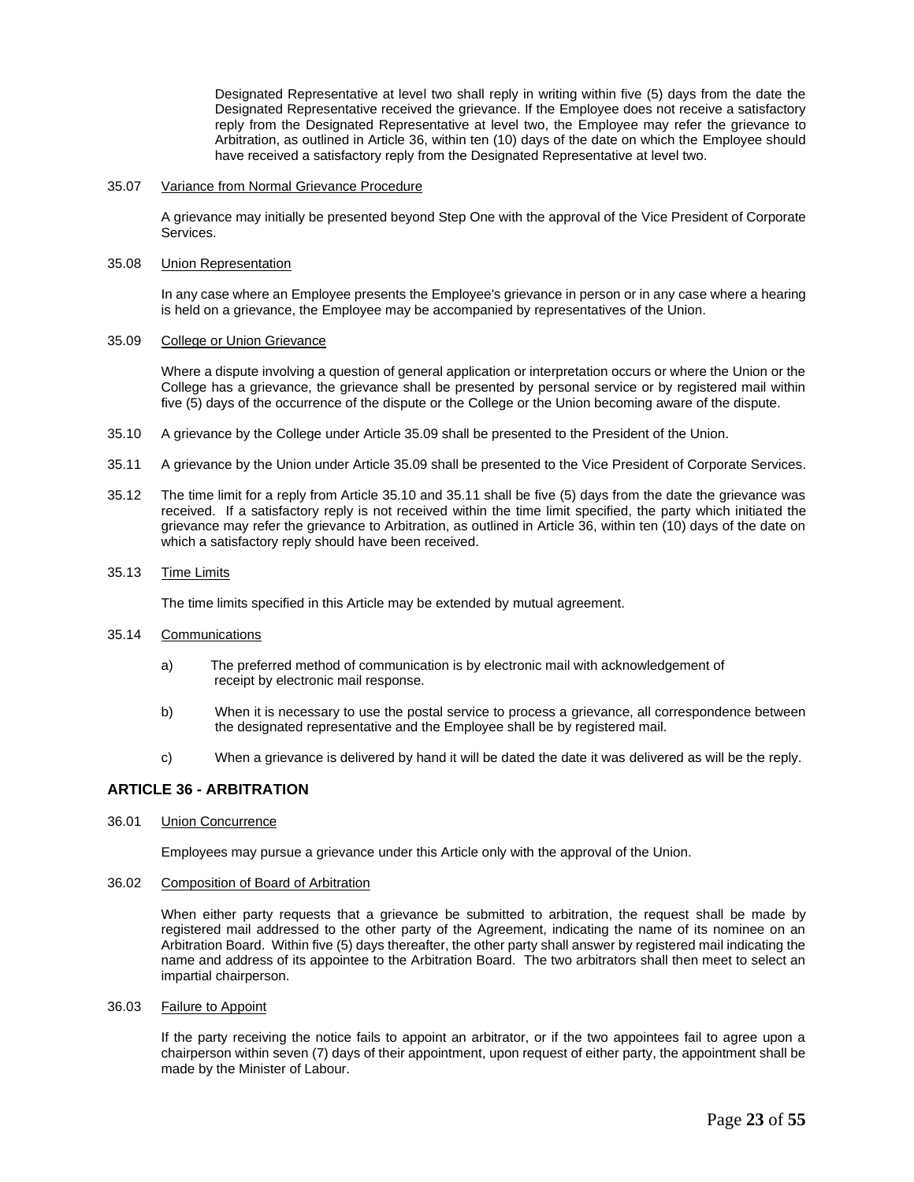Designated Representative at level two shall reply in writing within five (5) days from the date the Designated Representative received the grievance. If the Employee does not receive a satisfactory reply from the Designated Representative at level two, the Employee may refer the grievance to Arbitration, as outlined in Article 36, within ten (10) days of the date on which the Employee should have received a satisfactory reply from the Designated Representative at level two.

35.07 Variance from Normal Grievance Procedure

A grievance may initially be presented beyond Step One with the approval of the Vice President of Corporate Services.

35.08 Union Representation

In any case where an Employee presents the Employee's grievance in person or in any case where a hearing is held on a grievance, the Employee may be accompanied by representatives of the Union.

35.09 College or Union Grievance

Where a dispute involving a question of general application or interpretation occurs or where the Union or the College has a grievance, the grievance shall be presented by personal service or by registered mail within five (5) days of the occurrence of the dispute or the College or the Union becoming aware of the dispute.

35.10 A grievance by the College under Article 35.09 shall be presented to the President of the Union.

35.11 A grievance by the Union under Article 35.09 shall be presented to the Vice President of Corporate Services.

35.12 The time limit for a reply from Article 35.10 and 35.11 shall be five (5) days from the date the grievance was received. If a satisfactory reply is not received within the time limit specified, the party which initiated the grievance may refer the grievance to Arbitration, as outlined in Article 36, within ten (10) days of the date on which a satisfactory reply should have been received.

35.13 Time Limits

The time limits specified in this Article may be extended by mutual agreement.

35.14 Communications

a) The preferred method of communication is by electronic mail with acknowledgement of receipt by electronic mail response.

b) When it is necessary to use the postal service to process a grievance, all correspondence between the designated representative and the Employee shall be by registered mail.

c) When a grievance is delivered by hand it will be dated the date it was delivered as will be the reply.

## ARTICLE 36 - ARBITRATION

36.01 Union Concurrence

Employees may pursue a grievance under this Article only with the approval of the Union.

36.02 Composition of Board of Arbitration

When either party requests that a grievance be submitted to arbitration, the request shall be made by registered mail addressed to the other party of the Agreement, indicating the name of its nominee on an Arbitration Board. Within five (5) days thereafter, the other party shall answer by registered mail indicating the name and address of its appointee to the Arbitration Board. The two arbitrators shall then meet to select an impartial chairperson.

36.03 Failure to Appoint

If the party receiving the notice fails to appoint an arbitrator, or if the two appointees fail to agree upon a chairperson within seven (7) days of their appointment, upon request of either party, the appointment shall be made by the Minister of Labour.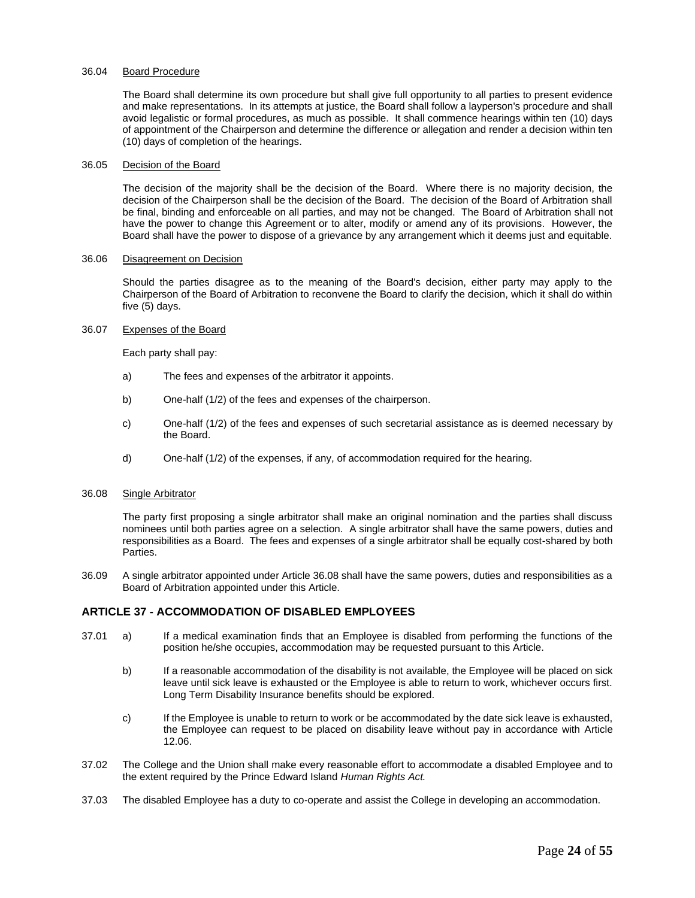36.04 Board Procedure

The Board shall determine its own procedure but shall give full opportunity to all parties to present evidence and make representations. In its attempts at justice, the Board shall follow a layperson's procedure and shall avoid legalistic or formal procedures, as much as possible. It shall commence hearings within ten (10) days of appointment of the Chairperson and determine the difference or allegation and render a decision within ten (10) days of completion of the hearings.

36.05 Decision of the Board

The decision of the majority shall be the decision of the Board. Where there is no majority decision, the decision of the Chairperson shall be the decision of the Board. The decision of the Board of Arbitration shall be final, binding and enforceable on all parties, and may not be changed. The Board of Arbitration shall not have the power to change this Agreement or to alter, modify or amend any of its provisions. However, the Board shall have the power to dispose of a grievance by any arrangement which it deems just and equitable.

36.06 Disagreement on Decision

Should the parties disagree as to the meaning of the Board's decision, either party may apply to the Chairperson of the Board of Arbitration to reconvene the Board to clarify the decision, which it shall do within five (5) days.

36.07 Expenses of the Board

Each party shall pay:

a) The fees and expenses of the arbitrator it appoints.

b) One-half (1/2) of the fees and expenses of the chairperson.

c) One-half (1/2) of the fees and expenses of such secretarial assistance as is deemed necessary by the Board.

d) One-half (1/2) of the expenses, if any, of accommodation required for the hearing.

36.08 Single Arbitrator

The party first proposing a single arbitrator shall make an original nomination and the parties shall discuss nominees until both parties agree on a selection. A single arbitrator shall have the same powers, duties and responsibilities as a Board. The fees and expenses of a single arbitrator shall be equally cost-shared by both Parties.

36.09 A single arbitrator appointed under Article 36.08 shall have the same powers, duties and responsibilities as a Board of Arbitration appointed under this Article.

## ARTICLE 37 - ACCOMMODATION OF DISABLED EMPLOYEES

37.01 a) If a medical examination finds that an Employee is disabled from performing the functions of the position he/she occupies, accommodation may be requested pursuant to this Article.

b) If a reasonable accommodation of the disability is not available, the Employee will be placed on sick leave until sick leave is exhausted or the Employee is able to return to work, whichever occurs first. Long Term Disability Insurance benefits should be explored.

c) If the Employee is unable to return to work or be accommodated by the date sick leave is exhausted, the Employee can request to be placed on disability leave without pay in accordance with Article 12.06.

37.02 The College and the Union shall make every reasonable effort to accommodate a disabled Employee and to the extent required by the Prince Edward Island *Human Rights Act.*

37.03 The disabled Employee has a duty to co-operate and assist the College in developing an accommodation.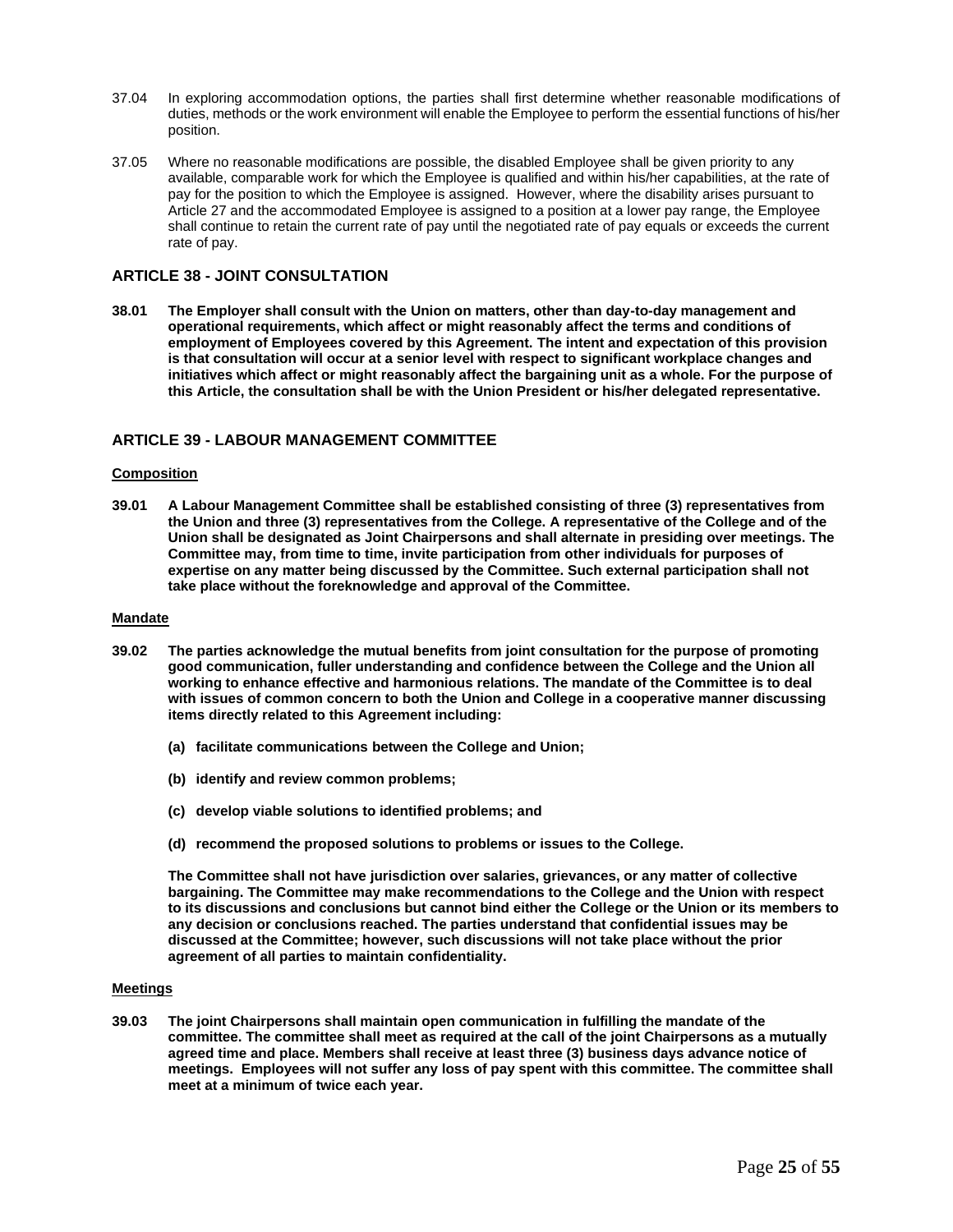37.04 In exploring accommodation options, the parties shall first determine whether reasonable modifications of duties, methods or the work environment will enable the Employee to perform the essential functions of his/her position.

37.05 Where no reasonable modifications are possible, the disabled Employee shall be given priority to any available, comparable work for which the Employee is qualified and within his/her capabilities, at the rate of pay for the position to which the Employee is assigned. However, where the disability arises pursuant to Article 27 and the accommodated Employee is assigned to a position at a lower pay range, the Employee shall continue to retain the current rate of pay until the negotiated rate of pay equals or exceeds the current rate of pay.

## ARTICLE 38 - JOINT CONSULTATION

**38.01 The Employer shall consult with the Union on matters, other than day-to-day management and operational requirements, which affect or might reasonably affect the terms and conditions of employment of Employees covered by this Agreement. The intent and expectation of this provision is that consultation will occur at a senior level with respect to significant workplace changes and initiatives which affect or might reasonably affect the bargaining unit as a whole. For the purpose of this Article, the consultation shall be with the Union President or his/her delegated representative.**

## ARTICLE 39 - LABOUR MANAGEMENT COMMITTEE

**Composition**

**39.01 A Labour Management Committee shall be established consisting of three (3) representatives from the Union and three (3) representatives from the College. A representative of the College and of the Union shall be designated as Joint Chairpersons and shall alternate in presiding over meetings. The Committee may, from time to time, invite participation from other individuals for purposes of expertise on any matter being discussed by the Committee. Such external participation shall not take place without the foreknowledge and approval of the Committee.**

**Mandate**

**39.02 The parties acknowledge the mutual benefits from joint consultation for the purpose of promoting good communication, fuller understanding and confidence between the College and the Union all working to enhance effective and harmonious relations. The mandate of the Committee is to deal with issues of common concern to both the Union and College in a cooperative manner discussing items directly related to this Agreement including:**

**(a) facilitate communications between the College and Union;**

**(b) identify and review common problems;**

**(c) develop viable solutions to identified problems; and**

**(d) recommend the proposed solutions to problems or issues to the College.**

**The Committee shall not have jurisdiction over salaries, grievances, or any matter of collective bargaining. The Committee may make recommendations to the College and the Union with respect to its discussions and conclusions reached but cannot bind either the College or the Union or its members to any decision or conclusions reached. The parties understand that confidential issues may be discussed at the Committee; however, such discussions will not take place without the prior agreement of all parties to maintain confidentiality.**

**Meetings**

**39.03 The joint Chairpersons shall maintain open communication in fulfilling the mandate of the committee. The committee shall meet as required at the call of the joint Chairpersons as a mutually agreed time and place. Members shall receive at least three (3) business days advance notice of meetings. Employees will not suffer any loss of pay spent with this committee. The committee shall meet at a minimum of twice each year.**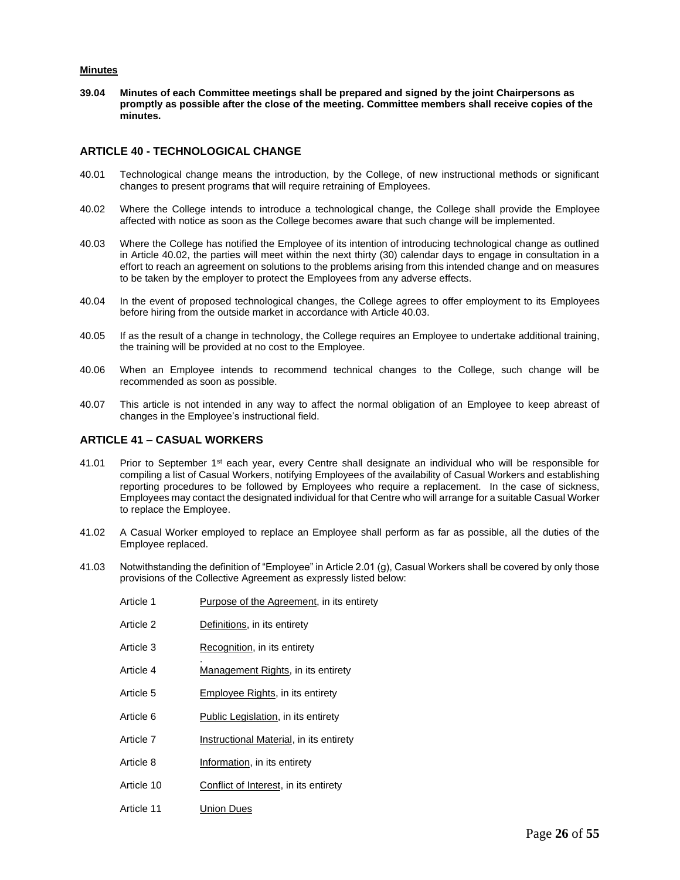**Minutes**

**39.04 Minutes of each Committee meetings shall be prepared and signed by the joint Chairpersons as promptly as possible after the close of the meeting. Committee members shall receive copies of the minutes.**

## ARTICLE 40 - TECHNOLOGICAL CHANGE

40.01 Technological change means the introduction, by the College, of new instructional methods or significant changes to present programs that will require retraining of Employees.

40.02 Where the College intends to introduce a technological change, the College shall provide the Employee affected with notice as soon as the College becomes aware that such change will be implemented.

40.03 Where the College has notified the Employee of its intention of introducing technological change as outlined in Article 40.02, the parties will meet within the next thirty (30) calendar days to engage in consultation in a effort to reach an agreement on solutions to the problems arising from this intended change and on measures to be taken by the employer to protect the Employees from any adverse effects.

40.04 In the event of proposed technological changes, the College agrees to offer employment to its Employees before hiring from the outside market in accordance with Article 40.03.

40.05 If as the result of a change in technology, the College requires an Employee to undertake additional training, the training will be provided at no cost to the Employee.

40.06 When an Employee intends to recommend technical changes to the College, such change will be recommended as soon as possible.

40.07 This article is not intended in any way to affect the normal obligation of an Employee to keep abreast of changes in the Employee's instructional field.

## ARTICLE 41 – CASUAL WORKERS

41.01 Prior to September 1st each year, every Centre shall designate an individual who will be responsible for compiling a list of Casual Workers, notifying Employees of the availability of Casual Workers and establishing reporting procedures to be followed by Employees who require a replacement. In the case of sickness, Employees may contact the designated individual for that Centre who will arrange for a suitable Casual Worker to replace the Employee.

41.02 A Casual Worker employed to replace an Employee shall perform as far as possible, all the duties of the Employee replaced.

41.03 Notwithstanding the definition of "Employee" in Article 2.01 (g), Casual Workers shall be covered by only those provisions of the Collective Agreement as expressly listed below:

Article 1 Purpose of the Agreement, in its entirety

Article 2 Definitions, in its entirety

Article 3 Recognition, in its entirety

Article 4 Management Rights, in its entirety

Article 5 Employee Rights, in its entirety

Article 6 Public Legislation, in its entirety

Article 7 Instructional Material, in its entirety

Article 8 Information, in its entirety

Article 10 Conflict of Interest, in its entirety

Article 11 Union Dues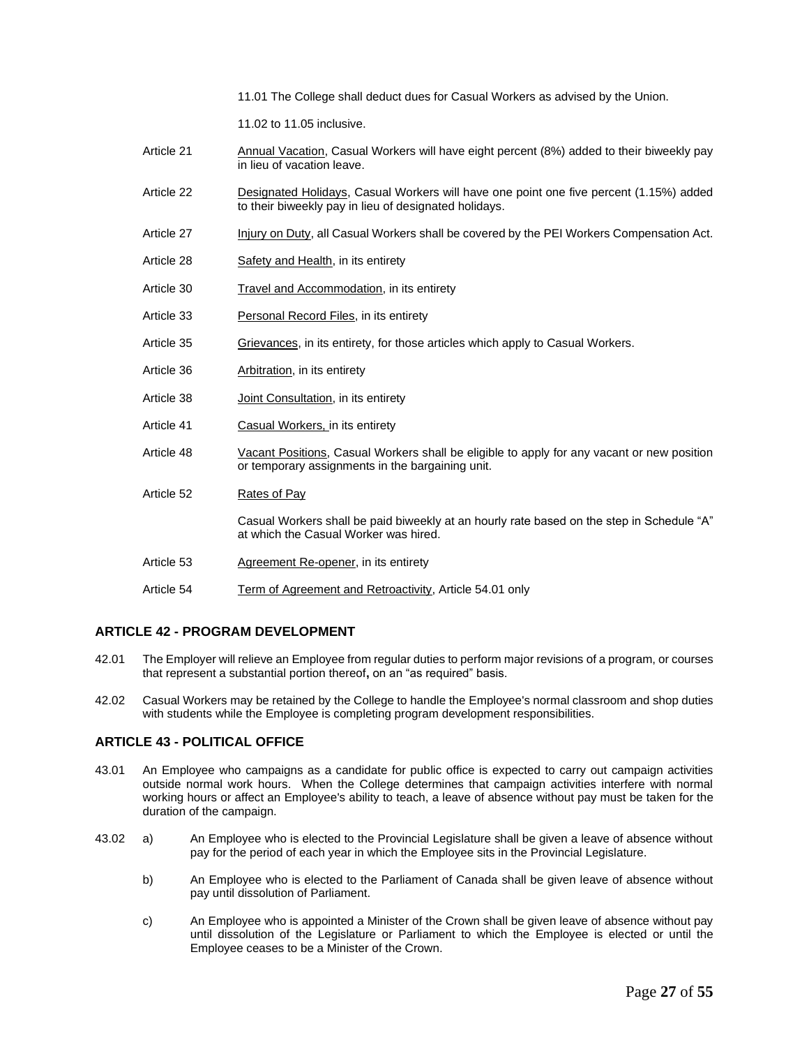11.01 The College shall deduct dues for Casual Workers as advised by the Union.

11.02 to 11.05 inclusive.

Article 21 Annual Vacation, Casual Workers will have eight percent (8%) added to their biweekly pay in lieu of vacation leave.

Article 22 Designated Holidays, Casual Workers will have one point one five percent (1.15%) added to their biweekly pay in lieu of designated holidays.

Article 27 Injury on Duty, all Casual Workers shall be covered by the PEI Workers Compensation Act.

Article 28 Safety and Health, in its entirety

Article 30 Travel and Accommodation, in its entirety

Article 33 Personal Record Files, in its entirety

Article 35 Grievances, in its entirety, for those articles which apply to Casual Workers.

Article 36 Arbitration, in its entirety

Article 38 Joint Consultation, in its entirety

Article 41 Casual Workers, in its entirety

Article 48 Vacant Positions, Casual Workers shall be eligible to apply for any vacant or new position or temporary assignments in the bargaining unit.

Article 52 Rates of Pay

Casual Workers shall be paid biweekly at an hourly rate based on the step in Schedule "A" at which the Casual Worker was hired.

Article 53 Agreement Re-opener, in its entirety

Article 54 Term of Agreement and Retroactivity, Article 54.01 only

### ARTICLE 42 - PROGRAM DEVELOPMENT

42.01 The Employer will relieve an Employee from regular duties to perform major revisions of a program, or courses that represent a substantial portion thereof**,** on an "as required" basis.

42.02 Casual Workers may be retained by the College to handle the Employee's normal classroom and shop duties with students while the Employee is completing program development responsibilities.

### ARTICLE 43 - POLITICAL OFFICE

43.01 An Employee who campaigns as a candidate for public office is expected to carry out campaign activities outside normal work hours. When the College determines that campaign activities interfere with normal working hours or affect an Employee's ability to teach, a leave of absence without pay must be taken for the duration of the campaign.

43.02 a) An Employee who is elected to the Provincial Legislature shall be given a leave of absence without pay for the period of each year in which the Employee sits in the Provincial Legislature.

b) An Employee who is elected to the Parliament of Canada shall be given leave of absence without pay until dissolution of Parliament.

c) An Employee who is appointed a Minister of the Crown shall be given leave of absence without pay until dissolution of the Legislature or Parliament to which the Employee is elected or until the Employee ceases to be a Minister of the Crown.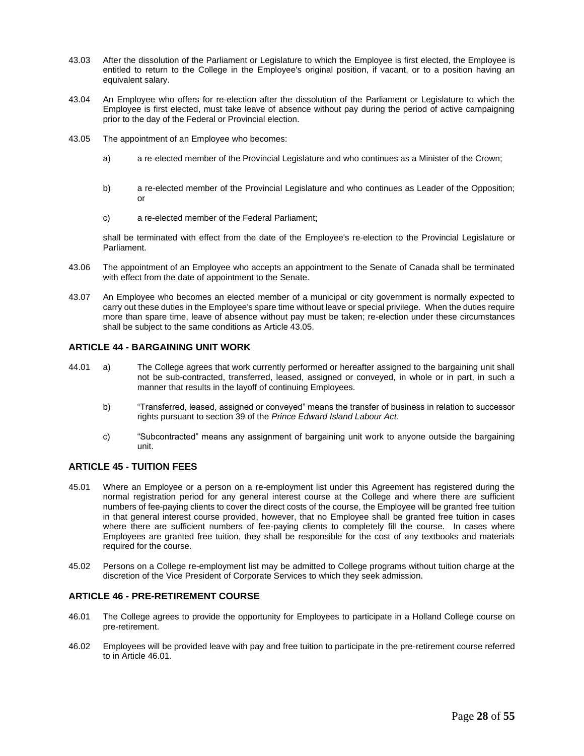43.03 After the dissolution of the Parliament or Legislature to which the Employee is first elected, the Employee is entitled to return to the College in the Employee's original position, if vacant, or to a position having an equivalent salary.

43.04 An Employee who offers for re-election after the dissolution of the Parliament or Legislature to which the Employee is first elected, must take leave of absence without pay during the period of active campaigning prior to the day of the Federal or Provincial election.

43.05 The appointment of an Employee who becomes:

a) a re-elected member of the Provincial Legislature and who continues as a Minister of the Crown;

b) a re-elected member of the Provincial Legislature and who continues as Leader of the Opposition; or

c) a re-elected member of the Federal Parliament;

shall be terminated with effect from the date of the Employee's re-election to the Provincial Legislature or Parliament.

43.06 The appointment of an Employee who accepts an appointment to the Senate of Canada shall be terminated with effect from the date of appointment to the Senate.

43.07 An Employee who becomes an elected member of a municipal or city government is normally expected to carry out these duties in the Employee's spare time without leave or special privilege. When the duties require more than spare time, leave of absence without pay must be taken; re-election under these circumstances shall be subject to the same conditions as Article 43.05.

## ARTICLE 44 - BARGAINING UNIT WORK

44.01 a) The College agrees that work currently performed or hereafter assigned to the bargaining unit shall not be sub-contracted, transferred, leased, assigned or conveyed, in whole or in part, in such a manner that results in the layoff of continuing Employees.

b) "Transferred, leased, assigned or conveyed" means the transfer of business in relation to successor rights pursuant to section 39 of the *Prince Edward Island Labour Act.*

c) "Subcontracted" means any assignment of bargaining unit work to anyone outside the bargaining unit.

## ARTICLE 45 - TUITION FEES

45.01 Where an Employee or a person on a re-employment list under this Agreement has registered during the normal registration period for any general interest course at the College and where there are sufficient numbers of fee-paying clients to cover the direct costs of the course, the Employee will be granted free tuition in that general interest course provided, however, that no Employee shall be granted free tuition in cases where there are sufficient numbers of fee-paying clients to completely fill the course. In cases where Employees are granted free tuition, they shall be responsible for the cost of any textbooks and materials required for the course.

45.02 Persons on a College re-employment list may be admitted to College programs without tuition charge at the discretion of the Vice President of Corporate Services to which they seek admission.

## ARTICLE 46 - PRE-RETIREMENT COURSE

46.01 The College agrees to provide the opportunity for Employees to participate in a Holland College course on pre-retirement.

46.02 Employees will be provided leave with pay and free tuition to participate in the pre-retirement course referred to in Article 46.01.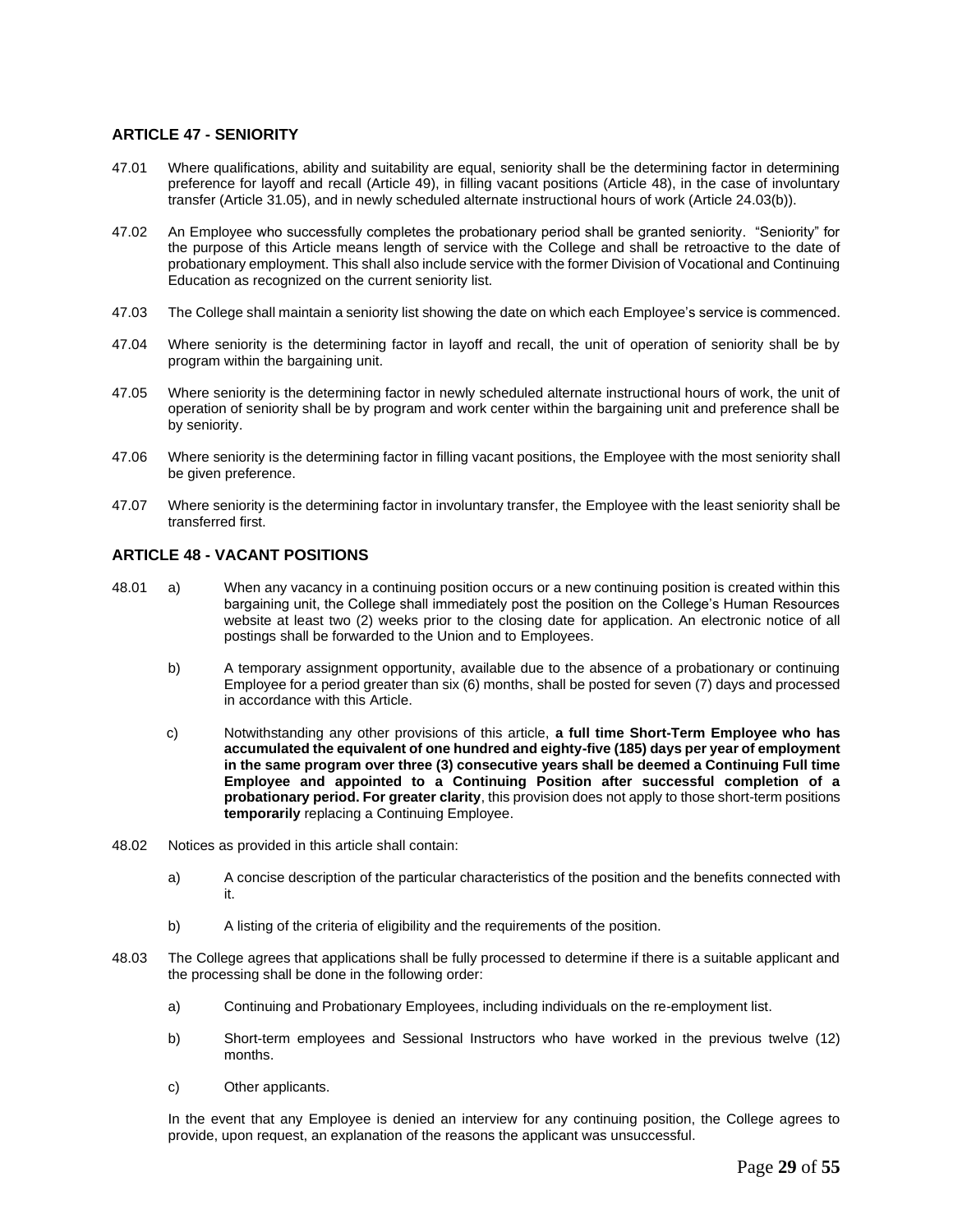## ARTICLE 47 - SENIORITY

47.01 Where qualifications, ability and suitability are equal, seniority shall be the determining factor in determining preference for layoff and recall (Article 49), in filling vacant positions (Article 48), in the case of involuntary transfer (Article 31.05), and in newly scheduled alternate instructional hours of work (Article 24.03(b)).

47.02 An Employee who successfully completes the probationary period shall be granted seniority. "Seniority" for the purpose of this Article means length of service with the College and shall be retroactive to the date of probationary employment. This shall also include service with the former Division of Vocational and Continuing Education as recognized on the current seniority list.

47.03 The College shall maintain a seniority list showing the date on which each Employee's service is commenced.

47.04 Where seniority is the determining factor in layoff and recall, the unit of operation of seniority shall be by program within the bargaining unit.

47.05 Where seniority is the determining factor in newly scheduled alternate instructional hours of work, the unit of operation of seniority shall be by program and work center within the bargaining unit and preference shall be by seniority.

47.06 Where seniority is the determining factor in filling vacant positions, the Employee with the most seniority shall be given preference.

47.07 Where seniority is the determining factor in involuntary transfer, the Employee with the least seniority shall be transferred first.

## ARTICLE 48 - VACANT POSITIONS

48.01 a) When any vacancy in a continuing position occurs or a new continuing position is created within this bargaining unit, the College shall immediately post the position on the College's Human Resources website at least two (2) weeks prior to the closing date for application. An electronic notice of all postings shall be forwarded to the Union and to Employees.

b) A temporary assignment opportunity, available due to the absence of a probationary or continuing Employee for a period greater than six (6) months, shall be posted for seven (7) days and processed in accordance with this Article.

c) Notwithstanding any other provisions of this article, **a full time Short-Term Employee who has accumulated the equivalent of one hundred and eighty-five (185) days per year of employment in the same program over three (3) consecutive years shall be deemed a Continuing Full time Employee and appointed to a Continuing Position after successful completion of a probationary period. For greater clarity**, this provision does not apply to those short-term positions **temporarily** replacing a Continuing Employee.

48.02 Notices as provided in this article shall contain:

a) A concise description of the particular characteristics of the position and the benefits connected with it.

b) A listing of the criteria of eligibility and the requirements of the position.

48.03 The College agrees that applications shall be fully processed to determine if there is a suitable applicant and the processing shall be done in the following order:

a) Continuing and Probationary Employees, including individuals on the re-employment list.

b) Short-term employees and Sessional Instructors who have worked in the previous twelve (12) months.

c) Other applicants.

In the event that any Employee is denied an interview for any continuing position, the College agrees to provide, upon request, an explanation of the reasons the applicant was unsuccessful.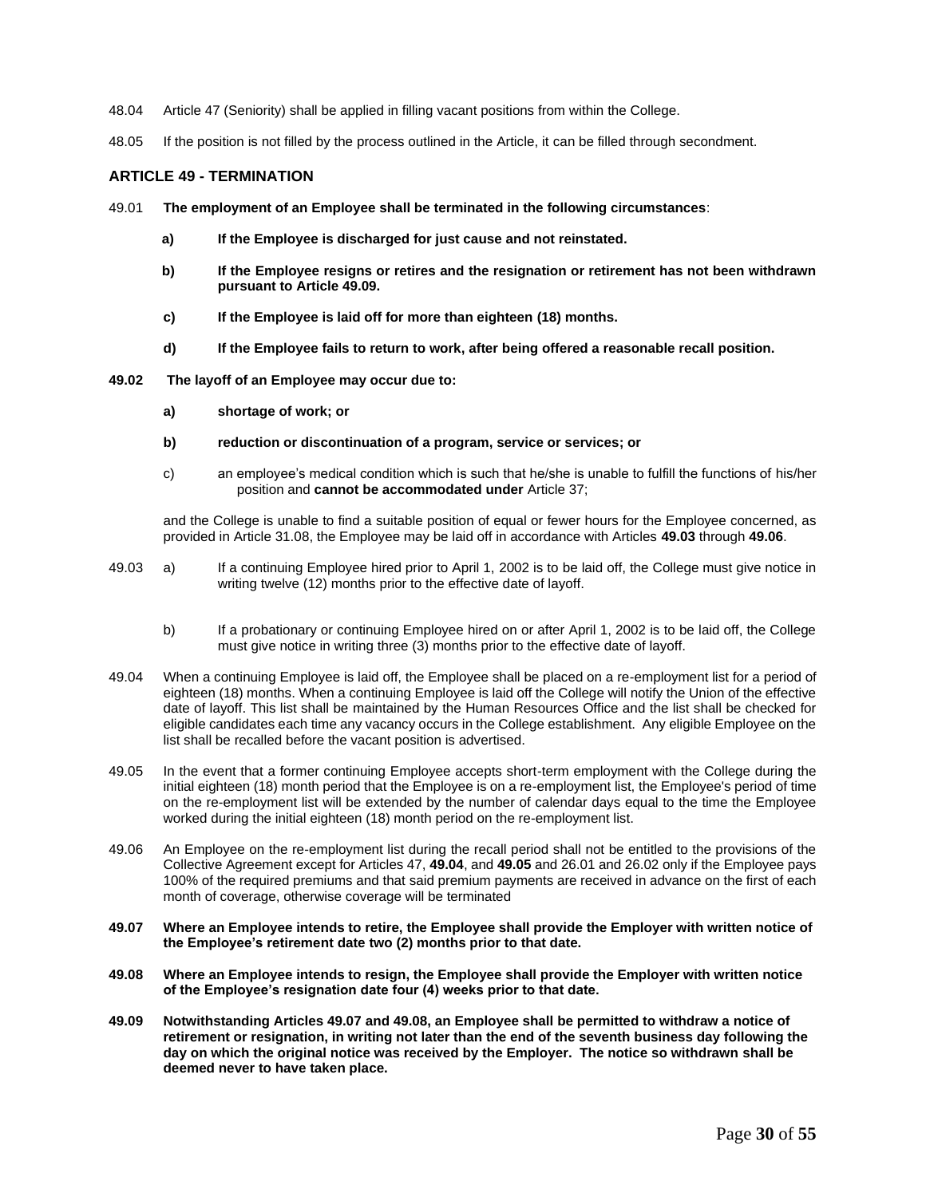48.04 Article 47 (Seniority) shall be applied in filling vacant positions from within the College.

48.05 If the position is not filled by the process outlined in the Article, it can be filled through secondment.

### ARTICLE 49 - TERMINATION

49.01 **The employment of an Employee shall be terminated in the following circumstances**:

**a) If the Employee is discharged for just cause and not reinstated.**

**b) If the Employee resigns or retires and the resignation or retirement has not been withdrawn pursuant to Article 49.09.**

**c) If the Employee is laid off for more than eighteen (18) months.**

**d) If the Employee fails to return to work, after being offered a reasonable recall position.**

**49.02 The layoff of an Employee may occur due to:**

**a) shortage of work; or**

**b) reduction or discontinuation of a program, service or services; or**

c) an employee's medical condition which is such that he/she is unable to fulfill the functions of his/her position and **cannot be accommodated under** Article 37;

and the College is unable to find a suitable position of equal or fewer hours for the Employee concerned, as provided in Article 31.08, the Employee may be laid off in accordance with Articles **49.03** through **49.06**.

49.03 a) If a continuing Employee hired prior to April 1, 2002 is to be laid off, the College must give notice in writing twelve (12) months prior to the effective date of layoff.

b) If a probationary or continuing Employee hired on or after April 1, 2002 is to be laid off, the College must give notice in writing three (3) months prior to the effective date of layoff.

49.04 When a continuing Employee is laid off, the Employee shall be placed on a re-employment list for a period of eighteen (18) months. When a continuing Employee is laid off the College will notify the Union of the effective date of layoff. This list shall be maintained by the Human Resources Office and the list shall be checked for eligible candidates each time any vacancy occurs in the College establishment. Any eligible Employee on the list shall be recalled before the vacant position is advertised.

49.05 In the event that a former continuing Employee accepts short-term employment with the College during the initial eighteen (18) month period that the Employee is on a re-employment list, the Employee's period of time on the re-employment list will be extended by the number of calendar days equal to the time the Employee worked during the initial eighteen (18) month period on the re-employment list.

49.06 An Employee on the re-employment list during the recall period shall not be entitled to the provisions of the Collective Agreement except for Articles 47, **49.04**, and **49.05** and 26.01 and 26.02 only if the Employee pays 100% of the required premiums and that said premium payments are received in advance on the first of each month of coverage, otherwise coverage will be terminated

**49.07 Where an Employee intends to retire, the Employee shall provide the Employer with written notice of the Employee's retirement date two (2) months prior to that date.**

**49.08 Where an Employee intends to resign, the Employee shall provide the Employer with written notice of the Employee's resignation date four (4) weeks prior to that date.**

**49.09 Notwithstanding Articles 49.07 and 49.08, an Employee shall be permitted to withdraw a notice of retirement or resignation, in writing not later than the end of the seventh business day following the day on which the original notice was received by the Employer. The notice so withdrawn shall be deemed never to have taken place.**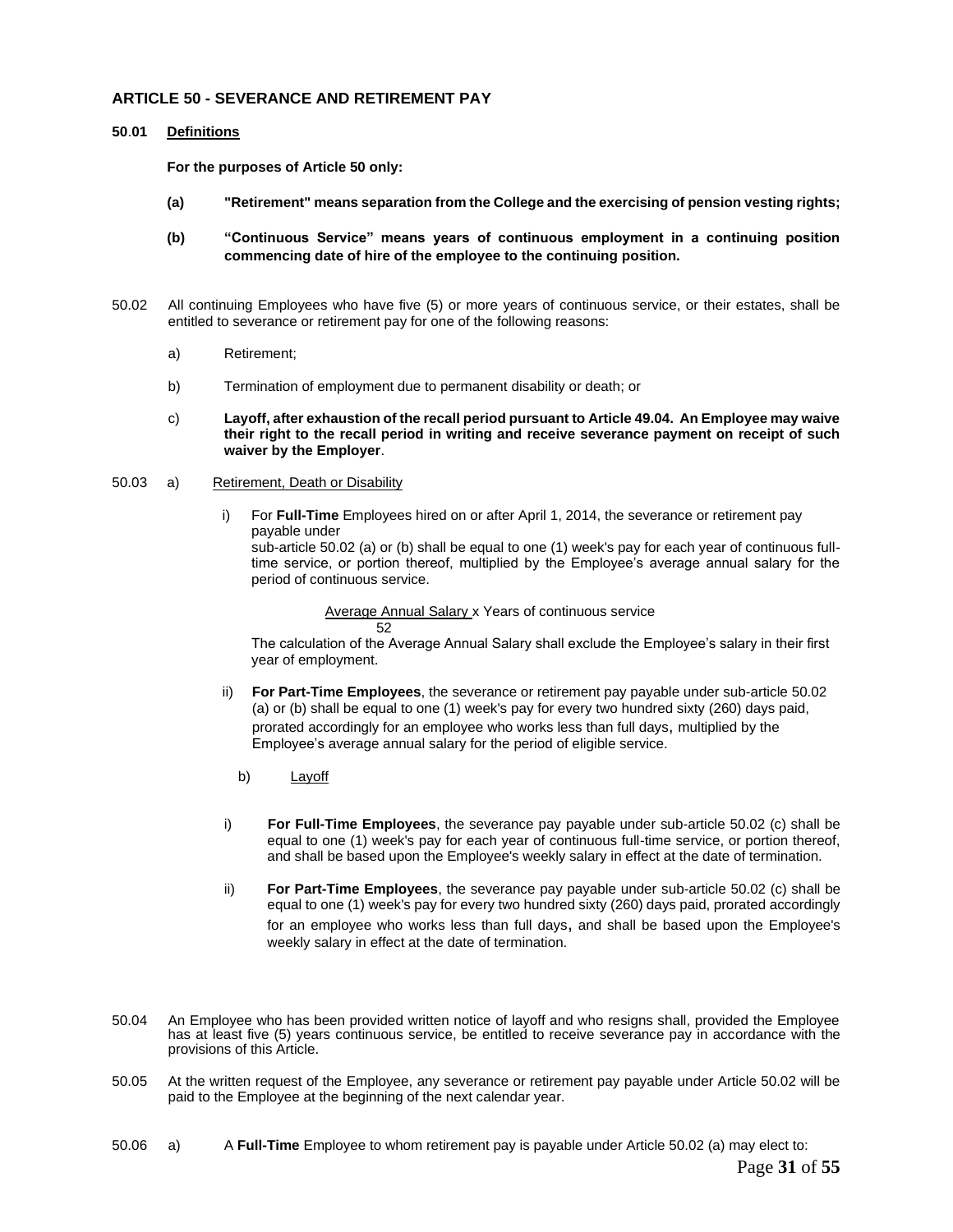## ARTICLE 50 - SEVERANCE AND RETIREMENT PAY

**50.01 Definitions**

**For the purposes of Article 50 only:**

**(a) "Retirement" means separation from the College and the exercising of pension vesting rights;**

**(b) "Continuous Service" means years of continuous employment in a continuing position commencing date of hire of the employee to the continuing position.**

50.02 All continuing Employees who have five (5) or more years of continuous service, or their estates, shall be entitled to severance or retirement pay for one of the following reasons:

a) Retirement;

b) Termination of employment due to permanent disability or death; or

c) **Layoff, after exhaustion of the recall period pursuant to Article 49.04. An Employee may waive their right to the recall period in writing and receive severance payment on receipt of such waiver by the Employer**.

50.03 a) Retirement, Death or Disability

i) For **Full-Time** Employees hired on or after April 1, 2014, the severance or retirement pay payable under sub-article 50.02 (a) or (b) shall be equal to one (1) week's pay for each year of continuous full-time service, or portion thereof, multiplied by the Employee's average annual salary for the period of continuous service.

$$\frac{\text{Average Annual Salary}}{52} \times \text{Years of continuous service}$$

The calculation of the Average Annual Salary shall exclude the Employee's salary in their first year of employment.

ii) **For Part-Time Employees**, the severance or retirement pay payable under sub-article 50.02 (a) or (b) shall be equal to one (1) week's pay for every two hundred sixty (260) days paid, prorated accordingly for an employee who works less than full days, multiplied by the Employee's average annual salary for the period of eligible service.

b) Layoff

i) **For Full-Time Employees**, the severance pay payable under sub-article 50.02 (c) shall be equal to one (1) week's pay for each year of continuous full-time service, or portion thereof, and shall be based upon the Employee's weekly salary in effect at the date of termination.

ii) **For Part-Time Employees**, the severance pay payable under sub-article 50.02 (c) shall be equal to one (1) week's pay for every two hundred sixty (260) days paid, prorated accordingly for an employee who works less than full days, and shall be based upon the Employee's weekly salary in effect at the date of termination.

50.04 An Employee who has been provided written notice of layoff and who resigns shall, provided the Employee has at least five (5) years continuous service, be entitled to receive severance pay in accordance with the provisions of this Article.

50.05 At the written request of the Employee, any severance or retirement pay payable under Article 50.02 will be paid to the Employee at the beginning of the next calendar year.

50.06 a) A **Full-Time** Employee to whom retirement pay is payable under Article 50.02 (a) may elect to: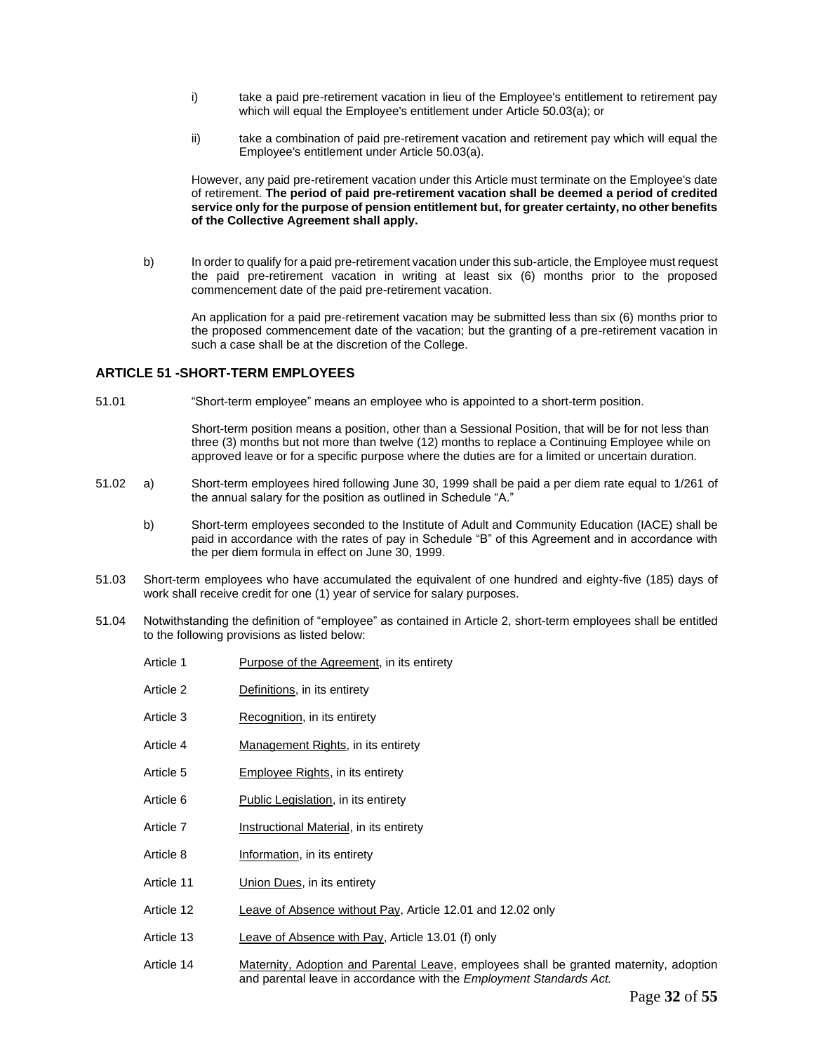i) take a paid pre-retirement vacation in lieu of the Employee's entitlement to retirement pay which will equal the Employee's entitlement under Article 50.03(a); or

ii) take a combination of paid pre-retirement vacation and retirement pay which will equal the Employee's entitlement under Article 50.03(a).

However, any paid pre-retirement vacation under this Article must terminate on the Employee's date of retirement. **The period of paid pre-retirement vacation shall be deemed a period of credited service only for the purpose of pension entitlement but, for greater certainty, no other benefits of the Collective Agreement shall apply.**

b) In order to qualify for a paid pre-retirement vacation under this sub-article, the Employee must request the paid pre-retirement vacation in writing at least six (6) months prior to the proposed commencement date of the paid pre-retirement vacation.

An application for a paid pre-retirement vacation may be submitted less than six (6) months prior to the proposed commencement date of the vacation; but the granting of a pre-retirement vacation in such a case shall be at the discretion of the College.

## ARTICLE 51 -SHORT-TERM EMPLOYEES

51.01 "Short-term employee" means an employee who is appointed to a short-term position.

Short-term position means a position, other than a Sessional Position, that will be for not less than three (3) months but not more than twelve (12) months to replace a Continuing Employee while on approved leave or for a specific purpose where the duties are for a limited or uncertain duration.

51.02 a) Short-term employees hired following June 30, 1999 shall be paid a per diem rate equal to 1/261 of the annual salary for the position as outlined in Schedule "A."

b) Short-term employees seconded to the Institute of Adult and Community Education (IACE) shall be paid in accordance with the rates of pay in Schedule "B" of this Agreement and in accordance with the per diem formula in effect on June 30, 1999.

51.03 Short-term employees who have accumulated the equivalent of one hundred and eighty-five (185) days of work shall receive credit for one (1) year of service for salary purposes.

51.04 Notwithstanding the definition of "employee" as contained in Article 2, short-term employees shall be entitled to the following provisions as listed below:

Article 1 Purpose of the Agreement, in its entirety

Article 2 Definitions, in its entirety

Article 3 Recognition, in its entirety

Article 4 Management Rights, in its entirety

Article 5 Employee Rights, in its entirety

Article 6 Public Legislation, in its entirety

Article 7 Instructional Material, in its entirety

Article 8 Information, in its entirety

Article 11 Union Dues, in its entirety

Article 12 Leave of Absence without Pay, Article 12.01 and 12.02 only

Article 13 Leave of Absence with Pay, Article 13.01 (f) only

Article 14 Maternity, Adoption and Parental Leave, employees shall be granted maternity, adoption and parental leave in accordance with the *Employment Standards Act.*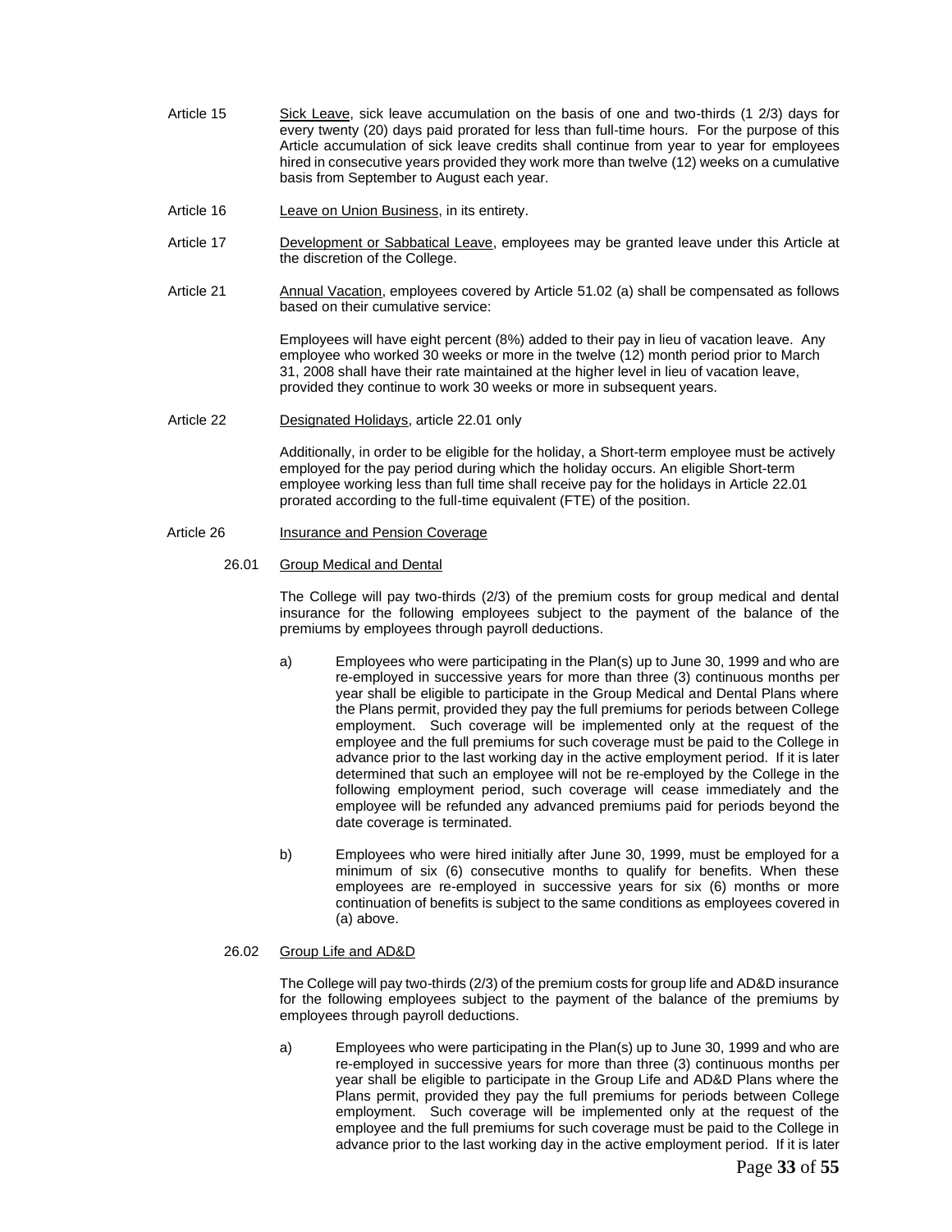Article 15 Sick Leave, sick leave accumulation on the basis of one and two-thirds (1 2/3) days for every twenty (20) days paid prorated for less than full-time hours. For the purpose of this Article accumulation of sick leave credits shall continue from year to year for employees hired in consecutive years provided they work more than twelve (12) weeks on a cumulative basis from September to August each year.

Article 16 Leave on Union Business, in its entirety.

Article 17 Development or Sabbatical Leave, employees may be granted leave under this Article at the discretion of the College.

Article 21 Annual Vacation, employees covered by Article 51.02 (a) shall be compensated as follows based on their cumulative service:

Employees will have eight percent (8%) added to their pay in lieu of vacation leave. Any employee who worked 30 weeks or more in the twelve (12) month period prior to March 31, 2008 shall have their rate maintained at the higher level in lieu of vacation leave, provided they continue to work 30 weeks or more in subsequent years.

Article 22 Designated Holidays, article 22.01 only

Additionally, in order to be eligible for the holiday, a Short-term employee must be actively employed for the pay period during which the holiday occurs. An eligible Short-term employee working less than full time shall receive pay for the holidays in Article 22.01 prorated according to the full-time equivalent (FTE) of the position.

Article 26 Insurance and Pension Coverage

26.01 Group Medical and Dental

The College will pay two-thirds (2/3) of the premium costs for group medical and dental insurance for the following employees subject to the payment of the balance of the premiums by employees through payroll deductions.

a) Employees who were participating in the Plan(s) up to June 30, 1999 and who are re-employed in successive years for more than three (3) continuous months per year shall be eligible to participate in the Group Medical and Dental Plans where the Plans permit, provided they pay the full premiums for periods between College employment. Such coverage will be implemented only at the request of the employee and the full premiums for such coverage must be paid to the College in advance prior to the last working day in the active employment period. If it is later determined that such an employee will not be re-employed by the College in the following employment period, such coverage will cease immediately and the employee will be refunded any advanced premiums paid for periods beyond the date coverage is terminated.

b) Employees who were hired initially after June 30, 1999, must be employed for a minimum of six (6) consecutive months to qualify for benefits. When these employees are re-employed in successive years for six (6) months or more continuation of benefits is subject to the same conditions as employees covered in (a) above.

26.02 Group Life and AD&D

The College will pay two-thirds (2/3) of the premium costs for group life and AD&D insurance for the following employees subject to the payment of the balance of the premiums by employees through payroll deductions.

a) Employees who were participating in the Plan(s) up to June 30, 1999 and who are re-employed in successive years for more than three (3) continuous months per year shall be eligible to participate in the Group Life and AD&D Plans where the Plans permit, provided they pay the full premiums for periods between College employment. Such coverage will be implemented only at the request of the employee and the full premiums for such coverage must be paid to the College in advance prior to the last working day in the active employment period. If it is later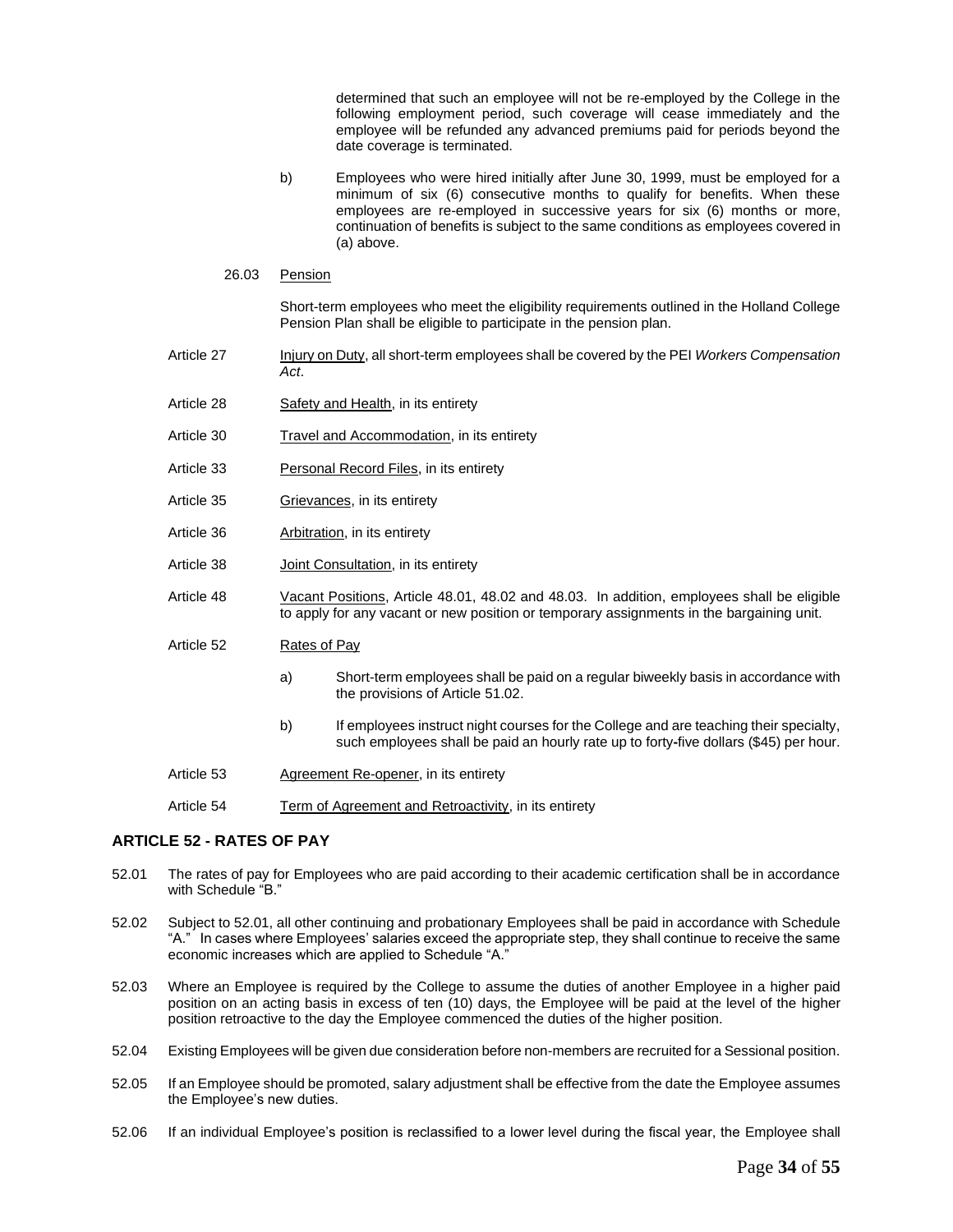determined that such an employee will not be re-employed by the College in the following employment period, such coverage will cease immediately and the employee will be refunded any advanced premiums paid for periods beyond the date coverage is terminated.

b) Employees who were hired initially after June 30, 1999, must be employed for a minimum of six (6) consecutive months to qualify for benefits. When these employees are re-employed in successive years for six (6) months or more, continuation of benefits is subject to the same conditions as employees covered in (a) above.

26.03 Pension

Short-term employees who meet the eligibility requirements outlined in the Holland College Pension Plan shall be eligible to participate in the pension plan.

Article 27 Injury on Duty, all short-term employees shall be covered by the PEI *Workers Compensation Act*.

Article 28 Safety and Health, in its entirety

Article 30 Travel and Accommodation, in its entirety

Article 33 Personal Record Files, in its entirety

Article 35 Grievances, in its entirety

Article 36 Arbitration, in its entirety

Article 38 Joint Consultation, in its entirety

Article 48 Vacant Positions, Article 48.01, 48.02 and 48.03. In addition, employees shall be eligible to apply for any vacant or new position or temporary assignments in the bargaining unit.

Article 52 Rates of Pay

a) Short-term employees shall be paid on a regular biweekly basis in accordance with the provisions of Article 51.02.

b) If employees instruct night courses for the College and are teaching their specialty, such employees shall be paid an hourly rate up to forty-five dollars ($45) per hour.

Article 53 Agreement Re-opener, in its entirety

Article 54 Term of Agreement and Retroactivity, in its entirety

## ARTICLE 52 - RATES OF PAY

52.01 The rates of pay for Employees who are paid according to their academic certification shall be in accordance with Schedule "B."

52.02 Subject to 52.01, all other continuing and probationary Employees shall be paid in accordance with Schedule "A." In cases where Employees' salaries exceed the appropriate step, they shall continue to receive the same economic increases which are applied to Schedule "A."

52.03 Where an Employee is required by the College to assume the duties of another Employee in a higher paid position on an acting basis in excess of ten (10) days, the Employee will be paid at the level of the higher position retroactive to the day the Employee commenced the duties of the higher position.

52.04 Existing Employees will be given due consideration before non-members are recruited for a Sessional position.

52.05 If an Employee should be promoted, salary adjustment shall be effective from the date the Employee assumes the Employee's new duties.

52.06 If an individual Employee's position is reclassified to a lower level during the fiscal year, the Employee shall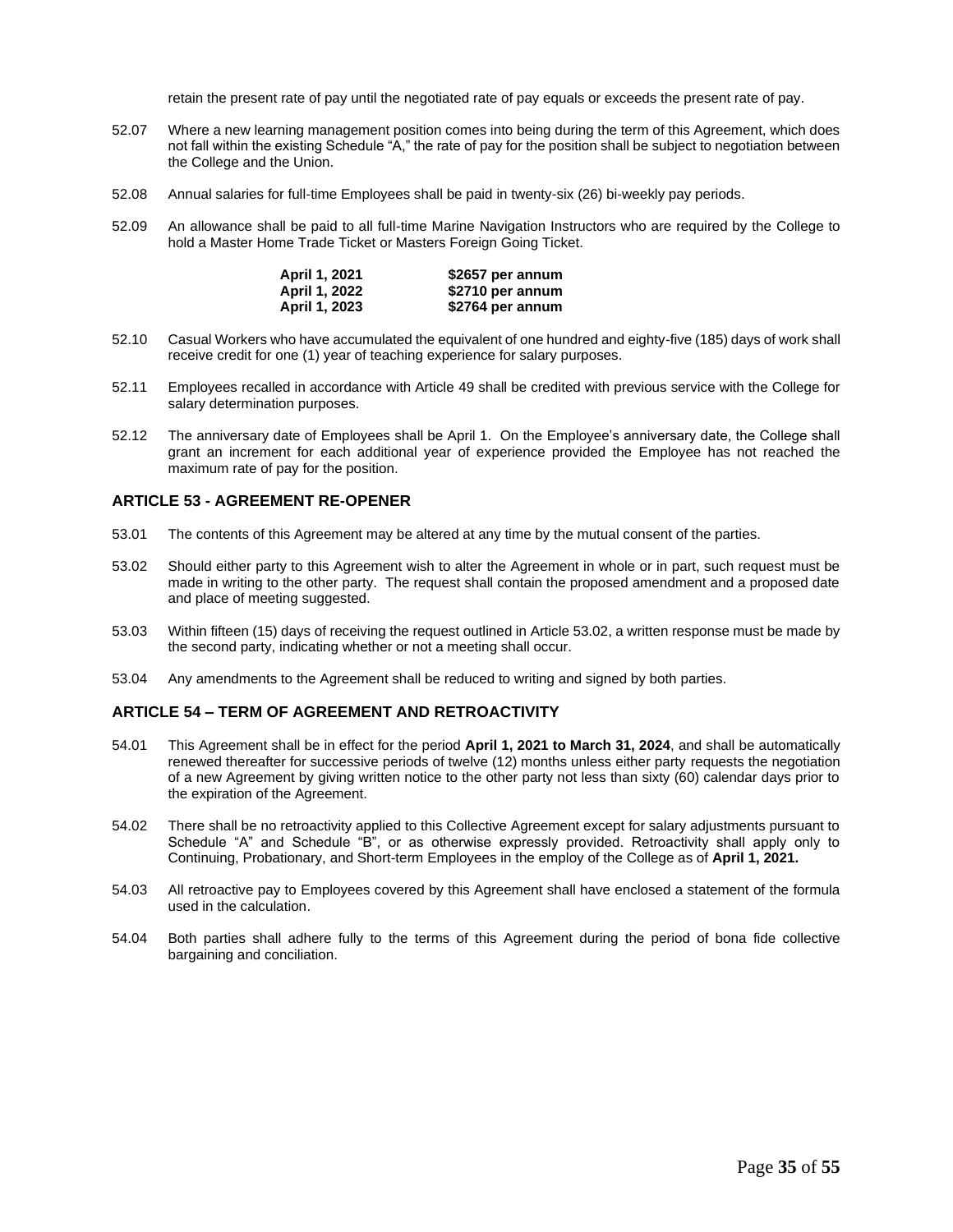retain the present rate of pay until the negotiated rate of pay equals or exceeds the present rate of pay.

52.07 Where a new learning management position comes into being during the term of this Agreement, which does not fall within the existing Schedule "A," the rate of pay for the position shall be subject to negotiation between the College and the Union.

52.08 Annual salaries for full-time Employees shall be paid in twenty-six (26) bi-weekly pay periods.

52.09 An allowance shall be paid to all full-time Marine Navigation Instructors who are required by the College to hold a Master Home Trade Ticket or Masters Foreign Going Ticket.

| | |
|---|---|
| **April 1, 2021** | **$2657 per annum** |
| **April 1, 2022** | **$2710 per annum** |
| **April 1, 2023** | **$2764 per annum** |

52.10 Casual Workers who have accumulated the equivalent of one hundred and eighty-five (185) days of work shall receive credit for one (1) year of teaching experience for salary purposes.

52.11 Employees recalled in accordance with Article 49 shall be credited with previous service with the College for salary determination purposes.

52.12 The anniversary date of Employees shall be April 1. On the Employee's anniversary date, the College shall grant an increment for each additional year of experience provided the Employee has not reached the maximum rate of pay for the position.

## ARTICLE 53 - AGREEMENT RE-OPENER

53.01 The contents of this Agreement may be altered at any time by the mutual consent of the parties.

53.02 Should either party to this Agreement wish to alter the Agreement in whole or in part, such request must be made in writing to the other party. The request shall contain the proposed amendment and a proposed date and place of meeting suggested.

53.03 Within fifteen (15) days of receiving the request outlined in Article 53.02, a written response must be made by the second party, indicating whether or not a meeting shall occur.

53.04 Any amendments to the Agreement shall be reduced to writing and signed by both parties.

## ARTICLE 54 – TERM OF AGREEMENT AND RETROACTIVITY

54.01 This Agreement shall be in effect for the period **April 1, 2021 to March 31, 2024**, and shall be automatically renewed thereafter for successive periods of twelve (12) months unless either party requests the negotiation of a new Agreement by giving written notice to the other party not less than sixty (60) calendar days prior to the expiration of the Agreement.

54.02 There shall be no retroactivity applied to this Collective Agreement except for salary adjustments pursuant to Schedule "A" and Schedule "B", or as otherwise expressly provided. Retroactivity shall apply only to Continuing, Probationary, and Short-term Employees in the employ of the College as of **April 1, 2021.**

54.03 All retroactive pay to Employees covered by this Agreement shall have enclosed a statement of the formula used in the calculation.

54.04 Both parties shall adhere fully to the terms of this Agreement during the period of bona fide collective bargaining and conciliation.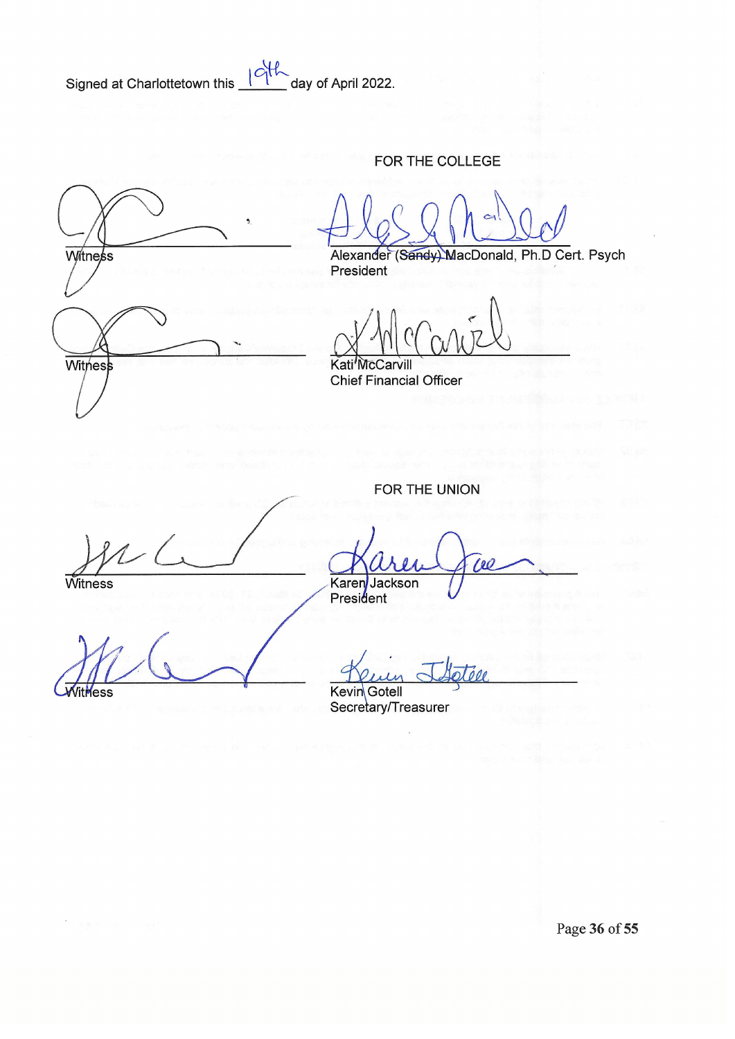Signed at Charlottetown this 19th day of April 2022.

FOR THE COLLEGE

______________________________
Witness

______________________________
Alexander (Sandy) MacDonald, Ph.D Cert. Psych
President

______________________________
Witness

______________________________
Kati McCarvill
Chief Financial Officer

FOR THE UNION

______________________________
Witness

______________________________
Karen Jackson
President

______________________________
Witness

______________________________
Kevin Gotell
Secretary/Treasurer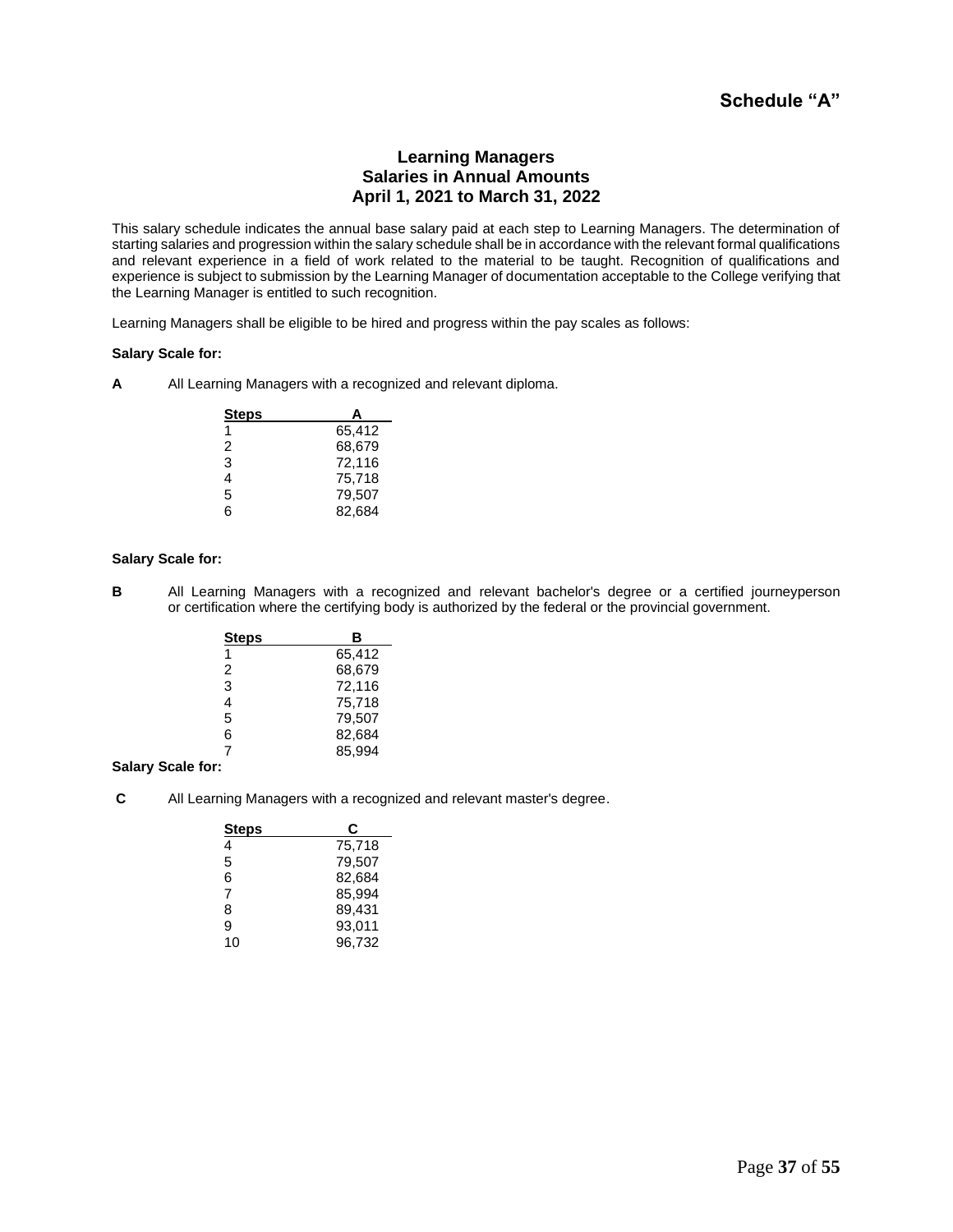# Schedule "A"

## Learning Managers
## Salaries in Annual Amounts
## April 1, 2021 to March 31, 2022

This salary schedule indicates the annual base salary paid at each step to Learning Managers. The determination of starting salaries and progression within the salary schedule shall be in accordance with the relevant formal qualifications and relevant experience in a field of work related to the material to be taught. Recognition of qualifications and experience is subject to submission by the Learning Manager of documentation acceptable to the College verifying that the Learning Manager is entitled to such recognition.

Learning Managers shall be eligible to be hired and progress within the pay scales as follows:

**Salary Scale for:**

**A** All Learning Managers with a recognized and relevant diploma.

| Steps | A |
|---|---|
| 1 | 65,412 |
| 2 | 68,679 |
| 3 | 72,116 |
| 4 | 75,718 |
| 5 | 79,507 |
| 6 | 82,684 |

**Salary Scale for:**

**B** All Learning Managers with a recognized and relevant bachelor's degree or a certified journeyperson or certification where the certifying body is authorized by the federal or the provincial government.

| Steps | B |
|---|---|
| 1 | 65,412 |
| 2 | 68,679 |
| 3 | 72,116 |
| 4 | 75,718 |
| 5 | 79,507 |
| 6 | 82,684 |
| 7 | 85,994 |

**Salary Scale for:**

**C** All Learning Managers with a recognized and relevant master's degree.

| Steps | C |
|---|---|
| 4 | 75,718 |
| 5 | 79,507 |
| 6 | 82,684 |
| 7 | 85,994 |
| 8 | 89,431 |
| 9 | 93,011 |
| 10 | 96,732 |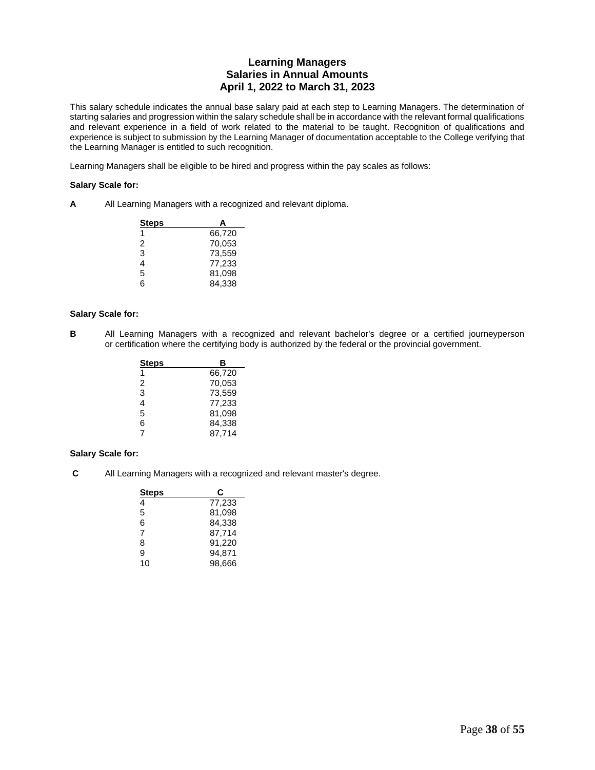## Learning Managers
## Salaries in Annual Amounts
## April 1, 2022 to March 31, 2023

This salary schedule indicates the annual base salary paid at each step to Learning Managers. The determination of starting salaries and progression within the salary schedule shall be in accordance with the relevant formal qualifications and relevant experience in a field of work related to the material to be taught. Recognition of qualifications and experience is subject to submission by the Learning Manager of documentation acceptable to the College verifying that the Learning Manager is entitled to such recognition.

Learning Managers shall be eligible to be hired and progress within the pay scales as follows:

**Salary Scale for:**

**A** All Learning Managers with a recognized and relevant diploma.

| Steps | A |
|---|---|
| 1 | 66,720 |
| 2 | 70,053 |
| 3 | 73,559 |
| 4 | 77,233 |
| 5 | 81,098 |
| 6 | 84,338 |

**Salary Scale for:**

**B** All Learning Managers with a recognized and relevant bachelor's degree or a certified journeyperson or certification where the certifying body is authorized by the federal or the provincial government.

| Steps | B |
|---|---|
| 1 | 66,720 |
| 2 | 70,053 |
| 3 | 73,559 |
| 4 | 77,233 |
| 5 | 81,098 |
| 6 | 84,338 |
| 7 | 87,714 |

**Salary Scale for:**

**C** All Learning Managers with a recognized and relevant master's degree.

| Steps | C |
|---|---|
| 4 | 77,233 |
| 5 | 81,098 |
| 6 | 84,338 |
| 7 | 87,714 |
| 8 | 91,220 |
| 9 | 94,871 |
| 10 | 98,666 |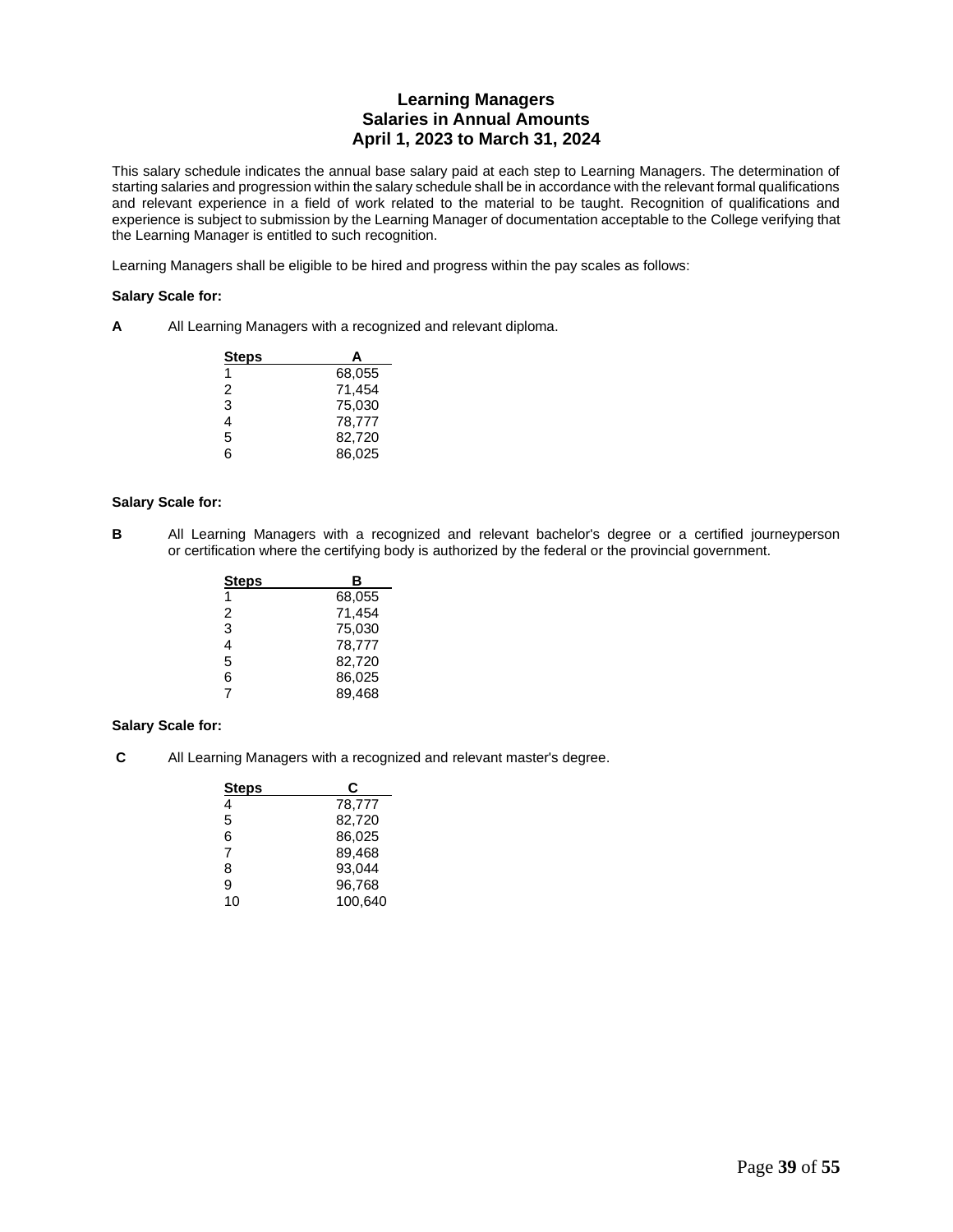# Learning Managers
## Salaries in Annual Amounts
## April 1, 2023 to March 31, 2024

This salary schedule indicates the annual base salary paid at each step to Learning Managers. The determination of starting salaries and progression within the salary schedule shall be in accordance with the relevant formal qualifications and relevant experience in a field of work related to the material to be taught. Recognition of qualifications and experience is subject to submission by the Learning Manager of documentation acceptable to the College verifying that the Learning Manager is entitled to such recognition.

Learning Managers shall be eligible to be hired and progress within the pay scales as follows:

**Salary Scale for:**

**A** All Learning Managers with a recognized and relevant diploma.

| Steps | A |
|---|---|
| 1 | 68,055 |
| 2 | 71,454 |
| 3 | 75,030 |
| 4 | 78,777 |
| 5 | 82,720 |
| 6 | 86,025 |

**Salary Scale for:**

**B** All Learning Managers with a recognized and relevant bachelor's degree or a certified journeyperson or certification where the certifying body is authorized by the federal or the provincial government.

| Steps | B |
|---|---|
| 1 | 68,055 |
| 2 | 71,454 |
| 3 | 75,030 |
| 4 | 78,777 |
| 5 | 82,720 |
| 6 | 86,025 |
| 7 | 89,468 |

**Salary Scale for:**

**C** All Learning Managers with a recognized and relevant master's degree.

| Steps | C |
|---|---|
| 4 | 78,777 |
| 5 | 82,720 |
| 6 | 86,025 |
| 7 | 89,468 |
| 8 | 93,044 |
| 9 | 96,768 |
| 10 | 100,640 |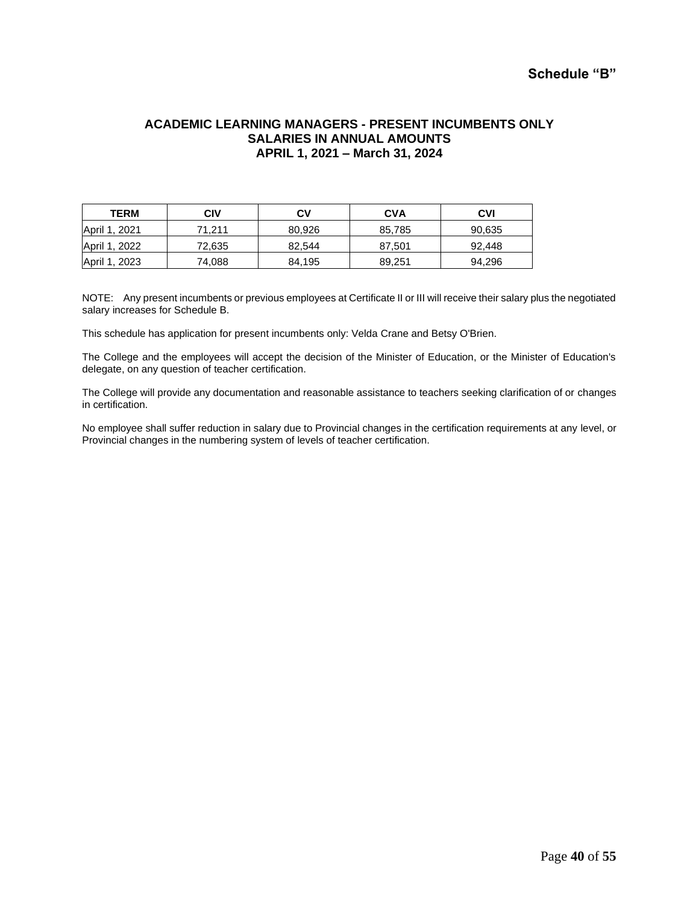## Schedule "B"

### ACADEMIC LEARNING MANAGERS - PRESENT INCUMBENTS ONLY
### SALARIES IN ANNUAL AMOUNTS
### APRIL 1, 2021 – March 31, 2024

| TERM | CIV | CV | CVA | CVI |
|---|---|---|---|---|
| April 1, 2021 | 71,211 | 80,926 | 85,785 | 90,635 |
| April 1, 2022 | 72,635 | 82,544 | 87,501 | 92,448 |
| April 1, 2023 | 74,088 | 84,195 | 89,251 | 94,296 |

NOTE: Any present incumbents or previous employees at Certificate II or III will receive their salary plus the negotiated salary increases for Schedule B.

This schedule has application for present incumbents only: Velda Crane and Betsy O'Brien.

The College and the employees will accept the decision of the Minister of Education, or the Minister of Education's delegate, on any question of teacher certification.

The College will provide any documentation and reasonable assistance to teachers seeking clarification of or changes in certification.

No employee shall suffer reduction in salary due to Provincial changes in the certification requirements at any level, or Provincial changes in the numbering system of levels of teacher certification.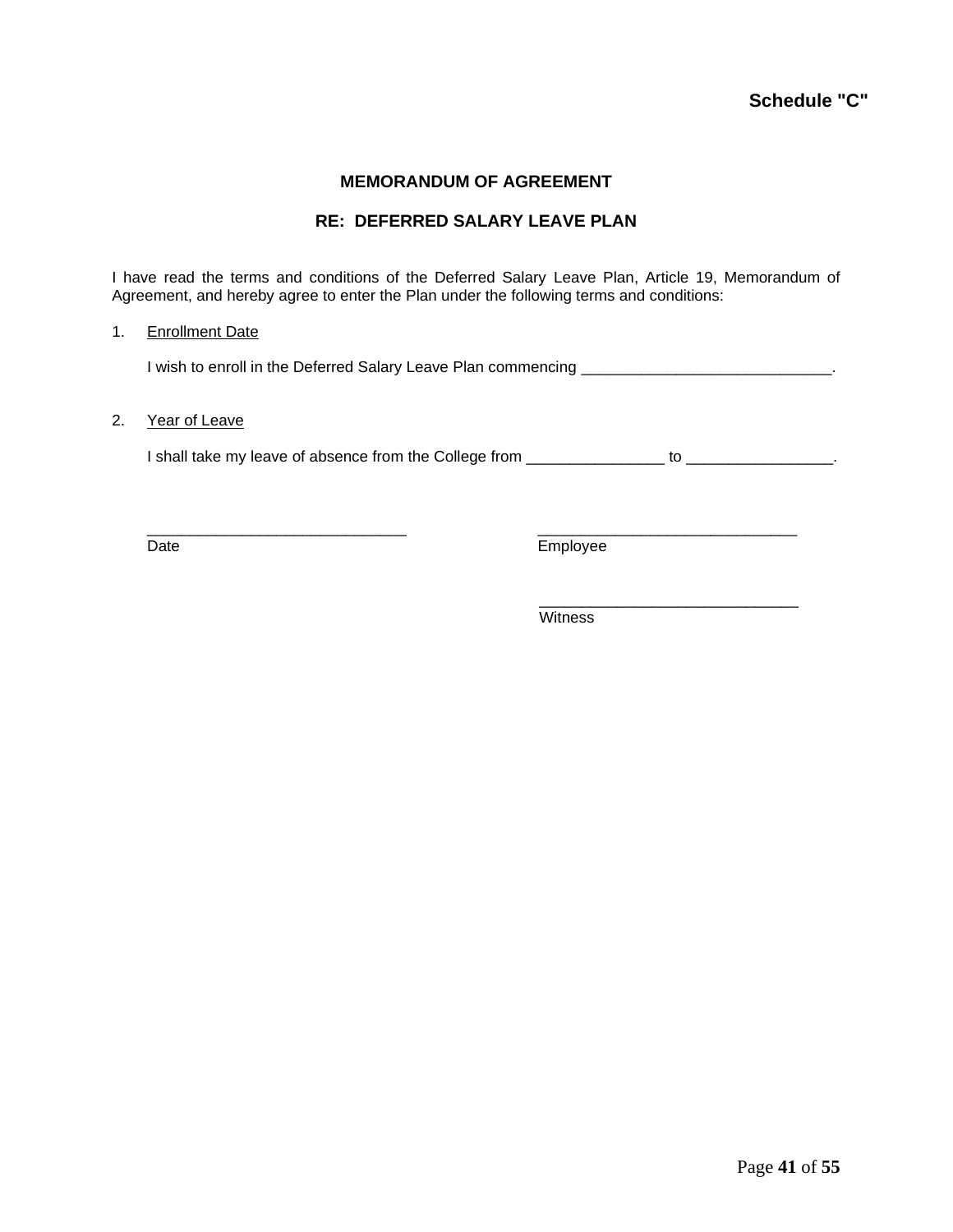**Schedule "C"**

## MEMORANDUM OF AGREEMENT

## RE: DEFERRED SALARY LEAVE PLAN

I have read the terms and conditions of the Deferred Salary Leave Plan, Article 19, Memorandum of Agreement, and hereby agree to enter the Plan under the following terms and conditions:

1. Enrollment Date

   I wish to enroll in the Deferred Salary Leave Plan commencing _____________________________.

2. Year of Leave

   I shall take my leave of absence from the College from ________________ to _________________.

______________________________ Date

______________________________ Employee

______________________________ Witness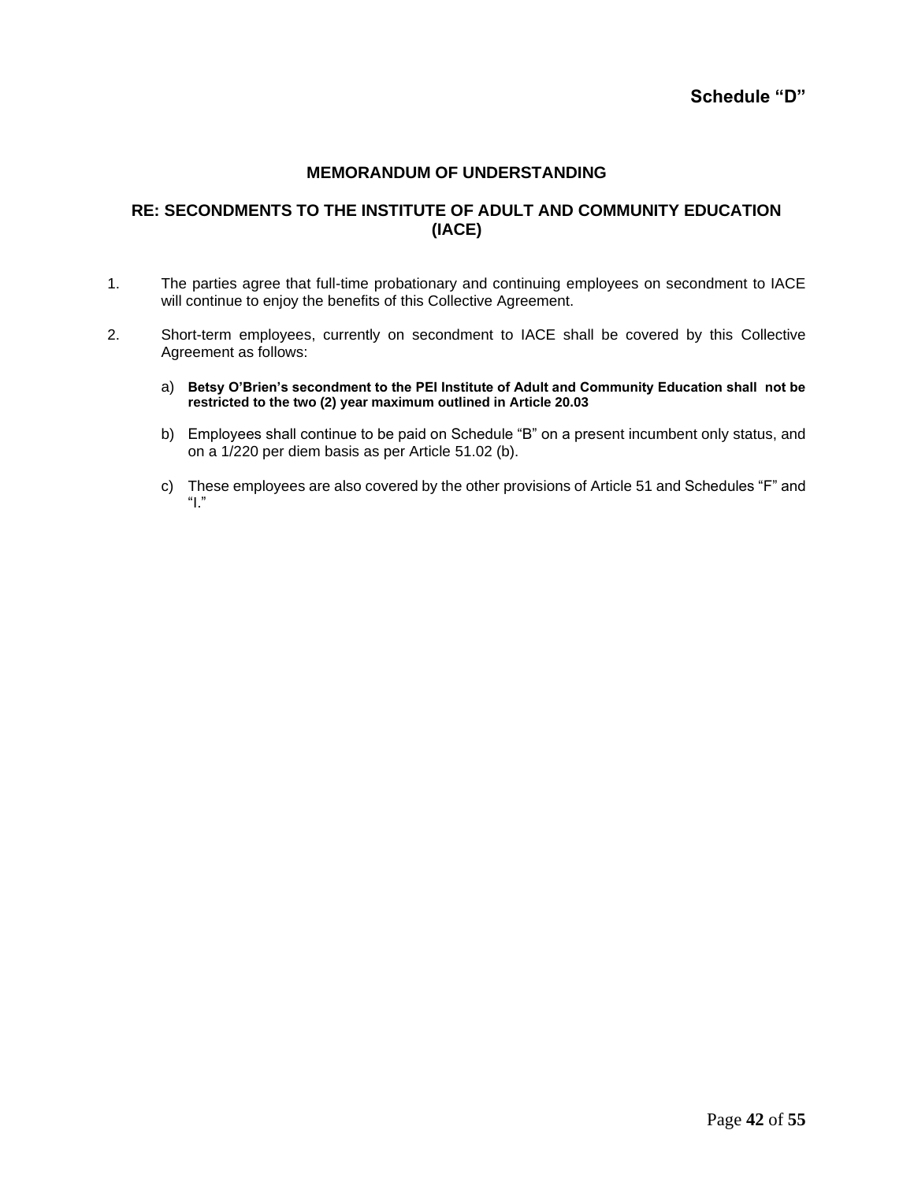# Schedule "D"

## MEMORANDUM OF UNDERSTANDING

## RE: SECONDMENTS TO THE INSTITUTE OF ADULT AND COMMUNITY EDUCATION (IACE)

1. The parties agree that full-time probationary and continuing employees on secondment to IACE will continue to enjoy the benefits of this Collective Agreement.

2. Short-term employees, currently on secondment to IACE shall be covered by this Collective Agreement as follows:

   a) **Betsy O'Brien's secondment to the PEI Institute of Adult and Community Education shall not be restricted to the two (2) year maximum outlined in Article 20.03**

   b) Employees shall continue to be paid on Schedule "B" on a present incumbent only status, and on a 1/220 per diem basis as per Article 51.02 (b).

   c) These employees are also covered by the other provisions of Article 51 and Schedules "F" and "I."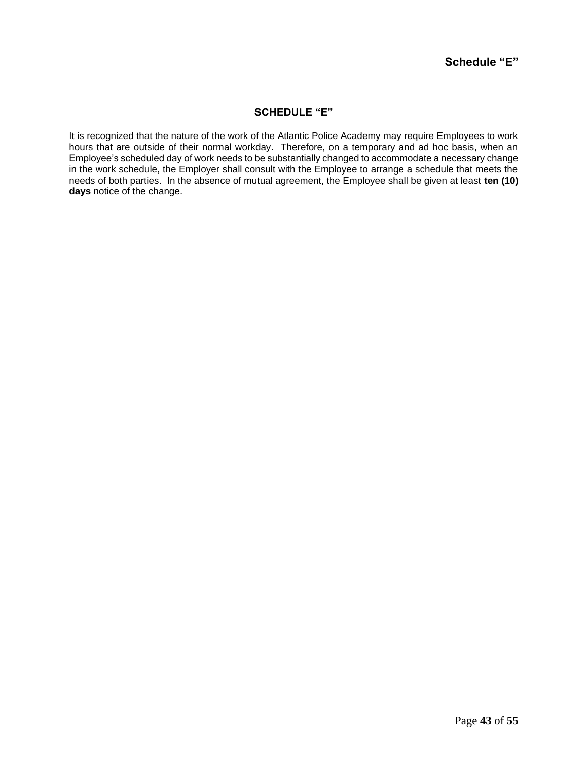# SCHEDULE "E"

It is recognized that the nature of the work of the Atlantic Police Academy may require Employees to work hours that are outside of their normal workday. Therefore, on a temporary and ad hoc basis, when an Employee's scheduled day of work needs to be substantially changed to accommodate a necessary change in the work schedule, the Employer shall consult with the Employee to arrange a schedule that meets the needs of both parties. In the absence of mutual agreement, the Employee shall be given at least **ten (10) days** notice of the change.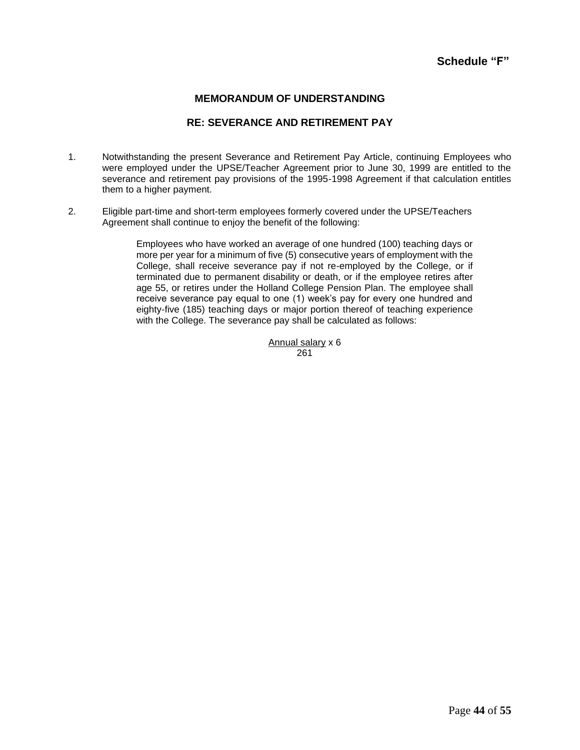**Schedule "F"**

## MEMORANDUM OF UNDERSTANDING

## RE: SEVERANCE AND RETIREMENT PAY

1. Notwithstanding the present Severance and Retirement Pay Article, continuing Employees who were employed under the UPSE/Teacher Agreement prior to June 30, 1999 are entitled to the severance and retirement pay provisions of the 1995-1998 Agreement if that calculation entitles them to a higher payment.

2. Eligible part-time and short-term employees formerly covered under the UPSE/Teachers Agreement shall continue to enjoy the benefit of the following:

   Employees who have worked an average of one hundred (100) teaching days or more per year for a minimum of five (5) consecutive years of employment with the College, shall receive severance pay if not re-employed by the College, or if terminated due to permanent disability or death, or if the employee retires after age 55, or retires under the Holland College Pension Plan. The employee shall receive severance pay equal to one (1) week's pay for every one hundred and eighty-five (185) teaching days or major portion thereof of teaching experience with the College. The severance pay shall be calculated as follows:

$$\frac{\text{Annual salary}}{261} \times 6$$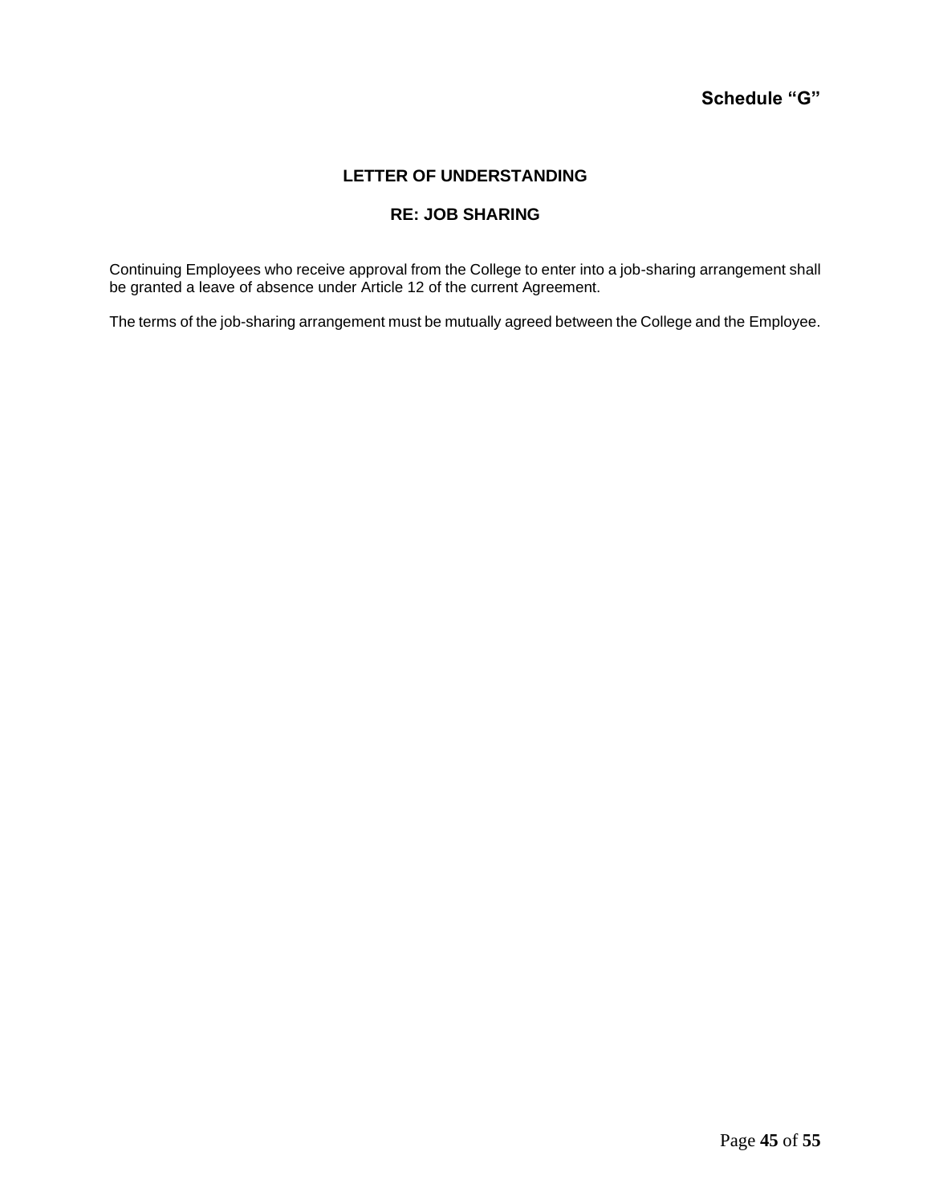**Schedule "G"**

## LETTER OF UNDERSTANDING

## RE: JOB SHARING

Continuing Employees who receive approval from the College to enter into a job-sharing arrangement shall be granted a leave of absence under Article 12 of the current Agreement.

The terms of the job-sharing arrangement must be mutually agreed between the College and the Employee.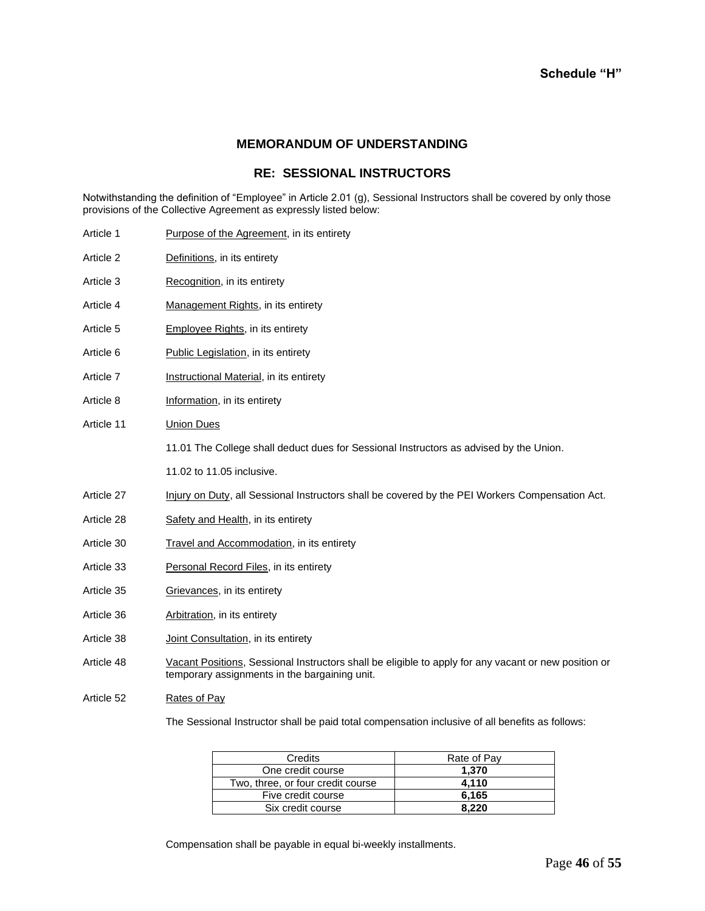**Schedule "H"**

## MEMORANDUM OF UNDERSTANDING

## RE: SESSIONAL INSTRUCTORS

Notwithstanding the definition of "Employee" in Article 2.01 (g), Sessional Instructors shall be covered by only those provisions of the Collective Agreement as expressly listed below:

Article 1 Purpose of the Agreement, in its entirety

Article 2 Definitions, in its entirety

Article 3 Recognition, in its entirety

Article 4 Management Rights, in its entirety

Article 5 Employee Rights, in its entirety

Article 6 Public Legislation, in its entirety

Article 7 Instructional Material, in its entirety

Article 8 Information, in its entirety

Article 11 Union Dues

11.01 The College shall deduct dues for Sessional Instructors as advised by the Union.

11.02 to 11.05 inclusive.

Article 27 Injury on Duty, all Sessional Instructors shall be covered by the PEI Workers Compensation Act.

Article 28 Safety and Health, in its entirety

Article 30 Travel and Accommodation, in its entirety

Article 33 Personal Record Files, in its entirety

Article 35 Grievances, in its entirety

Article 36 Arbitration, in its entirety

Article 38 Joint Consultation, in its entirety

Article 48 Vacant Positions, Sessional Instructors shall be eligible to apply for any vacant or new position or temporary assignments in the bargaining unit.

Article 52 Rates of Pay

The Sessional Instructor shall be paid total compensation inclusive of all benefits as follows:

| Credits | Rate of Pay |
|---|---|
| One credit course | **1,370** |
| Two, three, or four credit course | **4,110** |
| Five credit course | **6,165** |
| Six credit course | **8,220** |

Compensation shall be payable in equal bi-weekly installments.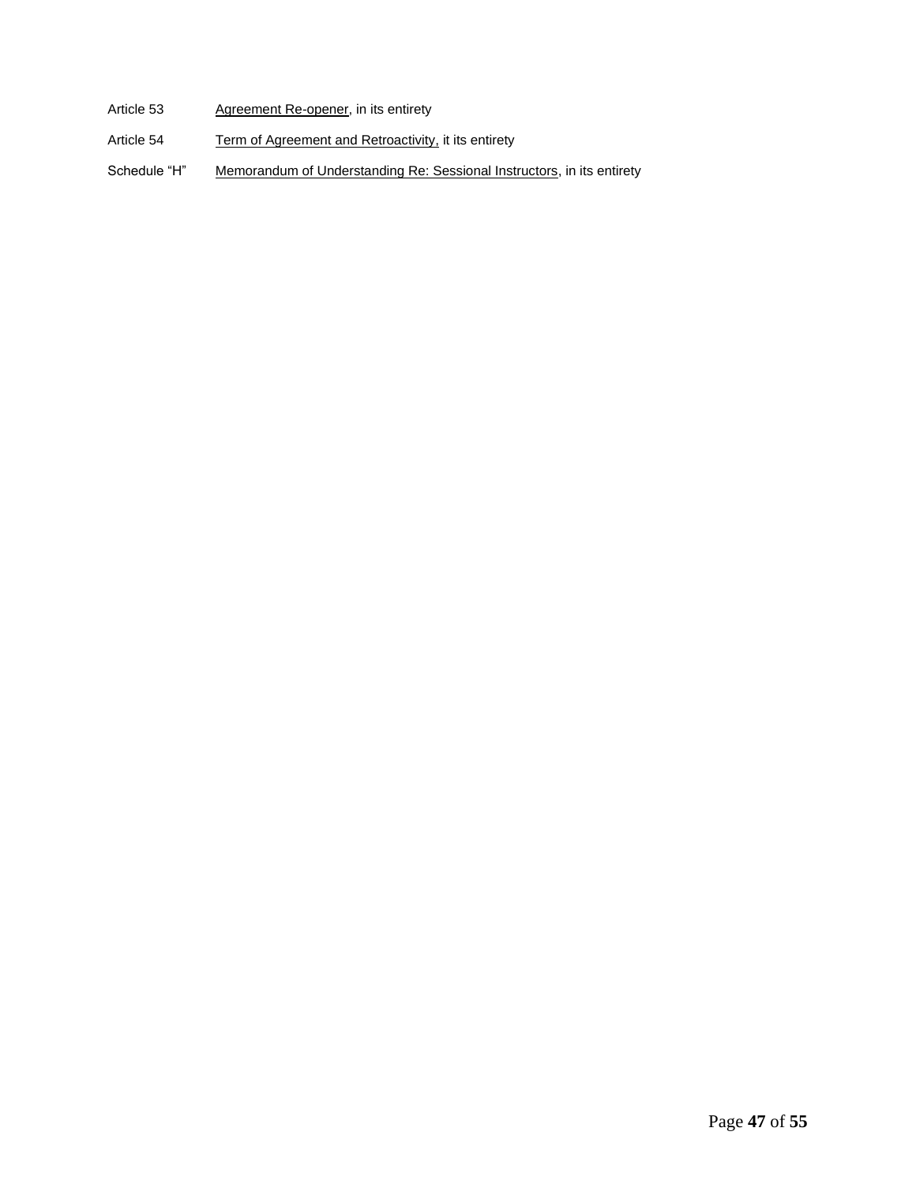Article 53 Agreement Re-opener, in its entirety

Article 54 Term of Agreement and Retroactivity, it its entirety

Schedule "H" Memorandum of Understanding Re: Sessional Instructors, in its entirety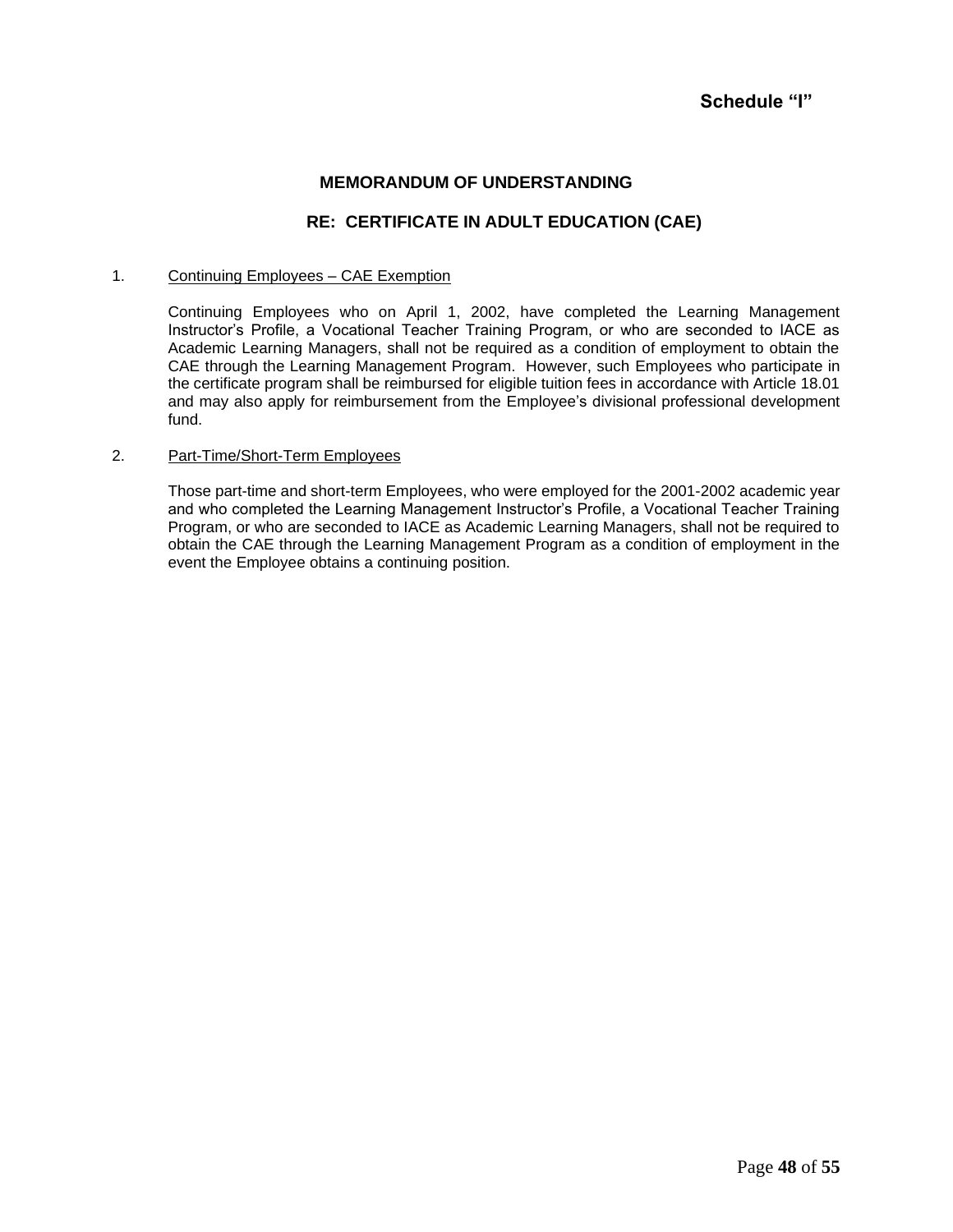**Schedule "I"**

## MEMORANDUM OF UNDERSTANDING

## RE: CERTIFICATE IN ADULT EDUCATION (CAE)

1. <u>Continuing Employees – CAE Exemption</u>

   Continuing Employees who on April 1, 2002, have completed the Learning Management Instructor's Profile, a Vocational Teacher Training Program, or who are seconded to IACE as Academic Learning Managers, shall not be required as a condition of employment to obtain the CAE through the Learning Management Program. However, such Employees who participate in the certificate program shall be reimbursed for eligible tuition fees in accordance with Article 18.01 and may also apply for reimbursement from the Employee's divisional professional development fund.

2. <u>Part-Time/Short-Term Employees</u>

   Those part-time and short-term Employees, who were employed for the 2001-2002 academic year and who completed the Learning Management Instructor's Profile, a Vocational Teacher Training Program, or who are seconded to IACE as Academic Learning Managers, shall not be required to obtain the CAE through the Learning Management Program as a condition of employment in the event the Employee obtains a continuing position.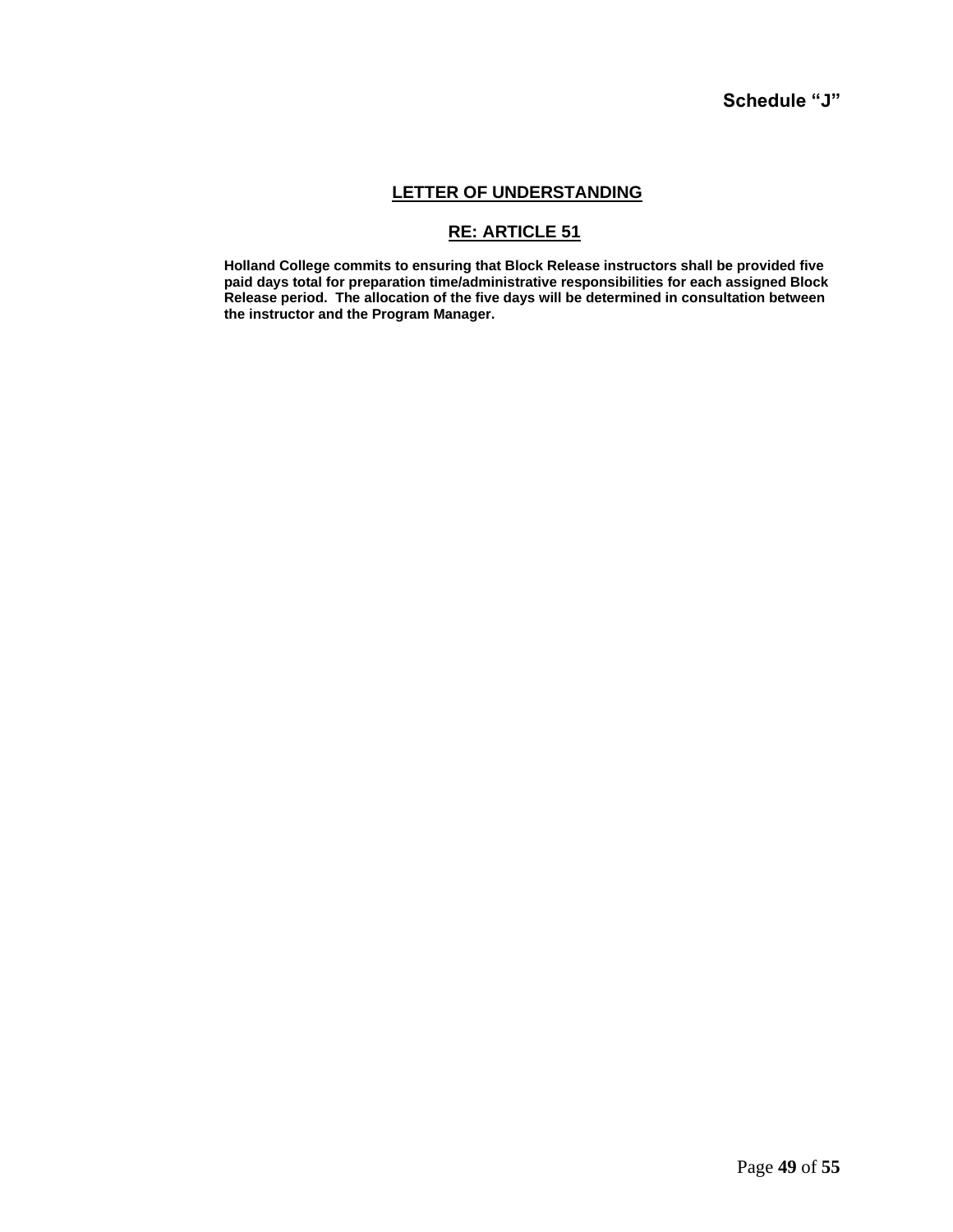**Schedule "J"**

## LETTER OF UNDERSTANDING

## RE: ARTICLE 51

**Holland College commits to ensuring that Block Release instructors shall be provided five paid days total for preparation time/administrative responsibilities for each assigned Block Release period. The allocation of the five days will be determined in consultation between the instructor and the Program Manager.**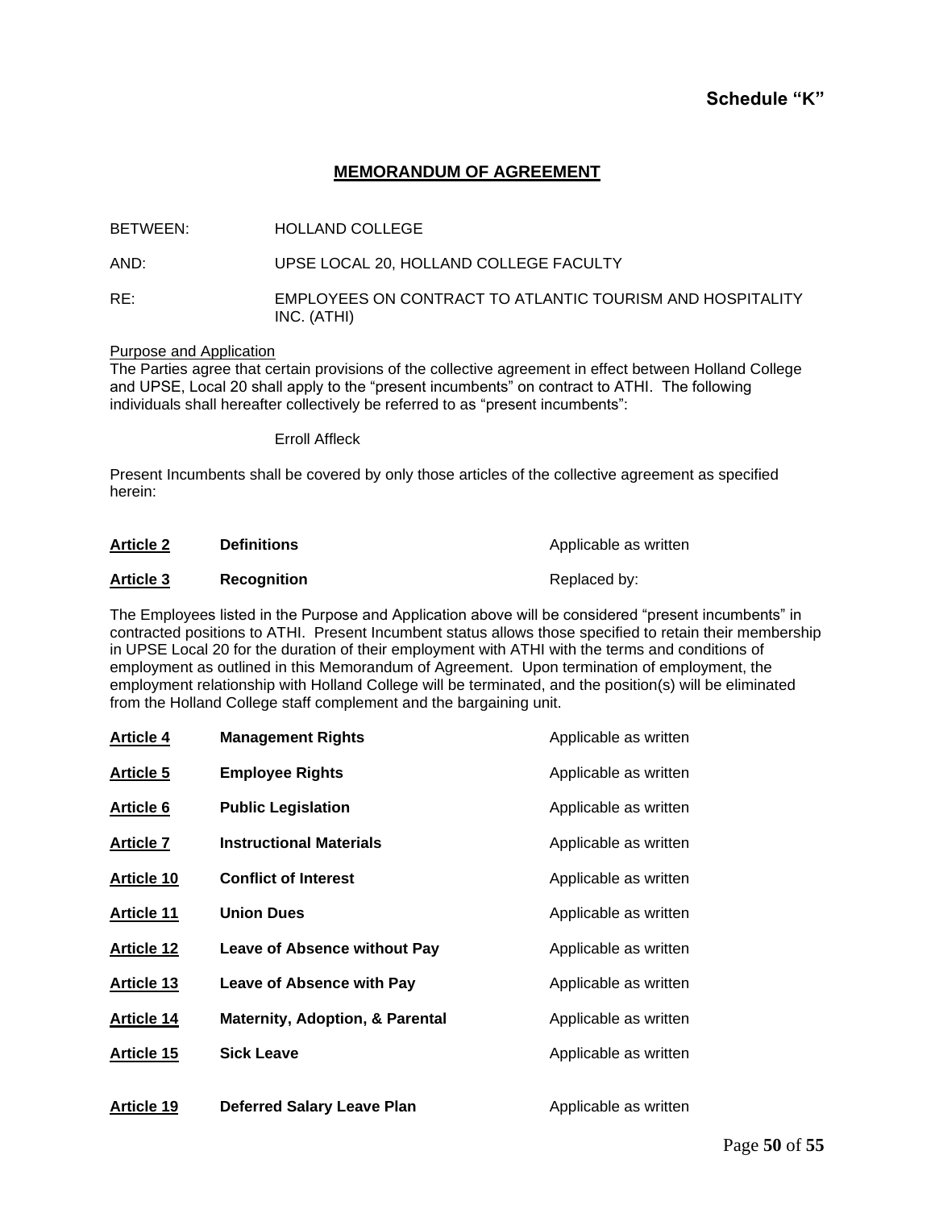**Schedule "K"**

# MEMORANDUM OF AGREEMENT

| | |
|---|---|
| BETWEEN: | HOLLAND COLLEGE |
| AND: | UPSE LOCAL 20, HOLLAND COLLEGE FACULTY |
| RE: | EMPLOYEES ON CONTRACT TO ATLANTIC TOURISM AND HOSPITALITY INC. (ATHI) |

Purpose and Application

The Parties agree that certain provisions of the collective agreement in effect between Holland College and UPSE, Local 20 shall apply to the "present incumbents" on contract to ATHI. The following individuals shall hereafter collectively be referred to as "present incumbents":

Erroll Affleck

Present Incumbents shall be covered by only those articles of the collective agreement as specified herein:

| | | |
|---|---|---|
| **Article 2** | **Definitions** | Applicable as written |
| **Article 3** | **Recognition** | Replaced by: |

The Employees listed in the Purpose and Application above will be considered "present incumbents" in contracted positions to ATHI. Present Incumbent status allows those specified to retain their membership in UPSE Local 20 for the duration of their employment with ATHI with the terms and conditions of employment as outlined in this Memorandum of Agreement. Upon termination of employment, the employment relationship with Holland College will be terminated, and the position(s) will be eliminated from the Holland College staff complement and the bargaining unit.

| | | |
|---|---|---|
| **Article 4** | **Management Rights** | Applicable as written |
| **Article 5** | **Employee Rights** | Applicable as written |
| **Article 6** | **Public Legislation** | Applicable as written |
| **Article 7** | **Instructional Materials** | Applicable as written |
| **Article 10** | **Conflict of Interest** | Applicable as written |
| **Article 11** | **Union Dues** | Applicable as written |
| **Article 12** | **Leave of Absence without Pay** | Applicable as written |
| **Article 13** | **Leave of Absence with Pay** | Applicable as written |
| **Article 14** | **Maternity, Adoption, & Parental** | Applicable as written |
| **Article 15** | **Sick Leave** | Applicable as written |
| **Article 19** | **Deferred Salary Leave Plan** | Applicable as written |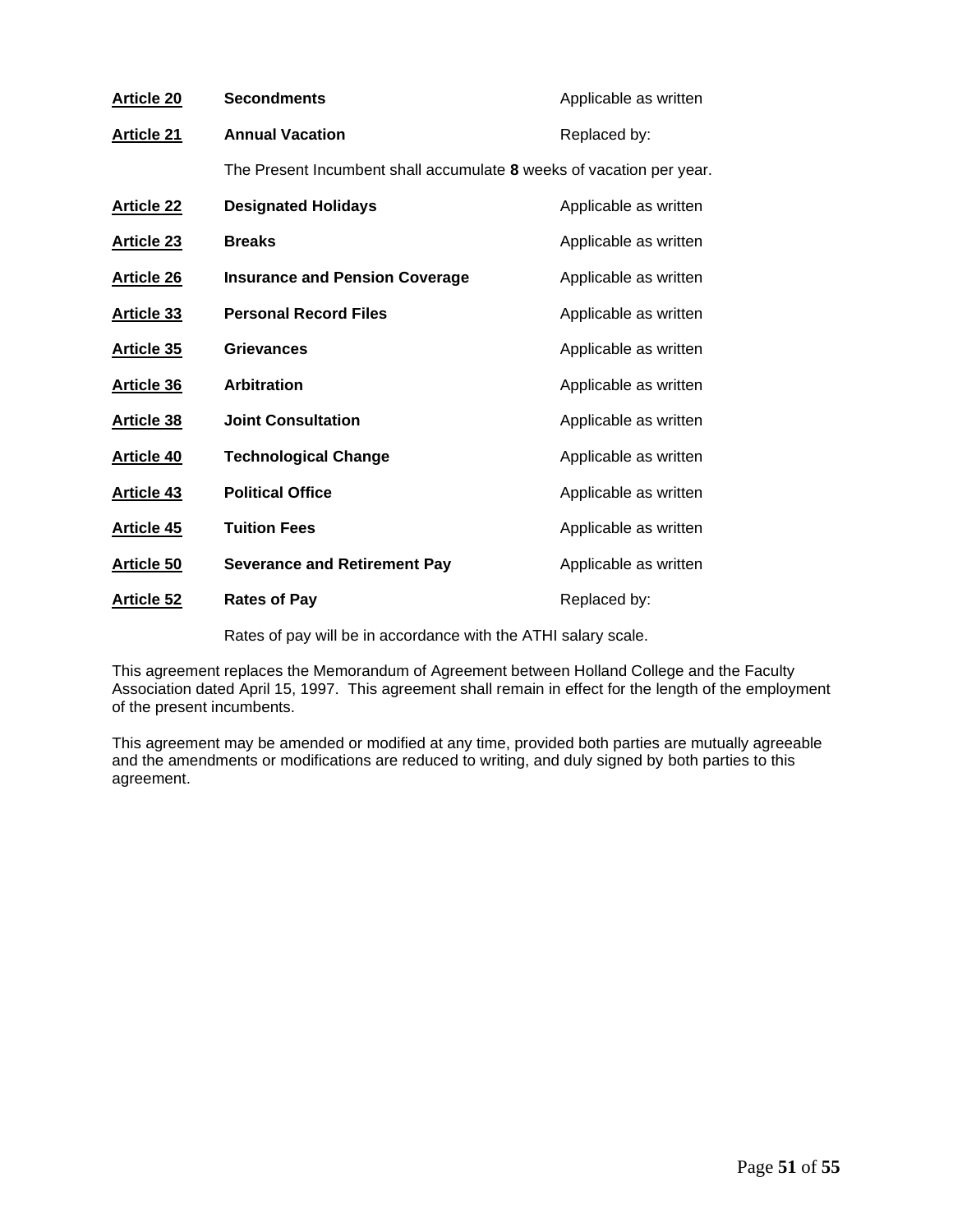| | | |
|---|---|---|
| **Article 20** | **Secondments** | Applicable as written |
| **Article 21** | **Annual Vacation** | Replaced by: |
| | The Present Incumbent shall accumulate **8** weeks of vacation per year. | |
| **Article 22** | **Designated Holidays** | Applicable as written |
| **Article 23** | **Breaks** | Applicable as written |
| **Article 26** | **Insurance and Pension Coverage** | Applicable as written |
| **Article 33** | **Personal Record Files** | Applicable as written |
| **Article 35** | **Grievances** | Applicable as written |
| **Article 36** | **Arbitration** | Applicable as written |
| **Article 38** | **Joint Consultation** | Applicable as written |
| **Article 40** | **Technological Change** | Applicable as written |
| **Article 43** | **Political Office** | Applicable as written |
| **Article 45** | **Tuition Fees** | Applicable as written |
| **Article 50** | **Severance and Retirement Pay** | Applicable as written |
| **Article 52** | **Rates of Pay** | Replaced by: |
| | Rates of pay will be in accordance with the ATHI salary scale. | |

This agreement replaces the Memorandum of Agreement between Holland College and the Faculty Association dated April 15, 1997. This agreement shall remain in effect for the length of the employment of the present incumbents.

This agreement may be amended or modified at any time, provided both parties are mutually agreeable and the amendments or modifications are reduced to writing, and duly signed by both parties to this agreement.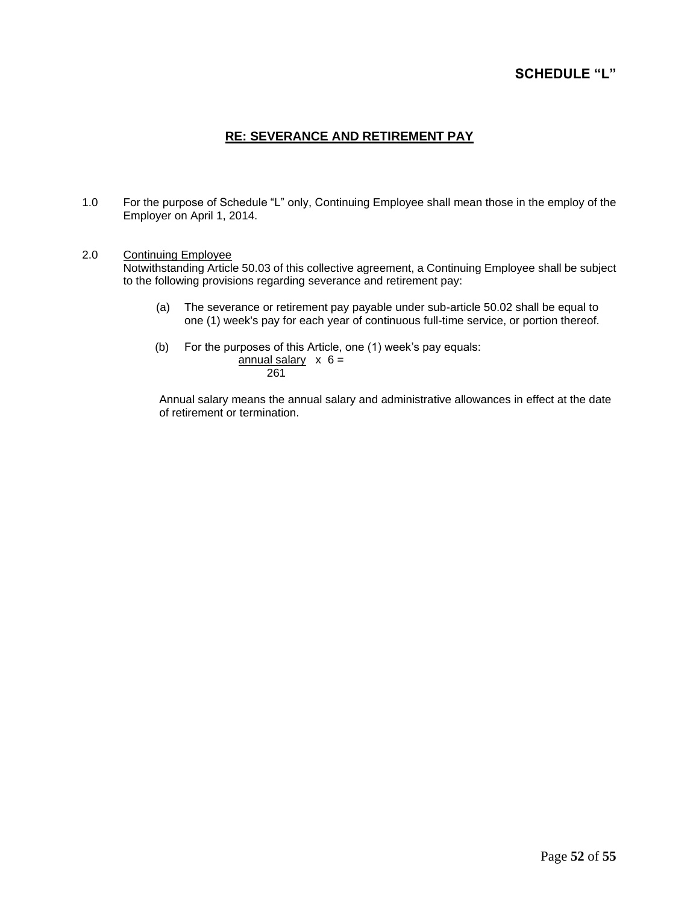# SCHEDULE "L"

## RE: SEVERANCE AND RETIREMENT PAY

1.0 For the purpose of Schedule "L" only, Continuing Employee shall mean those in the employ of the Employer on April 1, 2014.

2.0 Continuing Employee
Notwithstanding Article 50.03 of this collective agreement, a Continuing Employee shall be subject to the following provisions regarding severance and retirement pay:

(a) The severance or retirement pay payable under sub-article 50.02 shall be equal to one (1) week's pay for each year of continuous full-time service, or portion thereof.

(b) For the purposes of this Article, one (1) week's pay equals:

$$\frac{\text{annual salary}}{261} \times 6 =$$

Annual salary means the annual salary and administrative allowances in effect at the date of retirement or termination.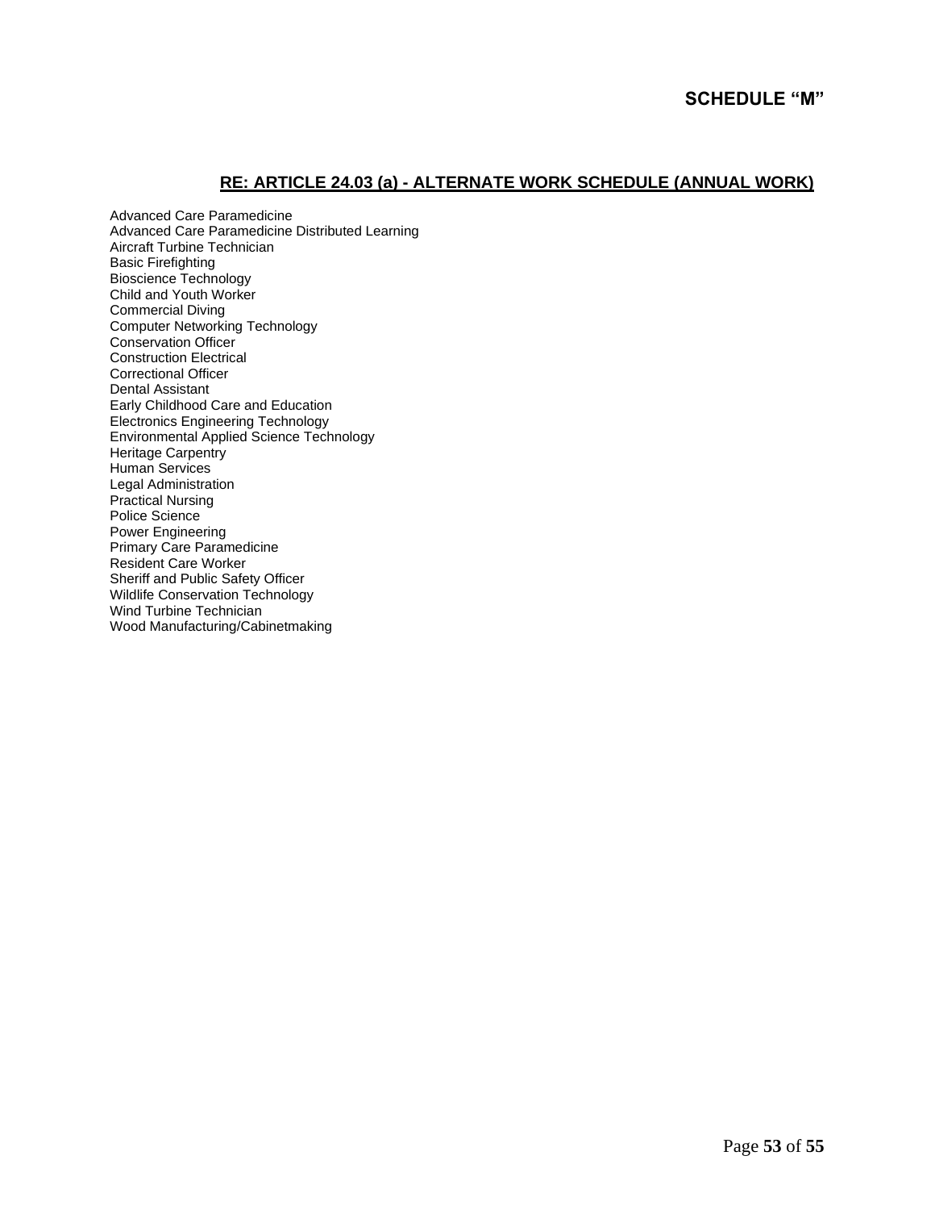# SCHEDULE "M"

## RE: ARTICLE 24.03 (a) - ALTERNATE WORK SCHEDULE (ANNUAL WORK)

Advanced Care Paramedicine
Advanced Care Paramedicine Distributed Learning
Aircraft Turbine Technician
Basic Firefighting
Bioscience Technology
Child and Youth Worker
Commercial Diving
Computer Networking Technology
Conservation Officer
Construction Electrical
Correctional Officer
Dental Assistant
Early Childhood Care and Education
Electronics Engineering Technology
Environmental Applied Science Technology
Heritage Carpentry
Human Services
Legal Administration
Practical Nursing
Police Science
Power Engineering
Primary Care Paramedicine
Resident Care Worker
Sheriff and Public Safety Officer
Wildlife Conservation Technology
Wind Turbine Technician
Wood Manufacturing/Cabinetmaking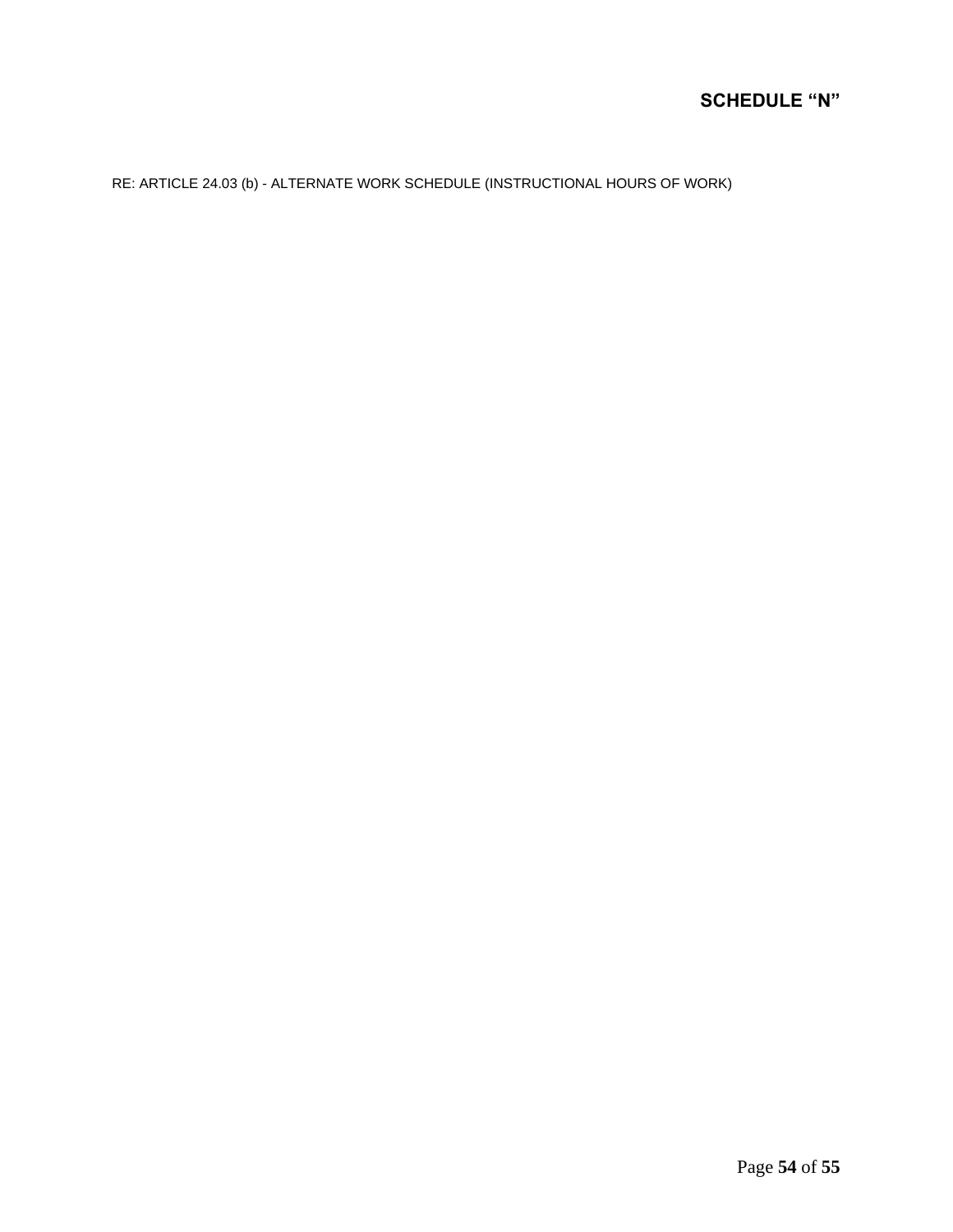# SCHEDULE “N”

RE: ARTICLE 24.03 (b) - ALTERNATE WORK SCHEDULE (INSTRUCTIONAL HOURS OF WORK)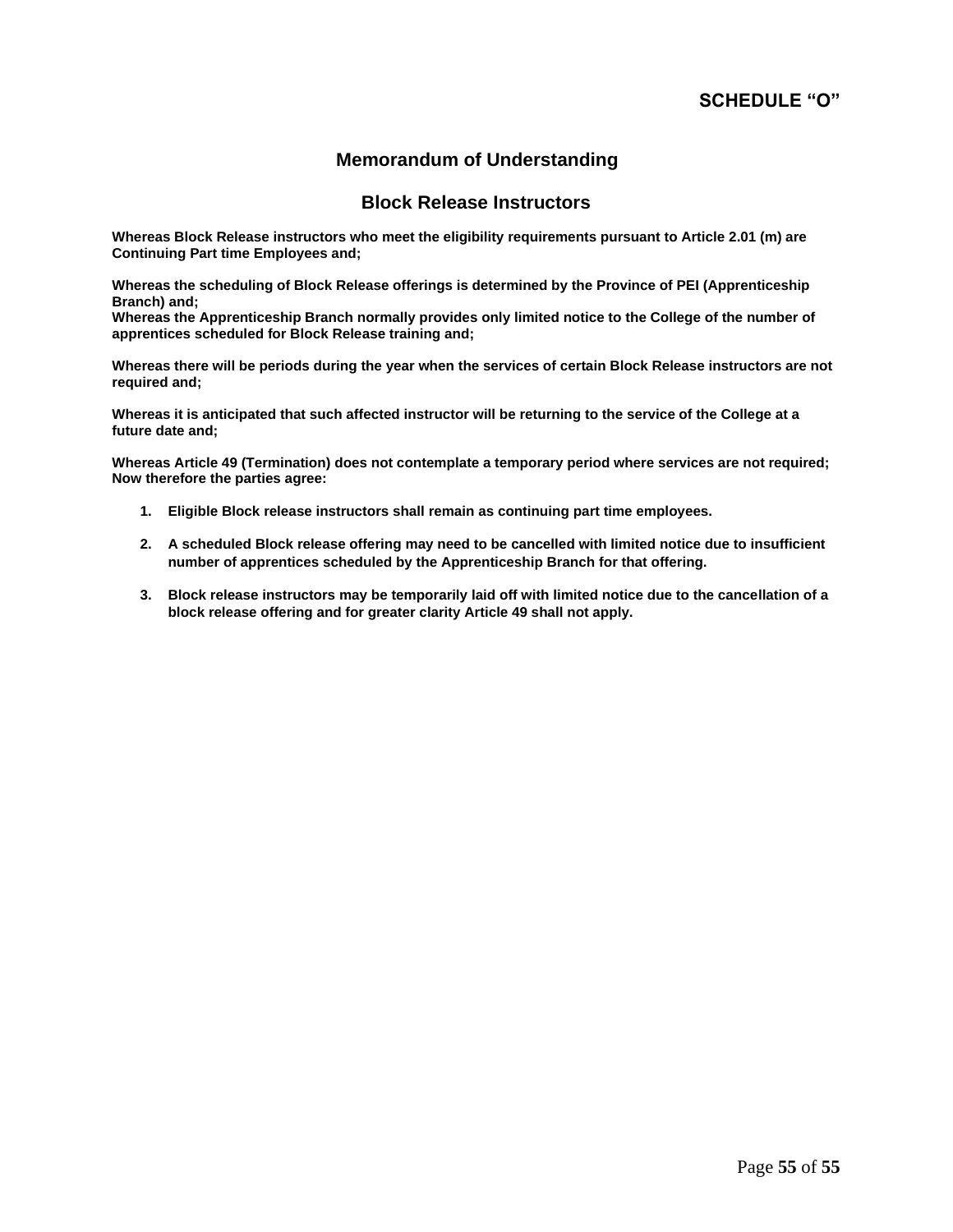# SCHEDULE "O"

## Memorandum of Understanding

## Block Release Instructors

**Whereas Block Release instructors who meet the eligibility requirements pursuant to Article 2.01 (m) are Continuing Part time Employees and;**

**Whereas the scheduling of Block Release offerings is determined by the Province of PEI (Apprenticeship Branch) and;**
**Whereas the Apprenticeship Branch normally provides only limited notice to the College of the number of apprentices scheduled for Block Release training and;**

**Whereas there will be periods during the year when the services of certain Block Release instructors are not required and;**

**Whereas it is anticipated that such affected instructor will be returning to the service of the College at a future date and;**

**Whereas Article 49 (Termination) does not contemplate a temporary period where services are not required;**
**Now therefore the parties agree:**

1. **Eligible Block release instructors shall remain as continuing part time employees.**

2. **A scheduled Block release offering may need to be cancelled with limited notice due to insufficient number of apprentices scheduled by the Apprenticeship Branch for that offering.**

3. **Block release instructors may be temporarily laid off with limited notice due to the cancellation of a block release offering and for greater clarity Article 49 shall not apply.**